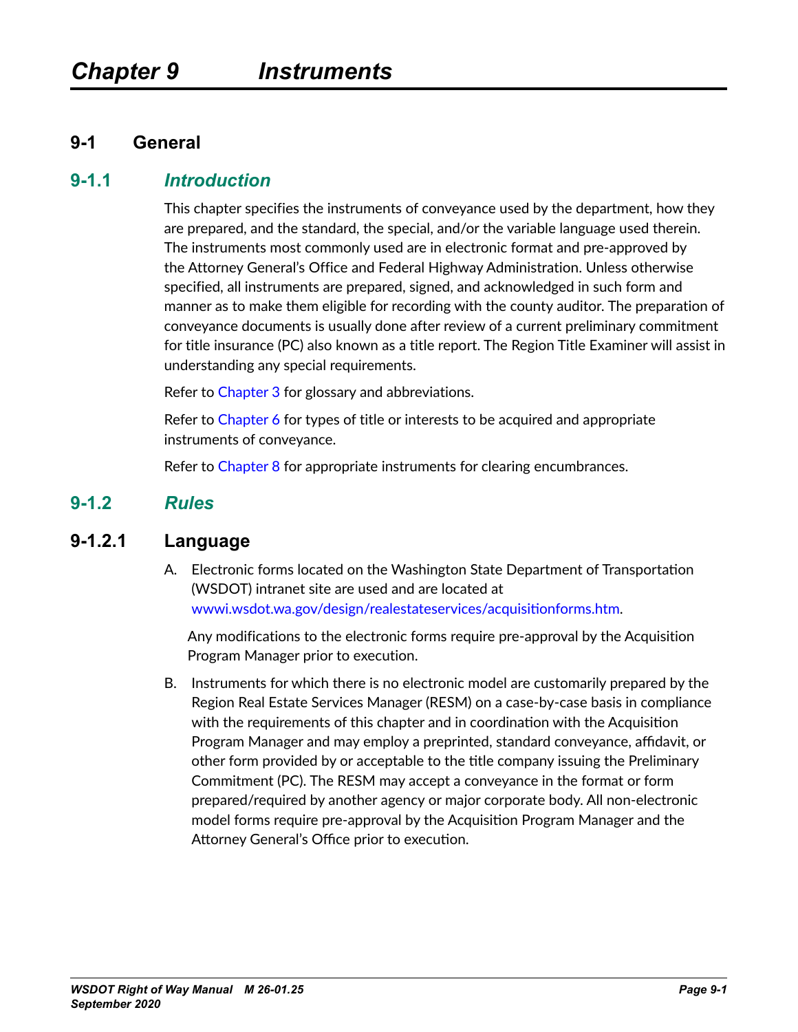# Chapter 9 Instruments

## 9-1 General

### 9-1.1 *Introduction*

This chapter specifies the instruments of conveyance used by the department, how they are prepared, and the standard, the special, and/or the variable language used therein. The instruments most commonly used are in electronic format and pre-approved by the Attorney General's Office and Federal Highway Administration. Unless otherwise specified, all instruments are prepared, signed, and acknowledged in such form and manner as to make them eligible for recording with the county auditor. The preparation of conveyance documents is usually done after review of a current preliminary commitment for title insurance (PC) also known as a title report. The Region Title Examiner will assist in understanding any special requirements.

Refer to Chapter 3 for glossary and abbreviations.

Refer to Chapter 6 for types of title or interests to be acquired and appropriate instruments of conveyance.

Refer to Chapter 8 for appropriate instruments for clearing encumbrances.

### 9-1.2 *Rules*

#### 9-1.2.1 Language

A. Electronic forms located on the Washington State Department of Transportation (WSDOT) intranet site are used and are located at wwwi.wsdot.wa.gov/design/realestateservices/acquisitionforms.htm.

   Any modifications to the electronic forms require pre-approval by the Acquisition Program Manager prior to execution.

B. Instruments for which there is no electronic model are customarily prepared by the Region Real Estate Services Manager (RESM) on a case-by-case basis in compliance with the requirements of this chapter and in coordination with the Acquisition Program Manager and may employ a preprinted, standard conveyance, affidavit, or other form provided by or acceptable to the title company issuing the Preliminary Commitment (PC). The RESM may accept a conveyance in the format or form prepared/required by another agency or major corporate body. All non-electronic model forms require pre-approval by the Acquisition Program Manager and the Attorney General's Office prior to execution.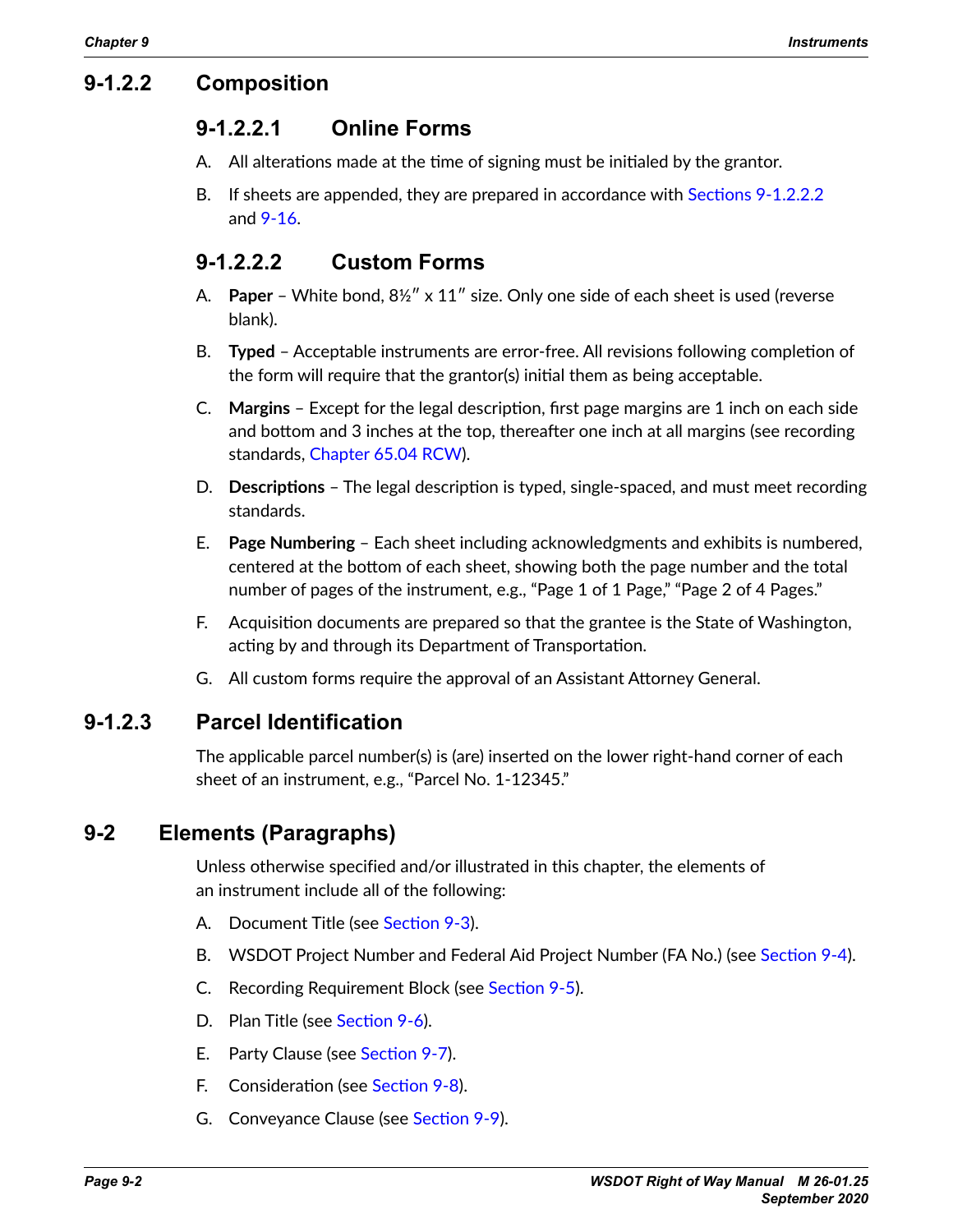### 9-1.2.2 Composition

#### 9-1.2.2.1 Online Forms

A. All alterations made at the time of signing must be initialed by the grantor.

B. If sheets are appended, they are prepared in accordance with Sections 9-1.2.2.2 and 9-16.

#### 9-1.2.2.2 Custom Forms

A. **Paper** – White bond, 8½″ x 11″ size. Only one side of each sheet is used (reverse blank).

B. **Typed** – Acceptable instruments are error-free. All revisions following completion of the form will require that the grantor(s) initial them as being acceptable.

C. **Margins** – Except for the legal description, first page margins are 1 inch on each side and bottom and 3 inches at the top, thereafter one inch at all margins (see recording standards, Chapter 65.04 RCW).

D. **Descriptions** – The legal description is typed, single-spaced, and must meet recording standards.

E. **Page Numbering** – Each sheet including acknowledgments and exhibits is numbered, centered at the bottom of each sheet, showing both the page number and the total number of pages of the instrument, e.g., "Page 1 of 1 Page," "Page 2 of 4 Pages."

F. Acquisition documents are prepared so that the grantee is the State of Washington, acting by and through its Department of Transportation.

G. All custom forms require the approval of an Assistant Attorney General.

### 9-1.2.3 Parcel Identification

The applicable parcel number(s) is (are) inserted on the lower right-hand corner of each sheet of an instrument, e.g., "Parcel No. 1-12345."

## 9-2 Elements (Paragraphs)

Unless otherwise specified and/or illustrated in this chapter, the elements of an instrument include all of the following:

A. Document Title (see Section 9-3).

B. WSDOT Project Number and Federal Aid Project Number (FA No.) (see Section 9-4).

C. Recording Requirement Block (see Section 9-5).

D. Plan Title (see Section 9-6).

E. Party Clause (see Section 9-7).

F. Consideration (see Section 9-8).

G. Conveyance Clause (see Section 9-9).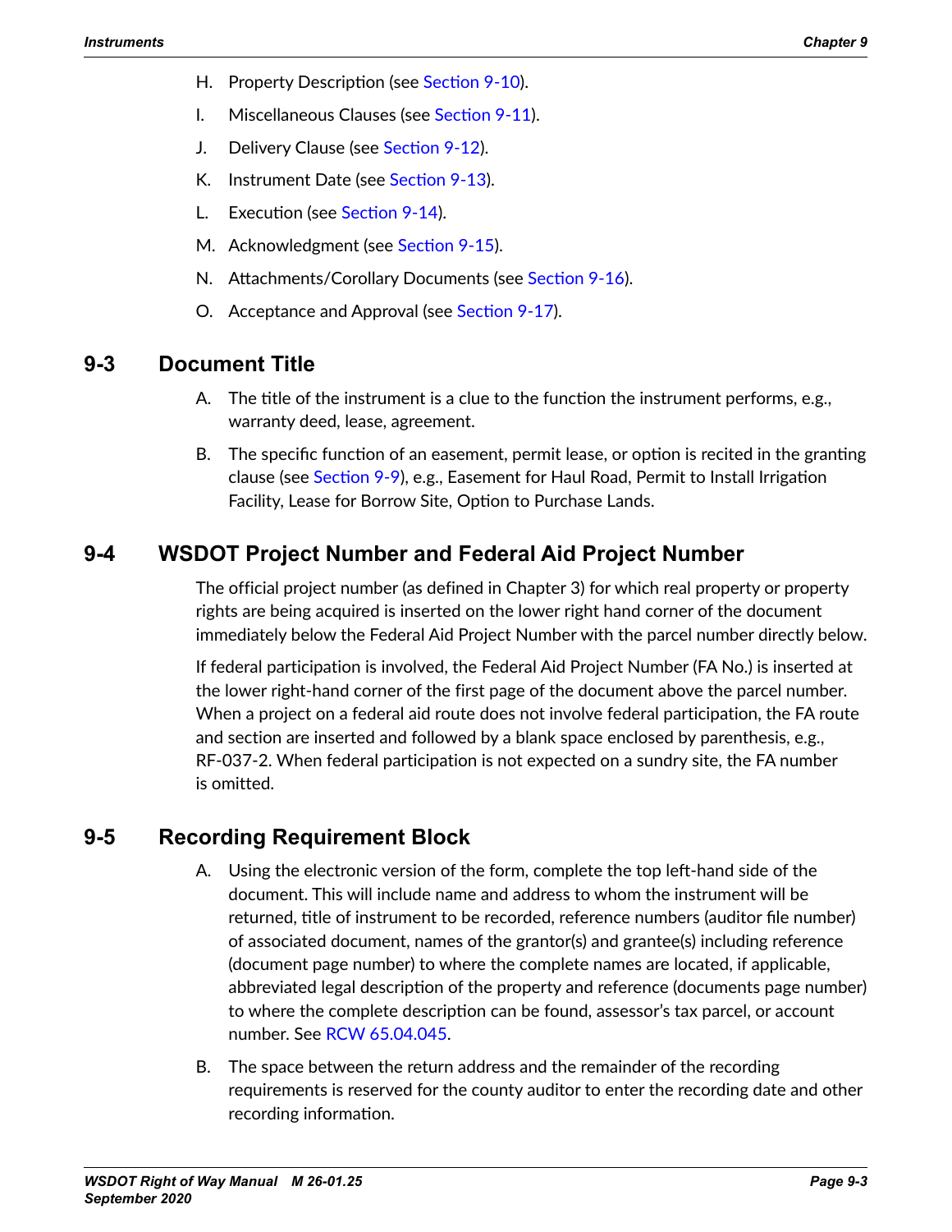H. Property Description (see Section 9-10).

I. Miscellaneous Clauses (see Section 9-11).

J. Delivery Clause (see Section 9-12).

K. Instrument Date (see Section 9-13).

L. Execution (see Section 9-14).

M. Acknowledgment (see Section 9-15).

N. Attachments/Corollary Documents (see Section 9-16).

O. Acceptance and Approval (see Section 9-17).

## 9-3 Document Title

A. The title of the instrument is a clue to the function the instrument performs, e.g., warranty deed, lease, agreement.

B. The specific function of an easement, permit lease, or option is recited in the granting clause (see Section 9-9), e.g., Easement for Haul Road, Permit to Install Irrigation Facility, Lease for Borrow Site, Option to Purchase Lands.

## 9-4 WSDOT Project Number and Federal Aid Project Number

The official project number (as defined in Chapter 3) for which real property or property rights are being acquired is inserted on the lower right hand corner of the document immediately below the Federal Aid Project Number with the parcel number directly below.

If federal participation is involved, the Federal Aid Project Number (FA No.) is inserted at the lower right-hand corner of the first page of the document above the parcel number. When a project on a federal aid route does not involve federal participation, the FA route and section are inserted and followed by a blank space enclosed by parenthesis, e.g., RF-037-2. When federal participation is not expected on a sundry site, the FA number is omitted.

## 9-5 Recording Requirement Block

A. Using the electronic version of the form, complete the top left-hand side of the document. This will include name and address to whom the instrument will be returned, title of instrument to be recorded, reference numbers (auditor file number) of associated document, names of the grantor(s) and grantee(s) including reference (document page number) to where the complete names are located, if applicable, abbreviated legal description of the property and reference (documents page number) to where the complete description can be found, assessor's tax parcel, or account number. See RCW 65.04.045.

B. The space between the return address and the remainder of the recording requirements is reserved for the county auditor to enter the recording date and other recording information.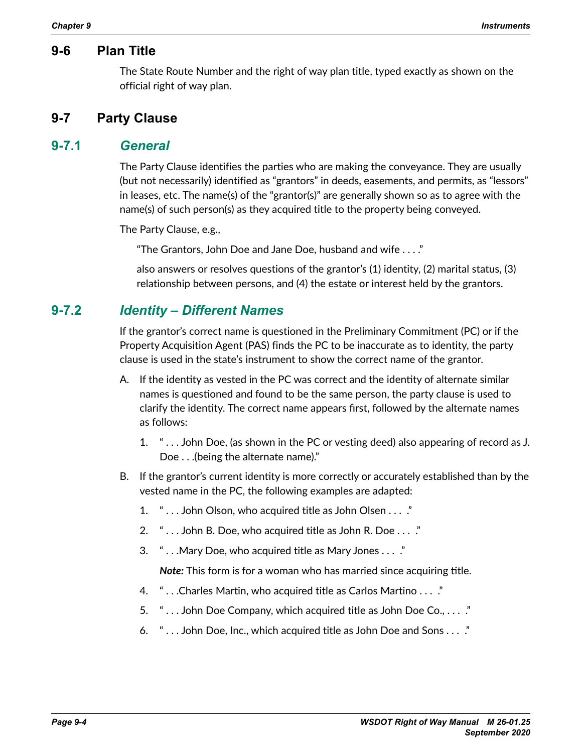## 9-6 Plan Title

The State Route Number and the right of way plan title, typed exactly as shown on the official right of way plan.

## 9-7 Party Clause

### 9-7.1 *General*

The Party Clause identifies the parties who are making the conveyance. They are usually (but not necessarily) identified as "grantors" in deeds, easements, and permits, as "lessors" in leases, etc. The name(s) of the "grantor(s)" are generally shown so as to agree with the name(s) of such person(s) as they acquired title to the property being conveyed.

The Party Clause, e.g.,

> "The Grantors, John Doe and Jane Doe, husband and wife . . . ."
>
> also answers or resolves questions of the grantor's (1) identity, (2) marital status, (3) relationship between persons, and (4) the estate or interest held by the grantors.

### 9-7.2 *Identity – Different Names*

If the grantor's correct name is questioned in the Preliminary Commitment (PC) or if the Property Acquisition Agent (PAS) finds the PC to be inaccurate as to identity, the party clause is used in the state's instrument to show the correct name of the grantor.

A. If the identity as vested in the PC was correct and the identity of alternate similar names is questioned and found to be the same person, the party clause is used to clarify the identity. The correct name appears first, followed by the alternate names as follows:

   1. " . . . John Doe, (as shown in the PC or vesting deed) also appearing of record as J. Doe . . .(being the alternate name)."

B. If the grantor's current identity is more correctly or accurately established than by the vested name in the PC, the following examples are adapted:

   1. " . . . John Olson, who acquired title as John Olsen . . . ."
   2. " . . . John B. Doe, who acquired title as John R. Doe . . . ."
   3. " . . .Mary Doe, who acquired title as Mary Jones . . . ."

      ***Note:*** This form is for a woman who has married since acquiring title.

   4. " . . .Charles Martin, who acquired title as Carlos Martino . . . ."
   5. " . . . John Doe Company, which acquired title as John Doe Co., . . . ."
   6. " . . . John Doe, Inc., which acquired title as John Doe and Sons . . . ."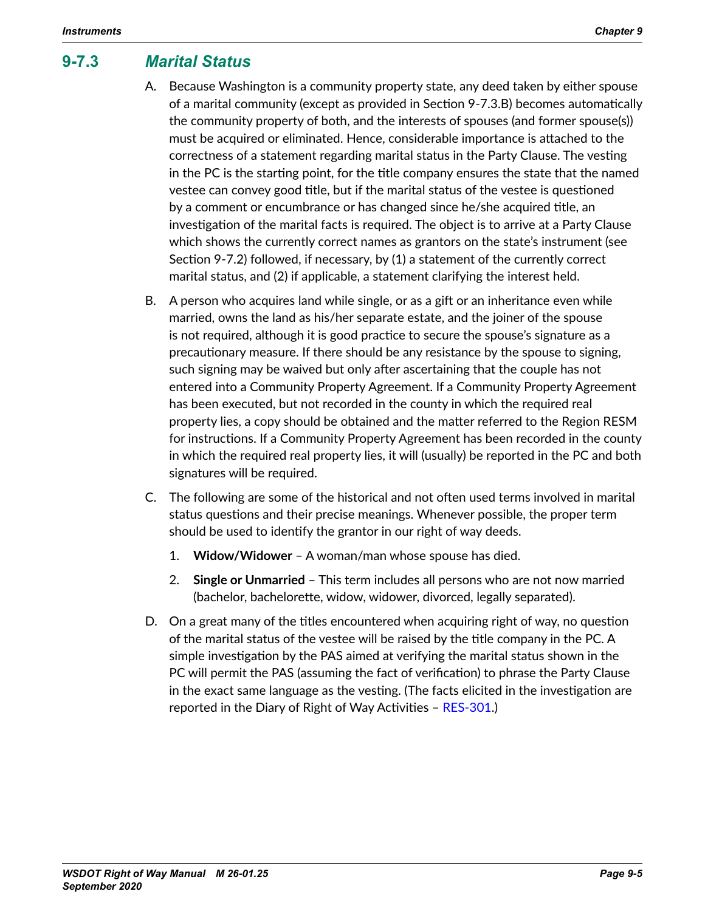### 9-7.3 *Marital Status*

A. Because Washington is a community property state, any deed taken by either spouse of a marital community (except as provided in Section 9-7.3.B) becomes automatically the community property of both, and the interests of spouses (and former spouse(s)) must be acquired or eliminated. Hence, considerable importance is attached to the correctness of a statement regarding marital status in the Party Clause. The vesting in the PC is the starting point, for the title company ensures the state that the named vestee can convey good title, but if the marital status of the vestee is questioned by a comment or encumbrance or has changed since he/she acquired title, an investigation of the marital facts is required. The object is to arrive at a Party Clause which shows the currently correct names as grantors on the state's instrument (see Section 9-7.2) followed, if necessary, by (1) a statement of the currently correct marital status, and (2) if applicable, a statement clarifying the interest held.

B. A person who acquires land while single, or as a gift or an inheritance even while married, owns the land as his/her separate estate, and the joiner of the spouse is not required, although it is good practice to secure the spouse's signature as a precautionary measure. If there should be any resistance by the spouse to signing, such signing may be waived but only after ascertaining that the couple has not entered into a Community Property Agreement. If a Community Property Agreement has been executed, but not recorded in the county in which the required real property lies, a copy should be obtained and the matter referred to the Region RESM for instructions. If a Community Property Agreement has been recorded in the county in which the required real property lies, it will (usually) be reported in the PC and both signatures will be required.

C. The following are some of the historical and not often used terms involved in marital status questions and their precise meanings. Whenever possible, the proper term should be used to identify the grantor in our right of way deeds.

   1. **Widow/Widower** – A woman/man whose spouse has died.

   2. **Single or Unmarried** – This term includes all persons who are not now married (bachelor, bachelorette, widow, widower, divorced, legally separated).

D. On a great many of the titles encountered when acquiring right of way, no question of the marital status of the vestee will be raised by the title company in the PC. A simple investigation by the PAS aimed at verifying the marital status shown in the PC will permit the PAS (assuming the fact of verification) to phrase the Party Clause in the exact same language as the vesting. (The facts elicited in the investigation are reported in the Diary of Right of Way Activities – RES-301.)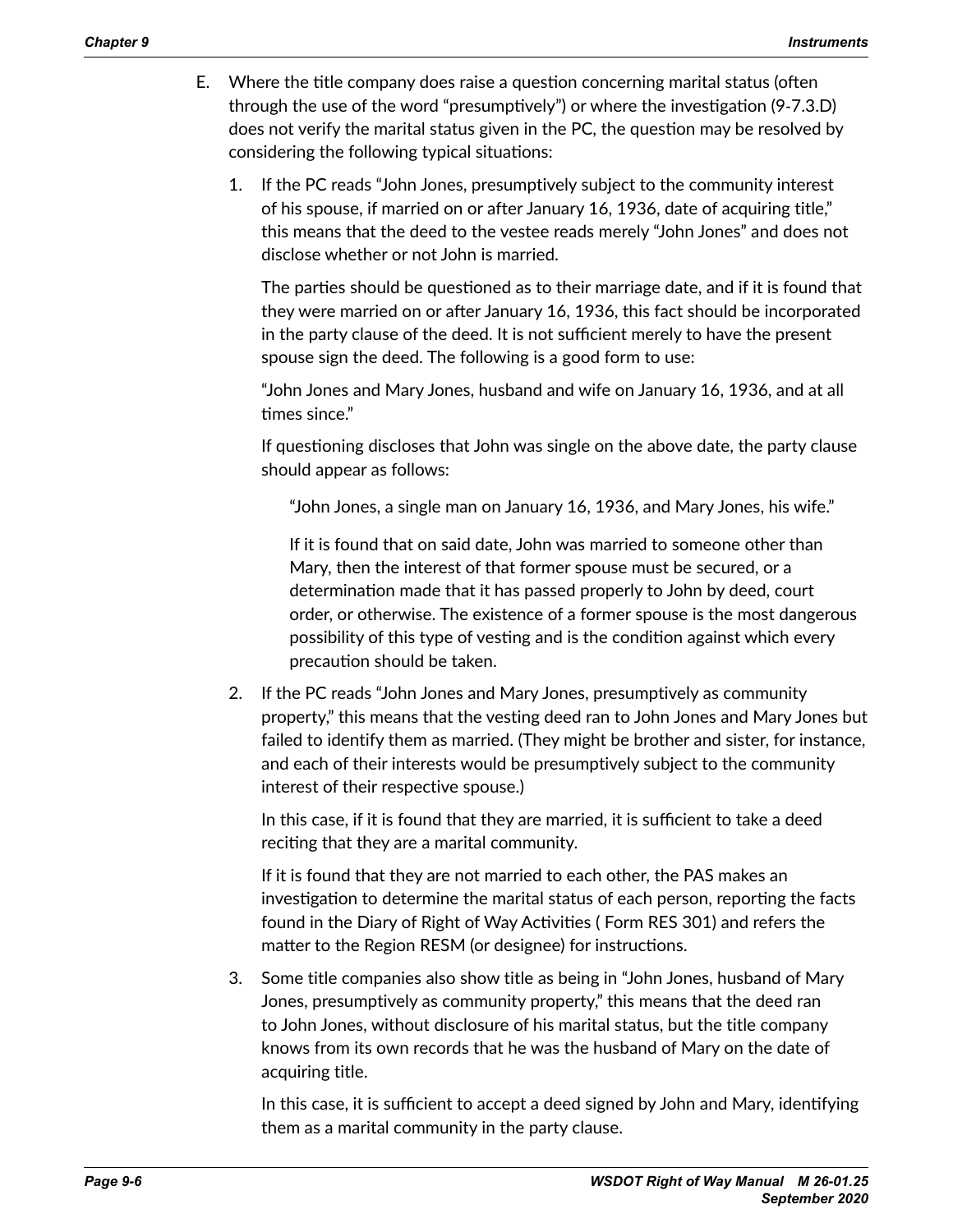E. Where the title company does raise a question concerning marital status (often through the use of the word "presumptively") or where the investigation (9-7.3.D) does not verify the marital status given in the PC, the question may be resolved by considering the following typical situations:

   1. If the PC reads "John Jones, presumptively subject to the community interest of his spouse, if married on or after January 16, 1936, date of acquiring title," this means that the deed to the vestee reads merely "John Jones" and does not disclose whether or not John is married.

      The parties should be questioned as to their marriage date, and if it is found that they were married on or after January 16, 1936, this fact should be incorporated in the party clause of the deed. It is not sufficient merely to have the present spouse sign the deed. The following is a good form to use:

      "John Jones and Mary Jones, husband and wife on January 16, 1936, and at all times since."

      If questioning discloses that John was single on the above date, the party clause should appear as follows:

      > "John Jones, a single man on January 16, 1936, and Mary Jones, his wife."
      >
      > If it is found that on said date, John was married to someone other than Mary, then the interest of that former spouse must be secured, or a determination made that it has passed properly to John by deed, court order, or otherwise. The existence of a former spouse is the most dangerous possibility of this type of vesting and is the condition against which every precaution should be taken.

   2. If the PC reads "John Jones and Mary Jones, presumptively as community property," this means that the vesting deed ran to John Jones and Mary Jones but failed to identify them as married. (They might be brother and sister, for instance, and each of their interests would be presumptively subject to the community interest of their respective spouse.)

      In this case, if it is found that they are married, it is sufficient to take a deed reciting that they are a marital community.

      If it is found that they are not married to each other, the PAS makes an investigation to determine the marital status of each person, reporting the facts found in the Diary of Right of Way Activities ( Form RES 301) and refers the matter to the Region RESM (or designee) for instructions.

   3. Some title companies also show title as being in "John Jones, husband of Mary Jones, presumptively as community property," this means that the deed ran to John Jones, without disclosure of his marital status, but the title company knows from its own records that he was the husband of Mary on the date of acquiring title.

      In this case, it is sufficient to accept a deed signed by John and Mary, identifying them as a marital community in the party clause.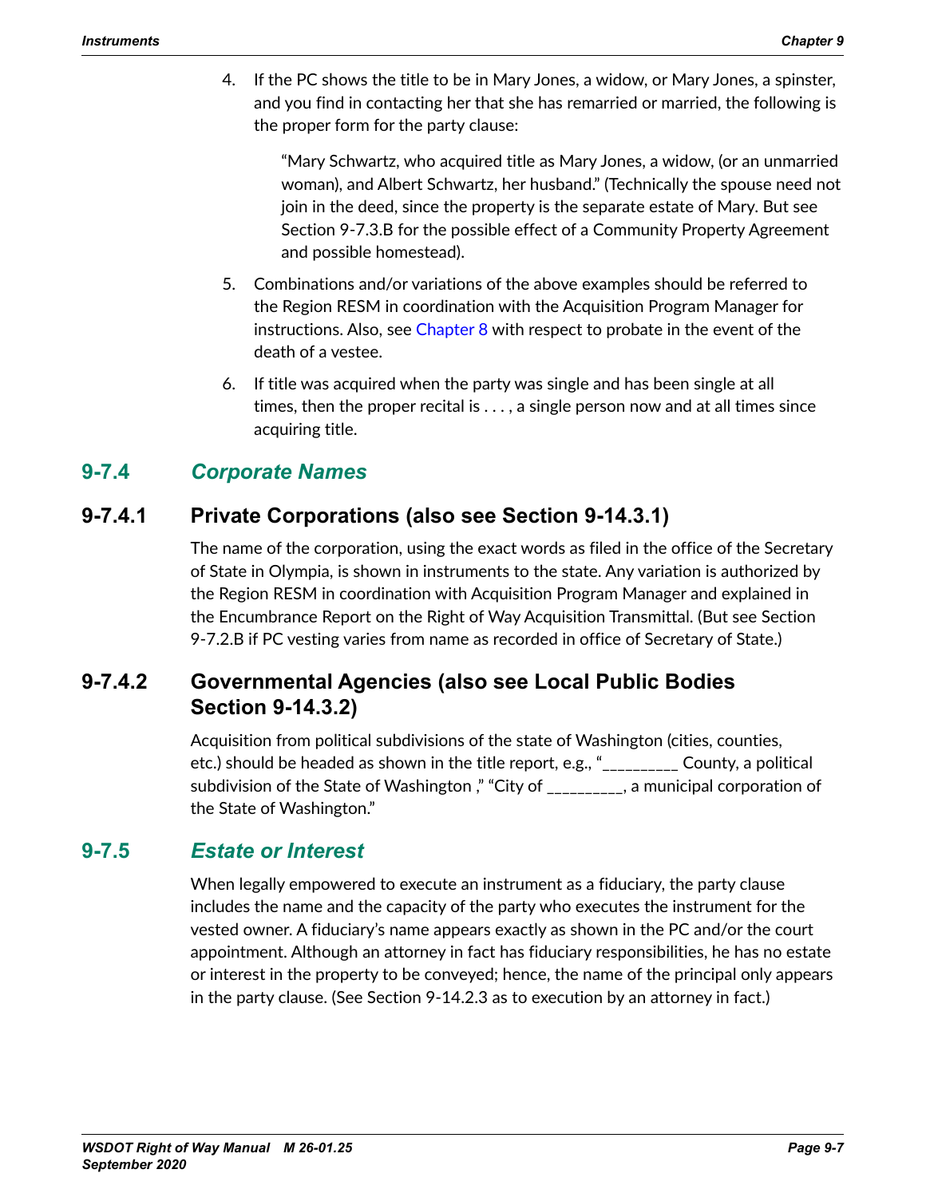4. If the PC shows the title to be in Mary Jones, a widow, or Mary Jones, a spinster, and you find in contacting her that she has remarried or married, the following is the proper form for the party clause:

   "Mary Schwartz, who acquired title as Mary Jones, a widow, (or an unmarried woman), and Albert Schwartz, her husband." (Technically the spouse need not join in the deed, since the property is the separate estate of Mary. But see Section 9-7.3.B for the possible effect of a Community Property Agreement and possible homestead).

5. Combinations and/or variations of the above examples should be referred to the Region RESM in coordination with the Acquisition Program Manager for instructions. Also, see Chapter 8 with respect to probate in the event of the death of a vestee.

6. If title was acquired when the party was single and has been single at all times, then the proper recital is . . . , a single person now and at all times since acquiring title.

## 9-7.4 *Corporate Names*

### 9-7.4.1 Private Corporations (also see Section 9-14.3.1)

The name of the corporation, using the exact words as filed in the office of the Secretary of State in Olympia, is shown in instruments to the state. Any variation is authorized by the Region RESM in coordination with Acquisition Program Manager and explained in the Encumbrance Report on the Right of Way Acquisition Transmittal. (But see Section 9-7.2.B if PC vesting varies from name as recorded in office of Secretary of State.)

### 9-7.4.2 Governmental Agencies (also see Local Public Bodies Section 9-14.3.2)

Acquisition from political subdivisions of the state of Washington (cities, counties, etc.) should be headed as shown in the title report, e.g., "_________ County, a political subdivision of the State of Washington ," "City of _________, a municipal corporation of the State of Washington."

## 9-7.5 *Estate or Interest*

When legally empowered to execute an instrument as a fiduciary, the party clause includes the name and the capacity of the party who executes the instrument for the vested owner. A fiduciary's name appears exactly as shown in the PC and/or the court appointment. Although an attorney in fact has fiduciary responsibilities, he has no estate or interest in the property to be conveyed; hence, the name of the principal only appears in the party clause. (See Section 9-14.2.3 as to execution by an attorney in fact.)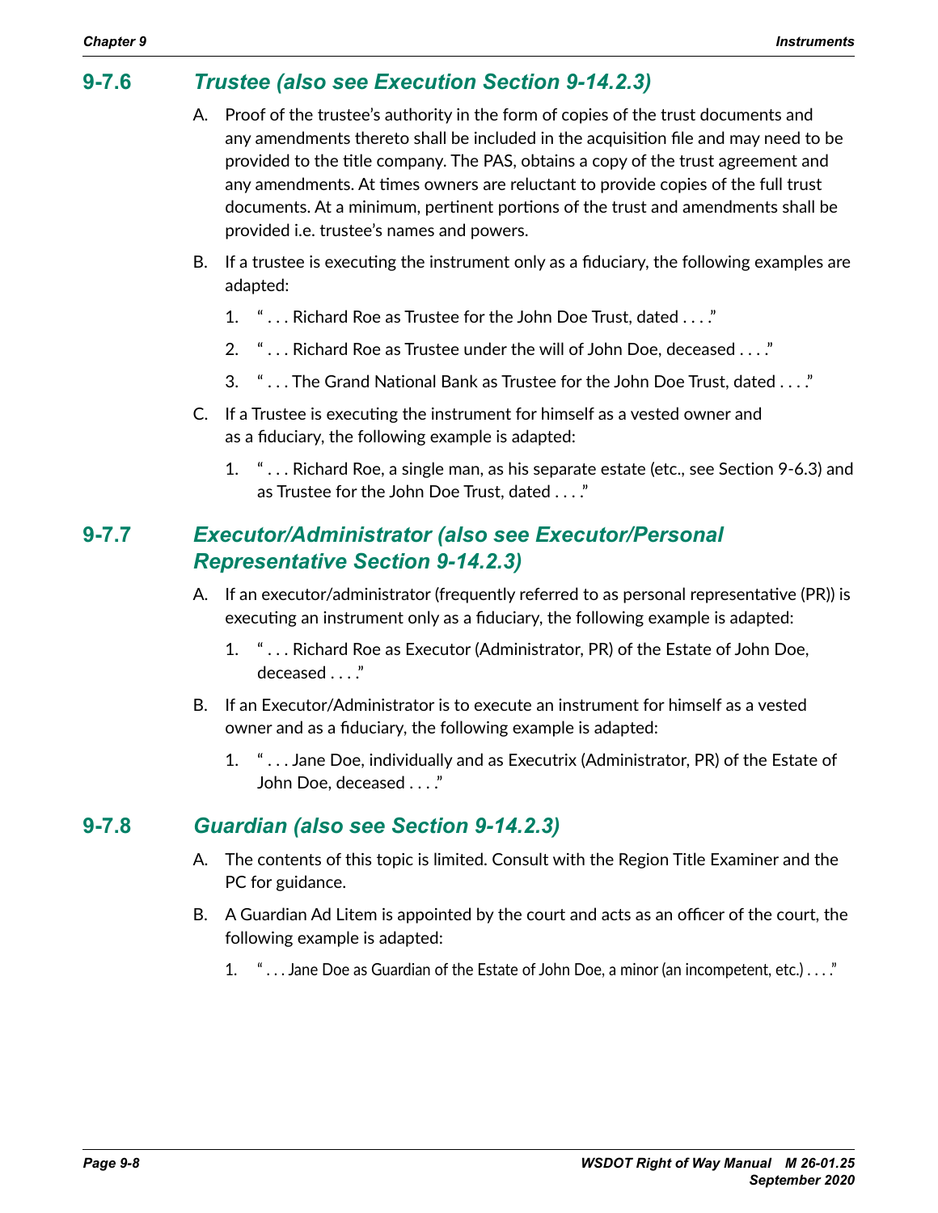## 9-7.6 *Trustee (also see Execution Section 9-14.2.3)*

A. Proof of the trustee's authority in the form of copies of the trust documents and any amendments thereto shall be included in the acquisition file and may need to be provided to the title company. The PAS, obtains a copy of the trust agreement and any amendments. At times owners are reluctant to provide copies of the full trust documents. At a minimum, pertinent portions of the trust and amendments shall be provided i.e. trustee's names and powers.

B. If a trustee is executing the instrument only as a fiduciary, the following examples are adapted:

   1. " . . . Richard Roe as Trustee for the John Doe Trust, dated . . . ."
   2. " . . . Richard Roe as Trustee under the will of John Doe, deceased . . . ."
   3. " . . . The Grand National Bank as Trustee for the John Doe Trust, dated . . . ."

C. If a Trustee is executing the instrument for himself as a vested owner and as a fiduciary, the following example is adapted:

   1. " . . . Richard Roe, a single man, as his separate estate (etc., see Section 9-6.3) and as Trustee for the John Doe Trust, dated . . . ."

## 9-7.7 *Executor/Administrator (also see Executor/Personal Representative Section 9-14.2.3)*

A. If an executor/administrator (frequently referred to as personal representative (PR)) is executing an instrument only as a fiduciary, the following example is adapted:

   1. " . . . Richard Roe as Executor (Administrator, PR) of the Estate of John Doe, deceased . . . ."

B. If an Executor/Administrator is to execute an instrument for himself as a vested owner and as a fiduciary, the following example is adapted:

   1. " . . . Jane Doe, individually and as Executrix (Administrator, PR) of the Estate of John Doe, deceased . . . ."

## 9-7.8 *Guardian (also see Section 9-14.2.3)*

A. The contents of this topic is limited. Consult with the Region Title Examiner and the PC for guidance.

B. A Guardian Ad Litem is appointed by the court and acts as an officer of the court, the following example is adapted:

   1. " . . . Jane Doe as Guardian of the Estate of John Doe, a minor (an incompetent, etc.) . . . ."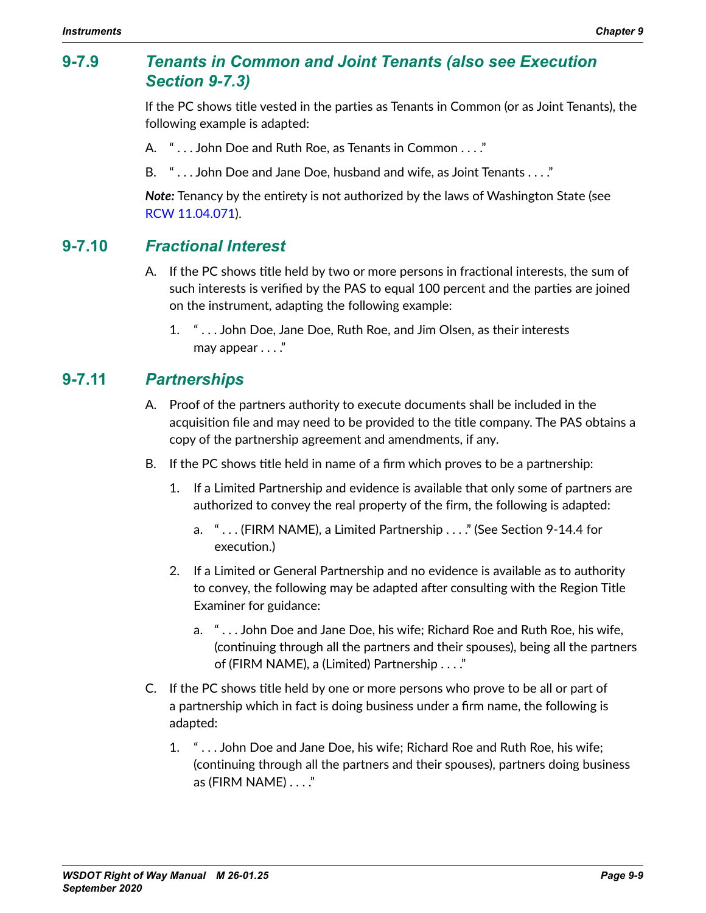## 9-7.9 Tenants in Common and Joint Tenants (also see Execution Section 9-7.3)

If the PC shows title vested in the parties as Tenants in Common (or as Joint Tenants), the following example is adapted:

A. " . . . John Doe and Ruth Roe, as Tenants in Common . . . ."

B. " . . . John Doe and Jane Doe, husband and wife, as Joint Tenants . . . ."

***Note:*** Tenancy by the entirety is not authorized by the laws of Washington State (see RCW 11.04.071).

## 9-7.10 Fractional Interest

A. If the PC shows title held by two or more persons in fractional interests, the sum of such interests is verified by the PAS to equal 100 percent and the parties are joined on the instrument, adapting the following example:

   1. " . . . John Doe, Jane Doe, Ruth Roe, and Jim Olsen, as their interests may appear . . . ."

## 9-7.11 Partnerships

A. Proof of the partners authority to execute documents shall be included in the acquisition file and may need to be provided to the title company. The PAS obtains a copy of the partnership agreement and amendments, if any.

B. If the PC shows title held in name of a firm which proves to be a partnership:

   1. If a Limited Partnership and evidence is available that only some of partners are authorized to convey the real property of the firm, the following is adapted:

      a. " . . . (FIRM NAME), a Limited Partnership . . . ." (See Section 9-14.4 for execution.)

   2. If a Limited or General Partnership and no evidence is available as to authority to convey, the following may be adapted after consulting with the Region Title Examiner for guidance:

      a. " . . . John Doe and Jane Doe, his wife; Richard Roe and Ruth Roe, his wife, (continuing through all the partners and their spouses), being all the partners of (FIRM NAME), a (Limited) Partnership . . . ."

C. If the PC shows title held by one or more persons who prove to be all or part of a partnership which in fact is doing business under a firm name, the following is adapted:

   1. " . . . John Doe and Jane Doe, his wife; Richard Roe and Ruth Roe, his wife; (continuing through all the partners and their spouses), partners doing business as (FIRM NAME) . . . ."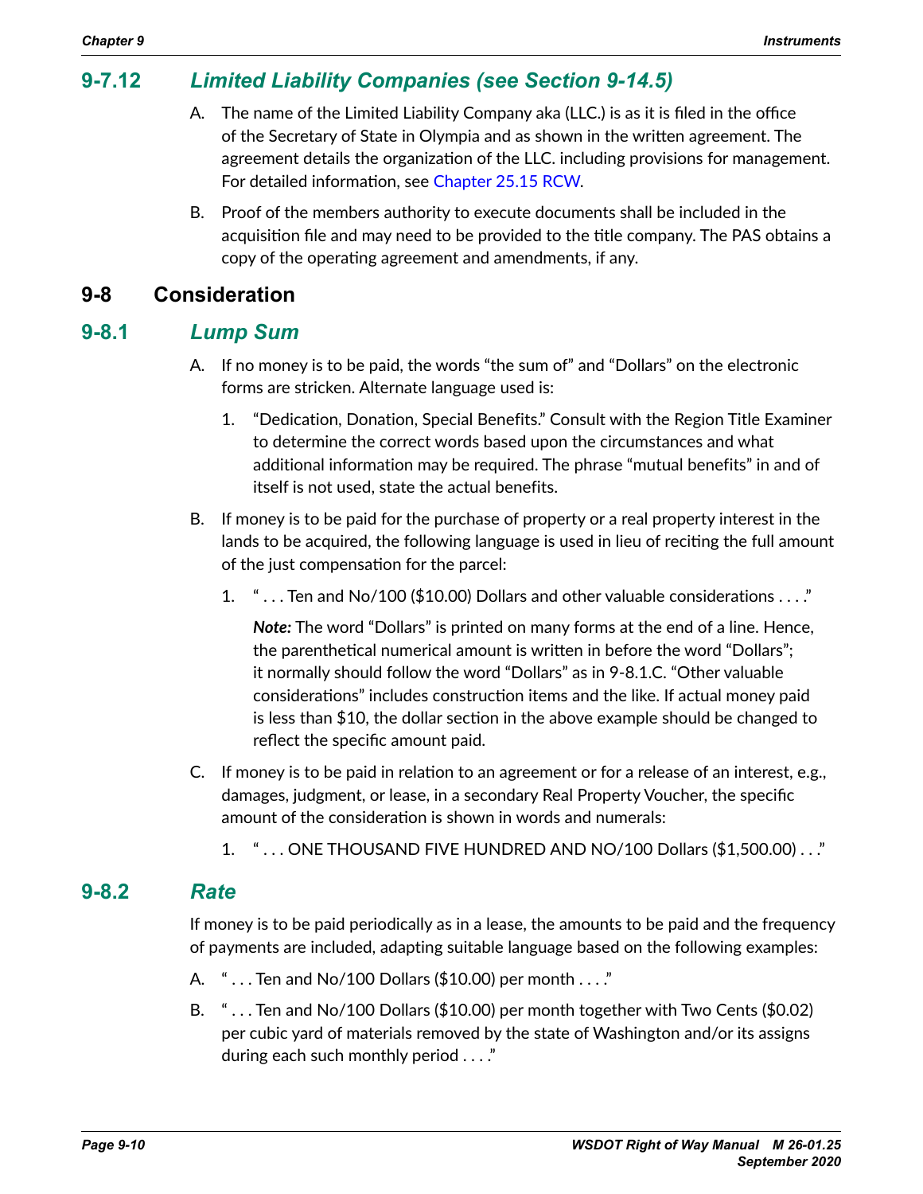### 9-7.12 *Limited Liability Companies (see Section 9-14.5)*

A. The name of the Limited Liability Company aka (LLC.) is as it is filed in the office of the Secretary of State in Olympia and as shown in the written agreement. The agreement details the organization of the LLC. including provisions for management. For detailed information, see Chapter 25.15 RCW.

B. Proof of the members authority to execute documents shall be included in the acquisition file and may need to be provided to the title company. The PAS obtains a copy of the operating agreement and amendments, if any.

## 9-8 Consideration

### 9-8.1 *Lump Sum*

A. If no money is to be paid, the words "the sum of" and "Dollars" on the electronic forms are stricken. Alternate language used is:

   1. "Dedication, Donation, Special Benefits." Consult with the Region Title Examiner to determine the correct words based upon the circumstances and what additional information may be required. The phrase "mutual benefits" in and of itself is not used, state the actual benefits.

B. If money is to be paid for the purchase of property or a real property interest in the lands to be acquired, the following language is used in lieu of reciting the full amount of the just compensation for the parcel:

   1. " . . . Ten and No/100 ($10.00) Dollars and other valuable considerations . . . ."

      ***Note:*** The word "Dollars" is printed on many forms at the end of a line. Hence, the parenthetical numerical amount is written in before the word "Dollars"; it normally should follow the word "Dollars" as in 9-8.1.C. "Other valuable considerations" includes construction items and the like. If actual money paid is less than $10, the dollar section in the above example should be changed to reflect the specific amount paid.

C. If money is to be paid in relation to an agreement or for a release of an interest, e.g., damages, judgment, or lease, in a secondary Real Property Voucher, the specific amount of the consideration is shown in words and numerals:

   1. " . . . ONE THOUSAND FIVE HUNDRED AND NO/100 Dollars ($1,500.00) . . ."

### 9-8.2 *Rate*

If money is to be paid periodically as in a lease, the amounts to be paid and the frequency of payments are included, adapting suitable language based on the following examples:

A. " . . . Ten and No/100 Dollars ($10.00) per month . . . ."

B. " . . . Ten and No/100 Dollars ($10.00) per month together with Two Cents ($0.02) per cubic yard of materials removed by the state of Washington and/or its assigns during each such monthly period . . . ."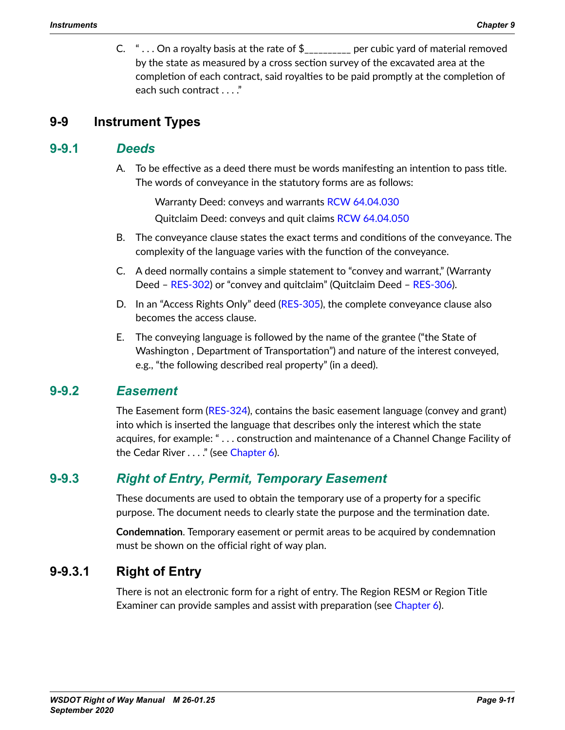C. " . . . On a royalty basis at the rate of $_________ per cubic yard of material removed by the state as measured by a cross section survey of the excavated area at the completion of each contract, said royalties to be paid promptly at the completion of each such contract . . . ."

## 9-9 Instrument Types

### 9-9.1 *Deeds*

A. To be effective as a deed there must be words manifesting an intention to pass title. The words of conveyance in the statutory forms are as follows:

   Warranty Deed: conveys and warrants RCW 64.04.030

   Quitclaim Deed: conveys and quit claims RCW 64.04.050

B. The conveyance clause states the exact terms and conditions of the conveyance. The complexity of the language varies with the function of the conveyance.

C. A deed normally contains a simple statement to "convey and warrant," (Warranty Deed – RES-302) or "convey and quitclaim" (Quitclaim Deed – RES-306).

D. In an "Access Rights Only" deed (RES-305), the complete conveyance clause also becomes the access clause.

E. The conveying language is followed by the name of the grantee ("the State of Washington , Department of Transportation") and nature of the interest conveyed, e.g., "the following described real property" (in a deed).

### 9-9.2 *Easement*

The Easement form (RES-324), contains the basic easement language (convey and grant) into which is inserted the language that describes only the interest which the state acquires, for example: " . . . construction and maintenance of a Channel Change Facility of the Cedar River . . . ." (see Chapter 6).

### 9-9.3 *Right of Entry, Permit, Temporary Easement*

These documents are used to obtain the temporary use of a property for a specific purpose. The document needs to clearly state the purpose and the termination date.

**Condemnation**. Temporary easement or permit areas to be acquired by condemnation must be shown on the official right of way plan.

#### 9-9.3.1 Right of Entry

There is not an electronic form for a right of entry. The Region RESM or Region Title Examiner can provide samples and assist with preparation (see Chapter 6).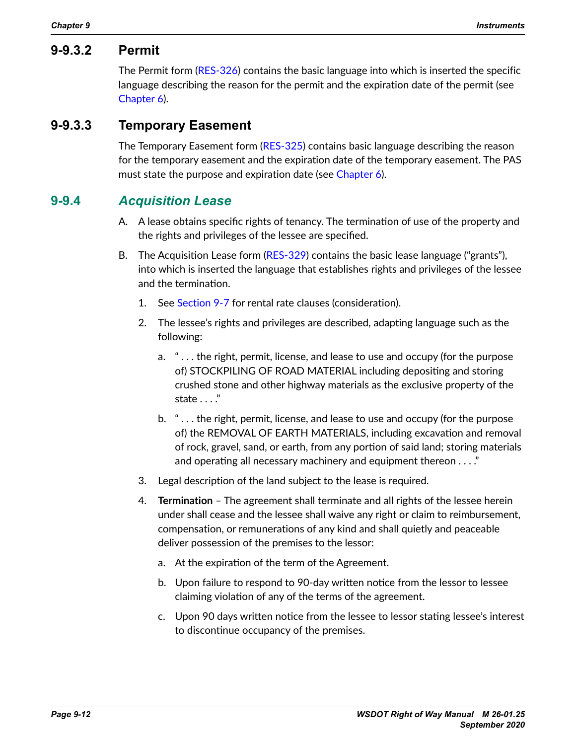### 9-9.3.2 Permit

The Permit form (RES-326) contains the basic language into which is inserted the specific language describing the reason for the permit and the expiration date of the permit (see Chapter 6).

### 9-9.3.3 Temporary Easement

The Temporary Easement form (RES-325) contains basic language describing the reason for the temporary easement and the expiration date of the temporary easement. The PAS must state the purpose and expiration date (see Chapter 6).

## 9-9.4 *Acquisition Lease*

A. A lease obtains specific rights of tenancy. The termination of use of the property and the rights and privileges of the lessee are specified.

B. The Acquisition Lease form (RES-329) contains the basic lease language ("grants"), into which is inserted the language that establishes rights and privileges of the lessee and the termination.

   1. See Section 9-7 for rental rate clauses (consideration).

   2. The lessee's rights and privileges are described, adapting language such as the following:

      a. " . . . the right, permit, license, and lease to use and occupy (for the purpose of) STOCKPILING OF ROAD MATERIAL including depositing and storing crushed stone and other highway materials as the exclusive property of the state . . . ."

      b. " . . . the right, permit, license, and lease to use and occupy (for the purpose of) the REMOVAL OF EARTH MATERIALS, including excavation and removal of rock, gravel, sand, or earth, from any portion of said land; storing materials and operating all necessary machinery and equipment thereon . . . ."

   3. Legal description of the land subject to the lease is required.

   4. **Termination** – The agreement shall terminate and all rights of the lessee herein under shall cease and the lessee shall waive any right or claim to reimbursement, compensation, or remunerations of any kind and shall quietly and peaceable deliver possession of the premises to the lessor:

      a. At the expiration of the term of the Agreement.

      b. Upon failure to respond to 90-day written notice from the lessor to lessee claiming violation of any of the terms of the agreement.

      c. Upon 90 days written notice from the lessee to lessor stating lessee's interest to discontinue occupancy of the premises.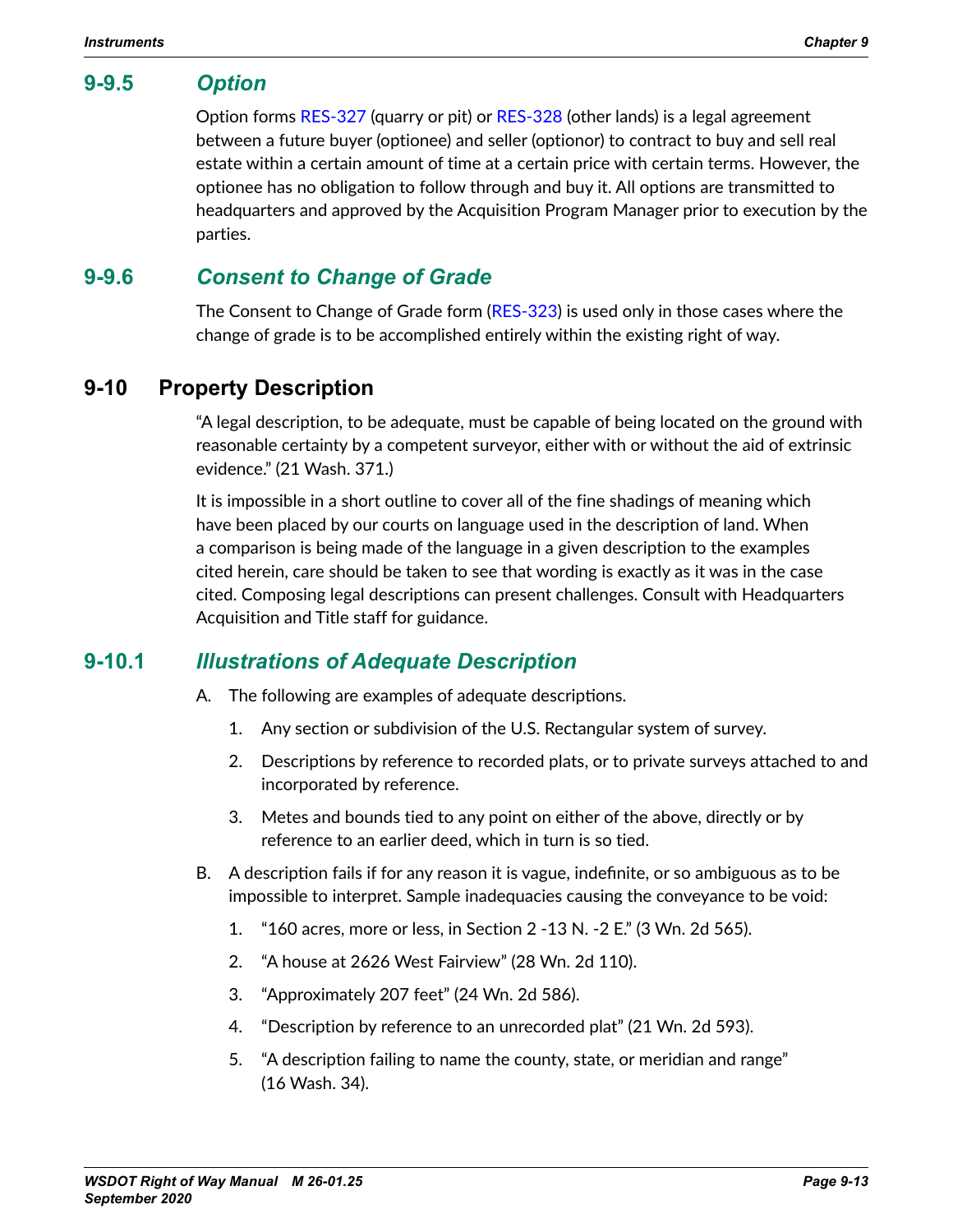### 9-9.5 *Option*

Option forms RES-327 (quarry or pit) or RES-328 (other lands) is a legal agreement between a future buyer (optionee) and seller (optionor) to contract to buy and sell real estate within a certain amount of time at a certain price with certain terms. However, the optionee has no obligation to follow through and buy it. All options are transmitted to headquarters and approved by the Acquisition Program Manager prior to execution by the parties.

### 9-9.6 *Consent to Change of Grade*

The Consent to Change of Grade form (RES-323) is used only in those cases where the change of grade is to be accomplished entirely within the existing right of way.

## 9-10 Property Description

"A legal description, to be adequate, must be capable of being located on the ground with reasonable certainty by a competent surveyor, either with or without the aid of extrinsic evidence." (21 Wash. 371.)

It is impossible in a short outline to cover all of the fine shadings of meaning which have been placed by our courts on language used in the description of land. When a comparison is being made of the language in a given description to the examples cited herein, care should be taken to see that wording is exactly as it was in the case cited. Composing legal descriptions can present challenges. Consult with Headquarters Acquisition and Title staff for guidance.

### 9-10.1 *Illustrations of Adequate Description*

A. The following are examples of adequate descriptions.

   1. Any section or subdivision of the U.S. Rectangular system of survey.

   2. Descriptions by reference to recorded plats, or to private surveys attached to and incorporated by reference.

   3. Metes and bounds tied to any point on either of the above, directly or by reference to an earlier deed, which in turn is so tied.

B. A description fails if for any reason it is vague, indefinite, or so ambiguous as to be impossible to interpret. Sample inadequacies causing the conveyance to be void:

   1. "160 acres, more or less, in Section 2 -13 N. -2 E." (3 Wn. 2d 565).

   2. "A house at 2626 West Fairview" (28 Wn. 2d 110).

   3. "Approximately 207 feet" (24 Wn. 2d 586).

   4. "Description by reference to an unrecorded plat" (21 Wn. 2d 593).

   5. "A description failing to name the county, state, or meridian and range" (16 Wash. 34).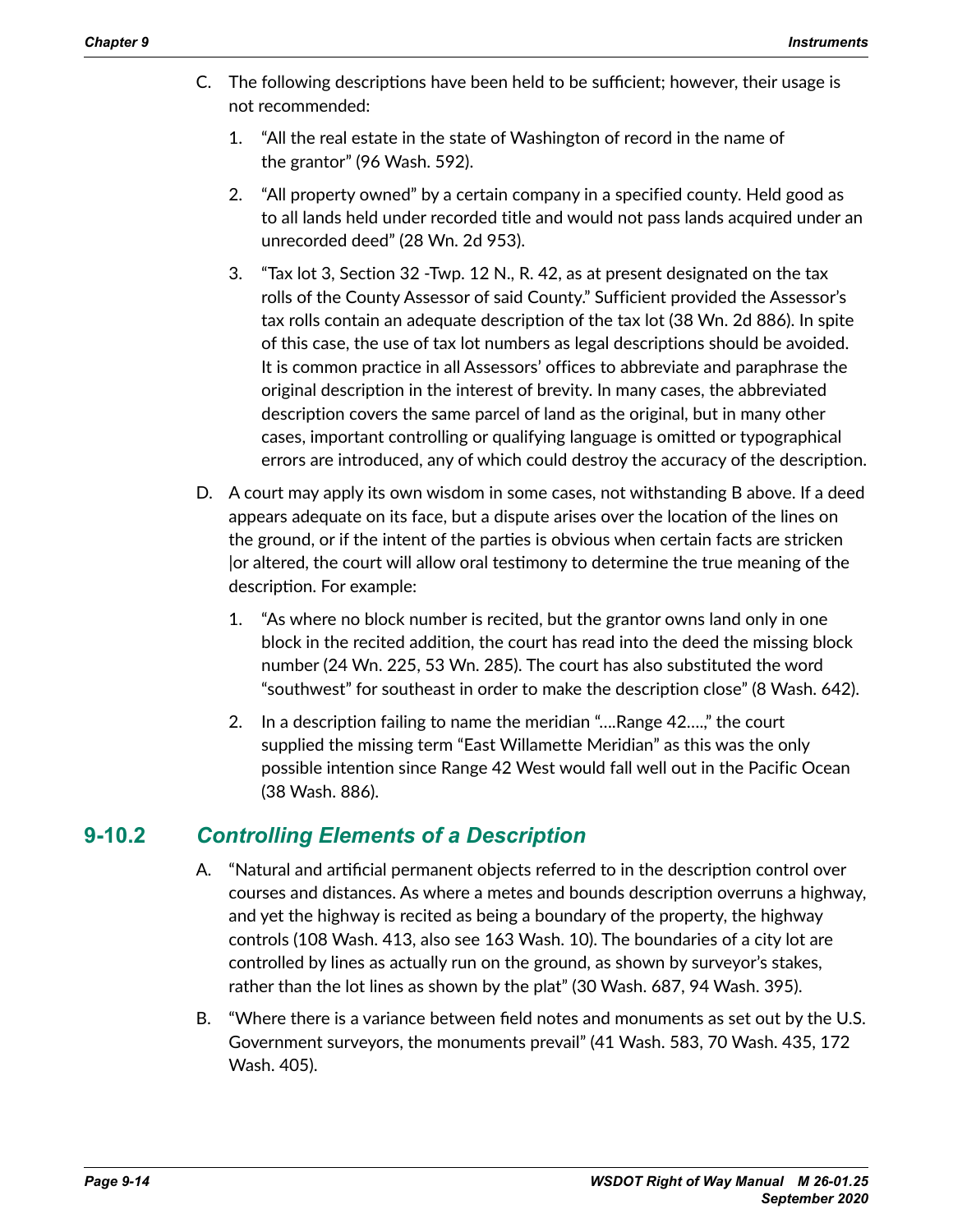C. The following descriptions have been held to be sufficient; however, their usage is not recommended:

   1. "All the real estate in the state of Washington of record in the name of the grantor" (96 Wash. 592).

   2. "All property owned" by a certain company in a specified county. Held good as to all lands held under recorded title and would not pass lands acquired under an unrecorded deed" (28 Wn. 2d 953).

   3. "Tax lot 3, Section 32 -Twp. 12 N., R. 42, as at present designated on the tax rolls of the County Assessor of said County." Sufficient provided the Assessor's tax rolls contain an adequate description of the tax lot (38 Wn. 2d 886). In spite of this case, the use of tax lot numbers as legal descriptions should be avoided. It is common practice in all Assessors' offices to abbreviate and paraphrase the original description in the interest of brevity. In many cases, the abbreviated description covers the same parcel of land as the original, but in many other cases, important controlling or qualifying language is omitted or typographical errors are introduced, any of which could destroy the accuracy of the description.

D. A court may apply its own wisdom in some cases, not withstanding B above. If a deed appears adequate on its face, but a dispute arises over the location of the lines on the ground, or if the intent of the parties is obvious when certain facts are stricken |or altered, the court will allow oral testimony to determine the true meaning of the description. For example:

   1. "As where no block number is recited, but the grantor owns land only in one block in the recited addition, the court has read into the deed the missing block number (24 Wn. 225, 53 Wn. 285). The court has also substituted the word "southwest" for southeast in order to make the description close" (8 Wash. 642).

   2. In a description failing to name the meridian "….Range 42….," the court supplied the missing term "East Willamette Meridian" as this was the only possible intention since Range 42 West would fall well out in the Pacific Ocean (38 Wash. 886).

## 9-10.2 *Controlling Elements of a Description*

A. "Natural and artificial permanent objects referred to in the description control over courses and distances. As where a metes and bounds description overruns a highway, and yet the highway is recited as being a boundary of the property, the highway controls (108 Wash. 413, also see 163 Wash. 10). The boundaries of a city lot are controlled by lines as actually run on the ground, as shown by surveyor's stakes, rather than the lot lines as shown by the plat" (30 Wash. 687, 94 Wash. 395).

B. "Where there is a variance between field notes and monuments as set out by the U.S. Government surveyors, the monuments prevail" (41 Wash. 583, 70 Wash. 435, 172 Wash. 405).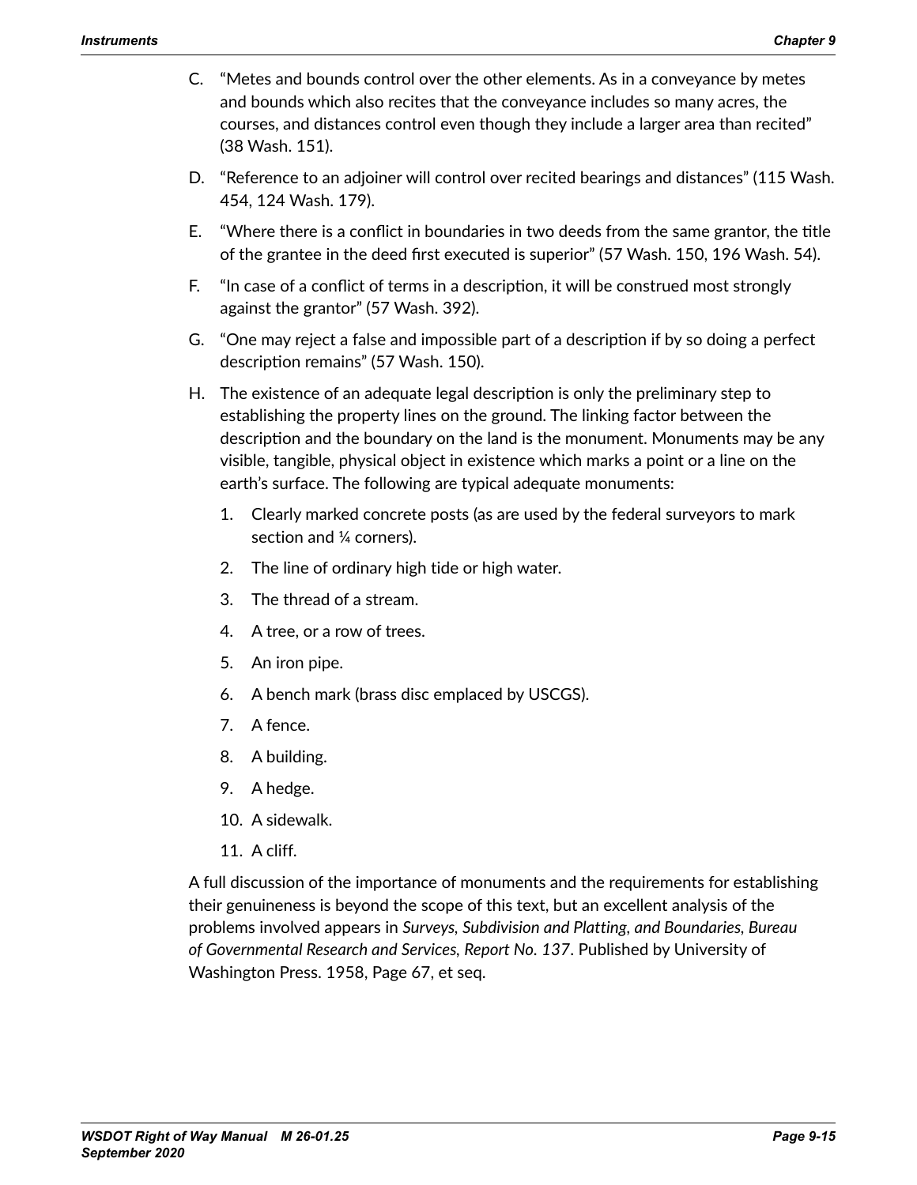C. "Metes and bounds control over the other elements. As in a conveyance by metes and bounds which also recites that the conveyance includes so many acres, the courses, and distances control even though they include a larger area than recited" (38 Wash. 151).

D. "Reference to an adjoiner will control over recited bearings and distances" (115 Wash. 454, 124 Wash. 179).

E. "Where there is a conflict in boundaries in two deeds from the same grantor, the title of the grantee in the deed first executed is superior" (57 Wash. 150, 196 Wash. 54).

F. "In case of a conflict of terms in a description, it will be construed most strongly against the grantor" (57 Wash. 392).

G. "One may reject a false and impossible part of a description if by so doing a perfect description remains" (57 Wash. 150).

H. The existence of an adequate legal description is only the preliminary step to establishing the property lines on the ground. The linking factor between the description and the boundary on the land is the monument. Monuments may be any visible, tangible, physical object in existence which marks a point or a line on the earth's surface. The following are typical adequate monuments:

   1. Clearly marked concrete posts (as are used by the federal surveyors to mark section and ¼ corners).
   2. The line of ordinary high tide or high water.
   3. The thread of a stream.
   4. A tree, or a row of trees.
   5. An iron pipe.
   6. A bench mark (brass disc emplaced by USCGS).
   7. A fence.
   8. A building.
   9. A hedge.
   10. A sidewalk.
   11. A cliff.

A full discussion of the importance of monuments and the requirements for establishing their genuineness is beyond the scope of this text, but an excellent analysis of the problems involved appears in *Surveys, Subdivision and Platting, and Boundaries, Bureau of Governmental Research and Services, Report No. 137*. Published by University of Washington Press. 1958, Page 67, et seq.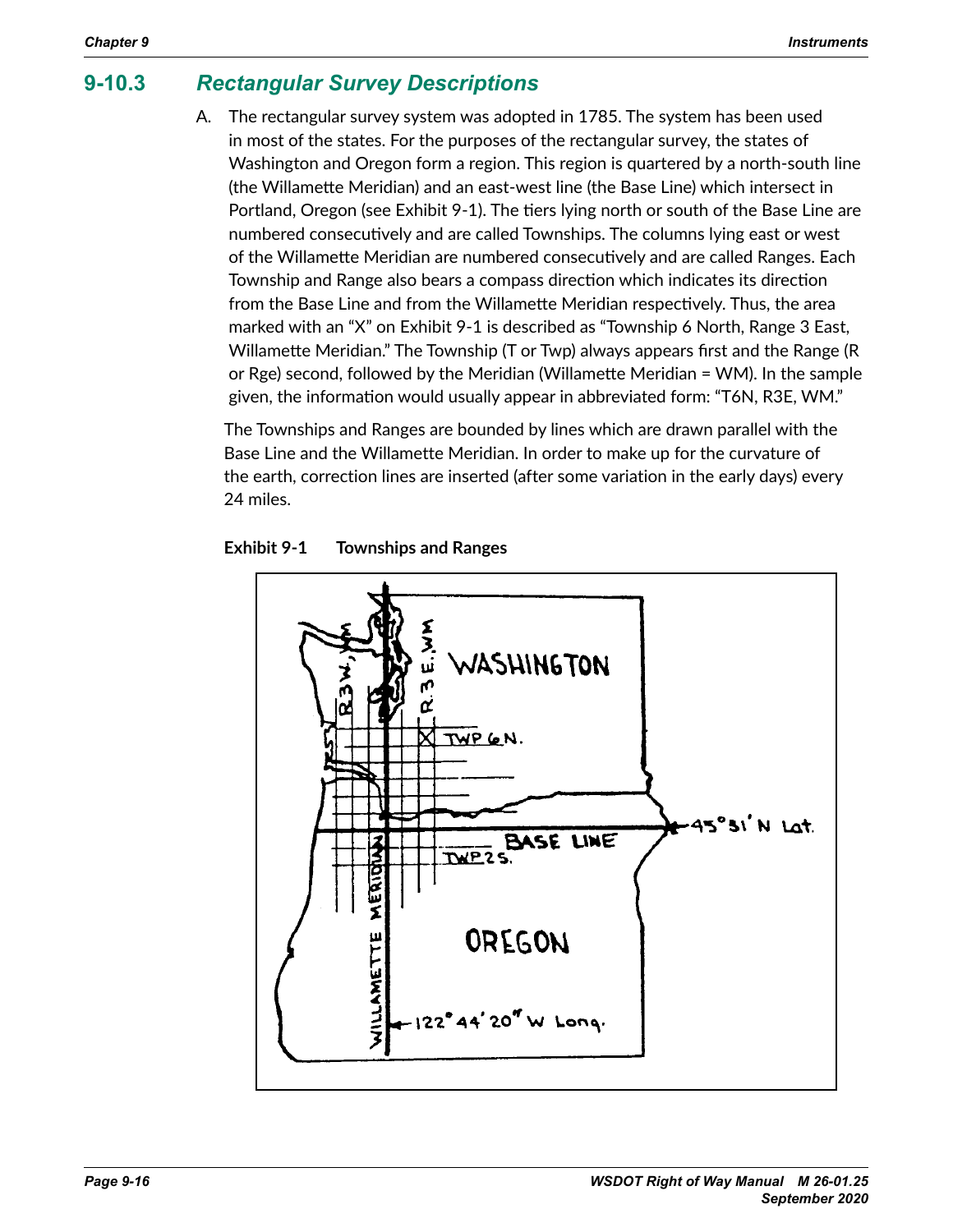## 9-10.3 *Rectangular Survey Descriptions*

A. The rectangular survey system was adopted in 1785. The system has been used in most of the states. For the purposes of the rectangular survey, the states of Washington and Oregon form a region. This region is quartered by a north-south line (the Willamette Meridian) and an east-west line (the Base Line) which intersect in Portland, Oregon (see Exhibit 9-1). The tiers lying north or south of the Base Line are numbered consecutively and are called Townships. The columns lying east or west of the Willamette Meridian are numbered consecutively and are called Ranges. Each Township and Range also bears a compass direction which indicates its direction from the Base Line and from the Willamette Meridian respectively. Thus, the area marked with an "X" on Exhibit 9-1 is described as "Township 6 North, Range 3 East, Willamette Meridian." The Township (T or Twp) always appears first and the Range (R or Rge) second, followed by the Meridian (Willamette Meridian = WM). In the sample given, the information would usually appear in abbreviated form: "T6N, R3E, WM."

The Townships and Ranges are bounded by lines which are drawn parallel with the Base Line and the Willamette Meridian. In order to make up for the curvature of the earth, correction lines are inserted (after some variation in the early days) every 24 miles.

**Exhibit 9-1 Townships and Ranges**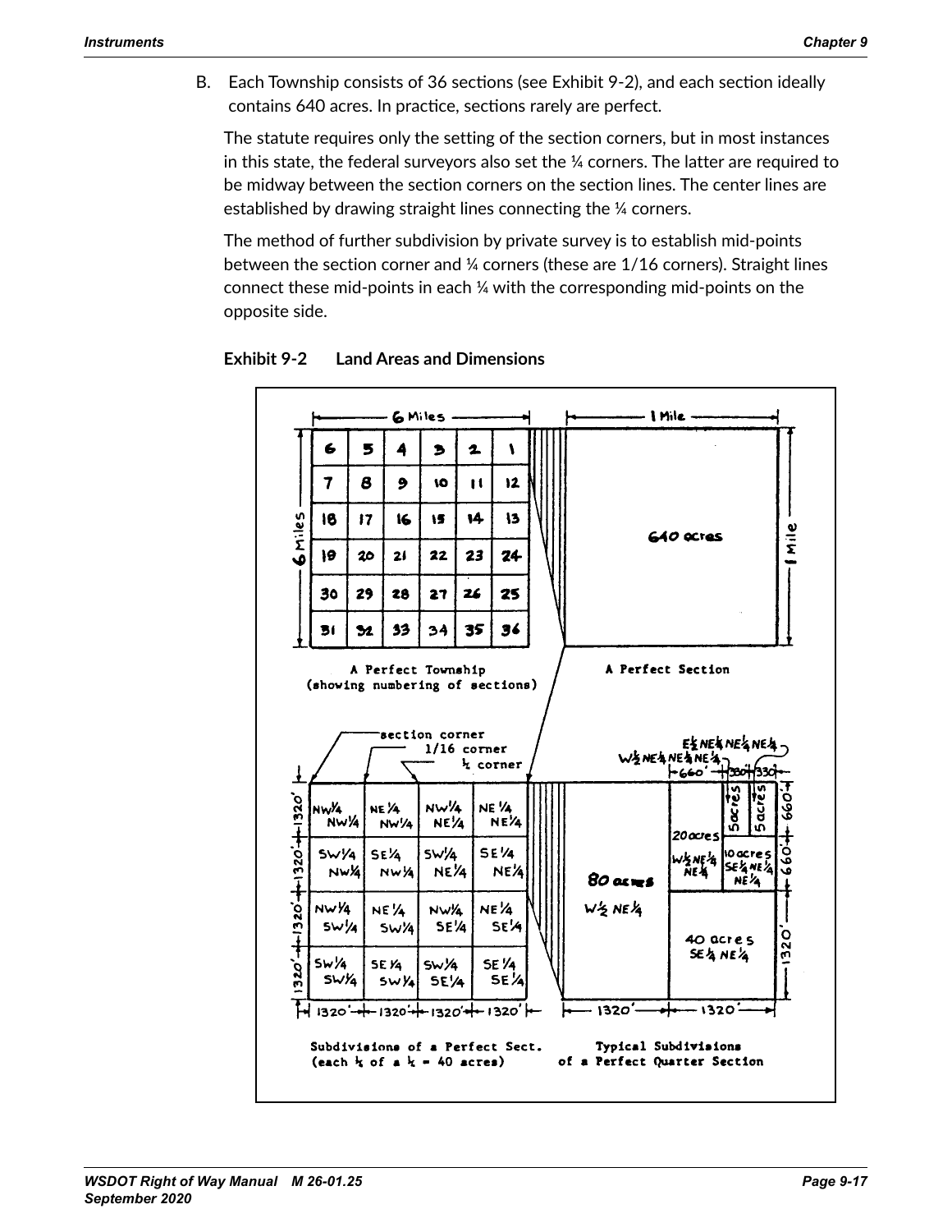B. Each Township consists of 36 sections (see Exhibit 9-2), and each section ideally contains 640 acres. In practice, sections rarely are perfect.

The statute requires only the setting of the section corners, but in most instances in this state, the federal surveyors also set the ¼ corners. The latter are required to be midway between the section corners on the section lines. The center lines are established by drawing straight lines connecting the ¼ corners.

The method of further subdivision by private survey is to establish mid-points between the section corner and ¼ corners (these are 1/16 corners). Straight lines connect these mid-points in each ¼ with the corresponding mid-points on the opposite side.

**Exhibit 9-2 Land Areas and Dimensions**

A Perfect Township (showing numbering of sections)

| 6 | 5 | 4 | 3 | 2 | 1 |
|---|---|---|---|---|---|
| 7 | 8 | 9 | 10 | 11 | 12 |
| 18 | 17 | 16 | 15 | 14 | 13 |
| 19 | 20 | 21 | 22 | 23 | 24 |
| 30 | 29 | 28 | 27 | 26 | 25 |
| 31 | 32 | 33 | 34 | 35 | 36 |

6 Miles × 6 Miles

A Perfect Section: 1 Mile × 1 Mile — 640 acres

Subdivisions of a Perfect Sect. (each ¼ of a ¼ = 40 acres)

| NW¼ NW¼ | NE¼ NW¼ | NW¼ NE¼ | NE¼ NE¼ |
|---|---|---|---|
| SW¼ NW¼ | SE¼ NW¼ | SW¼ NE¼ | SE¼ NE¼ |
| NW¼ SW¼ | NE¼ SW¼ | NW¼ SE¼ | NE¼ SE¼ |
| SW¼ SW¼ | SE¼ SW¼ | SW¼ SE¼ | SE¼ SE¼ |

Each subdivision 1320′ × 1320′. Labels: section corner, 1/16 corner, ¼ corner.

Typical Subdivisions of a Perfect Quarter Section

- 80 acres W½ NE¼ (1320′)
- 20 acres W½ NE¼ NE¼ (660′)
- 5 acres W½ NE¼ NE¼ NE¼ (330′)
- 5 acres E½ NE¼ NE¼ NE¼ (330′)
- 10 acres SE¼ NE¼ NE¼
- 40 acres SE¼ NE¼ (1320′)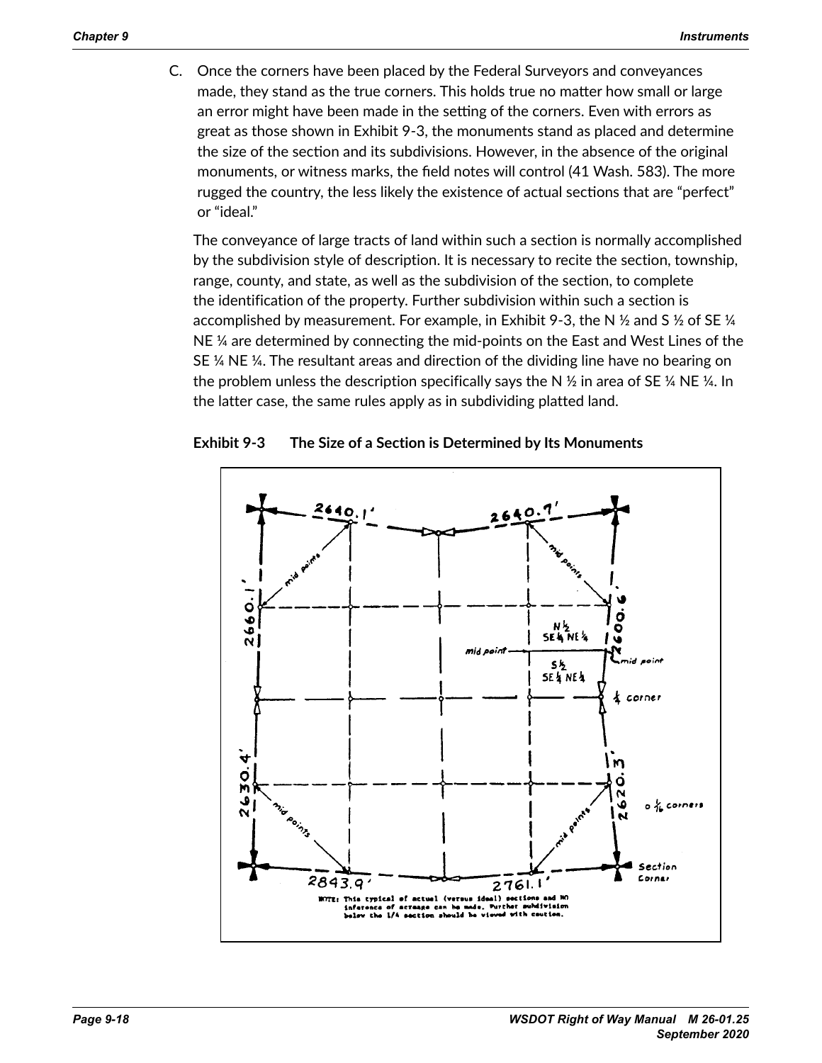C. Once the corners have been placed by the Federal Surveyors and conveyances made, they stand as the true corners. This holds true no matter how small or large an error might have been made in the setting of the corners. Even with errors as great as those shown in Exhibit 9-3, the monuments stand as placed and determine the size of the section and its subdivisions. However, in the absence of the original monuments, or witness marks, the field notes will control (41 Wash. 583). The more rugged the country, the less likely the existence of actual sections that are "perfect" or "ideal."

The conveyance of large tracts of land within such a section is normally accomplished by the subdivision style of description. It is necessary to recite the section, township, range, county, and state, as well as the subdivision of the section, to complete the identification of the property. Further subdivision within such a section is accomplished by measurement. For example, in Exhibit 9-3, the N ½ and S ½ of SE ¼ NE ¼ are determined by connecting the mid-points on the East and West Lines of the SE ¼ NE ¼. The resultant areas and direction of the dividing line have no bearing on the problem unless the description specifically says the N ½ in area of SE ¼ NE ¼. In the latter case, the same rules apply as in subdividing platted land.

**Exhibit 9-3 The Size of a Section is Determined by Its Monuments**

2640.1' 2640.7'

2660.1' 2600.6'

2630.4' 2620.3'

2843.9' 2761.1'

mid points

N ½ SE ¼ NE ¼

S ½ SE ¼ NE ¼

mid point

¼ corner

o 1/16 corners

Section Corner

NOTE: This typical of actual (versus ideal) sections and NO inference of acreage can be made. Further subdivision below the 1/4 section should be viewed with caution.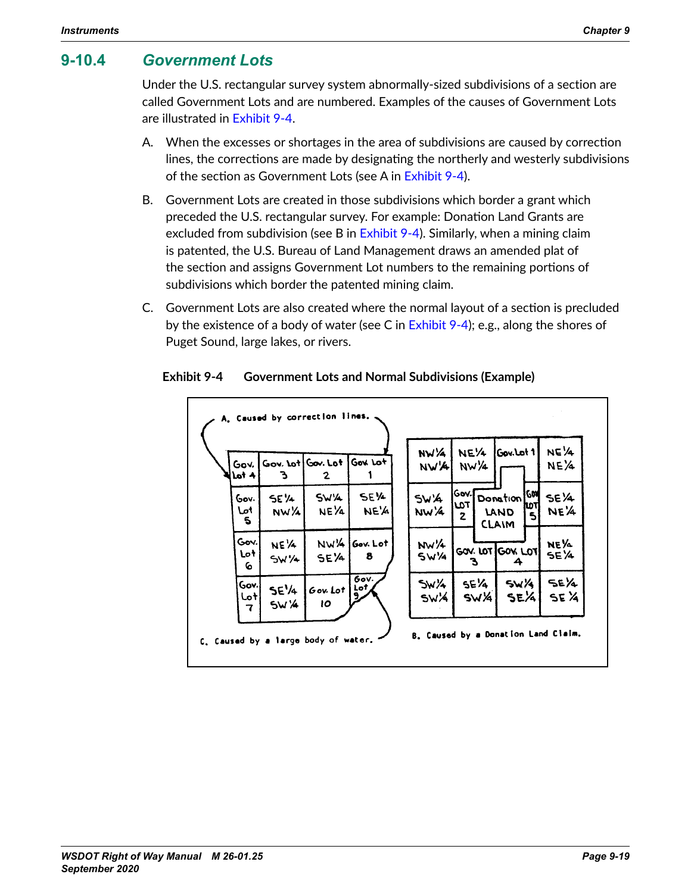## 9-10.4 *Government Lots*

Under the U.S. rectangular survey system abnormally-sized subdivisions of a section are called Government Lots and are numbered. Examples of the causes of Government Lots are illustrated in Exhibit 9-4.

A. When the excesses or shortages in the area of subdivisions are caused by correction lines, the corrections are made by designating the northerly and westerly subdivisions of the section as Government Lots (see A in Exhibit 9-4).

B. Government Lots are created in those subdivisions which border a grant which preceded the U.S. rectangular survey. For example: Donation Land Grants are excluded from subdivision (see B in Exhibit 9-4). Similarly, when a mining claim is patented, the U.S. Bureau of Land Management draws an amended plat of the section and assigns Government Lot numbers to the remaining portions of subdivisions which border the patented mining claim.

C. Government Lots are also created where the normal layout of a section is precluded by the existence of a body of water (see C in Exhibit 9-4); e.g., along the shores of Puget Sound, large lakes, or rivers.

**Exhibit 9-4 Government Lots and Normal Subdivisions (Example)**

A. Caused by correction lines.

| Gov. Lot 4 | Gov. Lot 3 | Gov. Lot 2 | Gov. Lot 1 |
|---|---|---|---|
| Gov. Lot 5 | SE¼ NW¼ | SW¼ NE¼ | SE¼ NE¼ |
| Gov. Lot 6 | NE¼ SW¼ | NW¼ SE¼ | Gov. Lot 8 |
| Gov. Lot 7 | SE¼ SW¼ | Gov. Lot 10 | Gov. Lot 9 |

C. Caused by a large body of water.

| NW¼ NW¼ | NE¼ NW¼ | Gov. Lot 1 | NE¼ NE¼ |
|---|---|---|---|
| SW¼ NW¼ | Gov. Lot 2 / Donation Land Claim | Donation Land Claim / Gov. Lot 5 | SE¼ NE¼ |
| NW¼ SW¼ | Gov. Lot 3 | Gov. Lot 4 | NE¼ SE¼ |
| SW¼ SW¼ | SE¼ SW¼ | SW¼ SE¼ | SE¼ SE¼ |

B. Caused by a Donation Land Claim.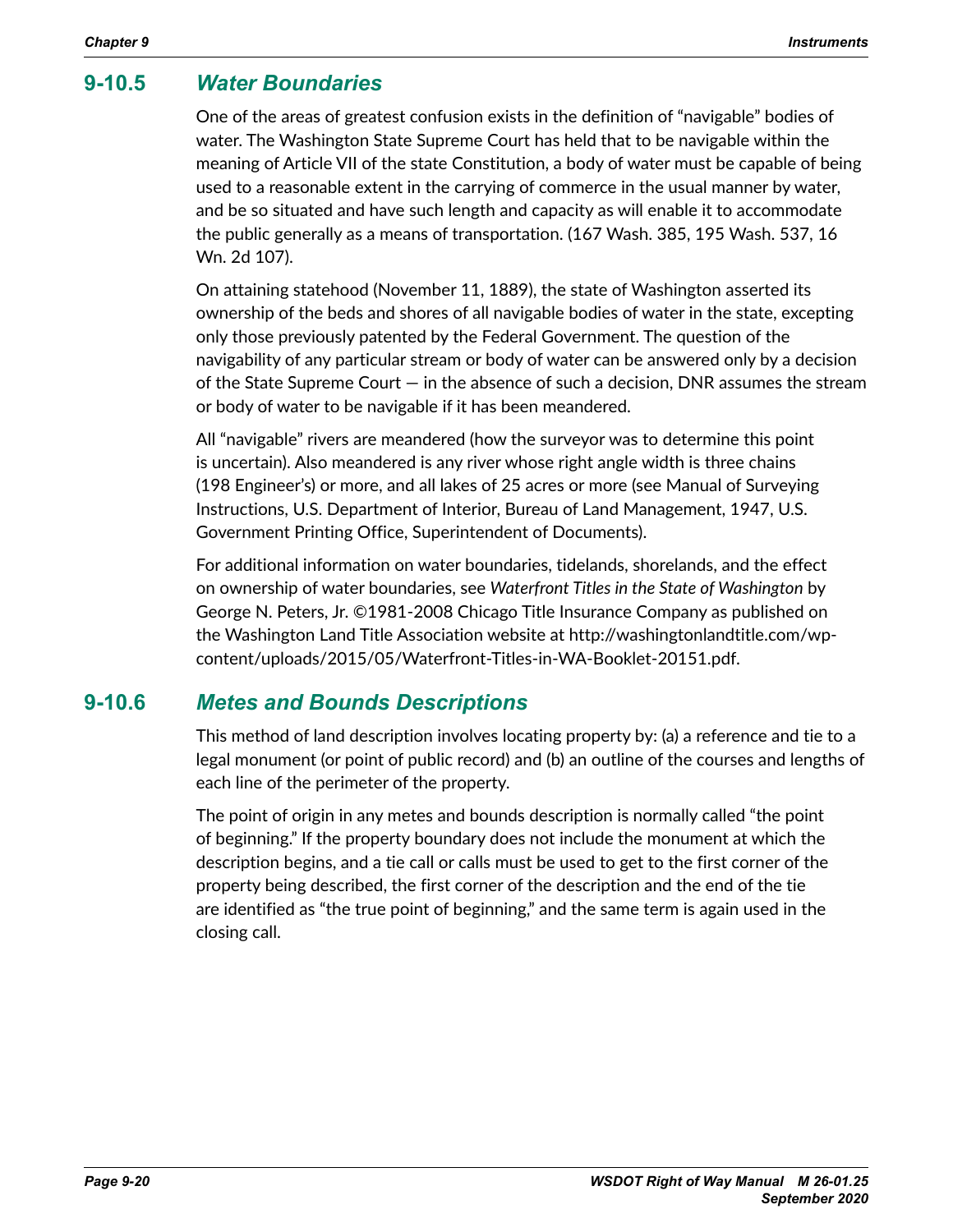## 9-10.5 *Water Boundaries*

One of the areas of greatest confusion exists in the definition of "navigable" bodies of water. The Washington State Supreme Court has held that to be navigable within the meaning of Article VII of the state Constitution, a body of water must be capable of being used to a reasonable extent in the carrying of commerce in the usual manner by water, and be so situated and have such length and capacity as will enable it to accommodate the public generally as a means of transportation. (167 Wash. 385, 195 Wash. 537, 16 Wn. 2d 107).

On attaining statehood (November 11, 1889), the state of Washington asserted its ownership of the beds and shores of all navigable bodies of water in the state, excepting only those previously patented by the Federal Government. The question of the navigability of any particular stream or body of water can be answered only by a decision of the State Supreme Court — in the absence of such a decision, DNR assumes the stream or body of water to be navigable if it has been meandered.

All "navigable" rivers are meandered (how the surveyor was to determine this point is uncertain). Also meandered is any river whose right angle width is three chains (198 Engineer's) or more, and all lakes of 25 acres or more (see Manual of Surveying Instructions, U.S. Department of Interior, Bureau of Land Management, 1947, U.S. Government Printing Office, Superintendent of Documents).

For additional information on water boundaries, tidelands, shorelands, and the effect on ownership of water boundaries, see *Waterfront Titles in the State of Washington* by George N. Peters, Jr. ©1981-2008 Chicago Title Insurance Company as published on the Washington Land Title Association website at http://washingtonlandtitle.com/wp-content/uploads/2015/05/Waterfront-Titles-in-WA-Booklet-20151.pdf.

## 9-10.6 *Metes and Bounds Descriptions*

This method of land description involves locating property by: (a) a reference and tie to a legal monument (or point of public record) and (b) an outline of the courses and lengths of each line of the perimeter of the property.

The point of origin in any metes and bounds description is normally called "the point of beginning." If the property boundary does not include the monument at which the description begins, and a tie call or calls must be used to get to the first corner of the property being described, the first corner of the description and the end of the tie are identified as "the true point of beginning," and the same term is again used in the closing call.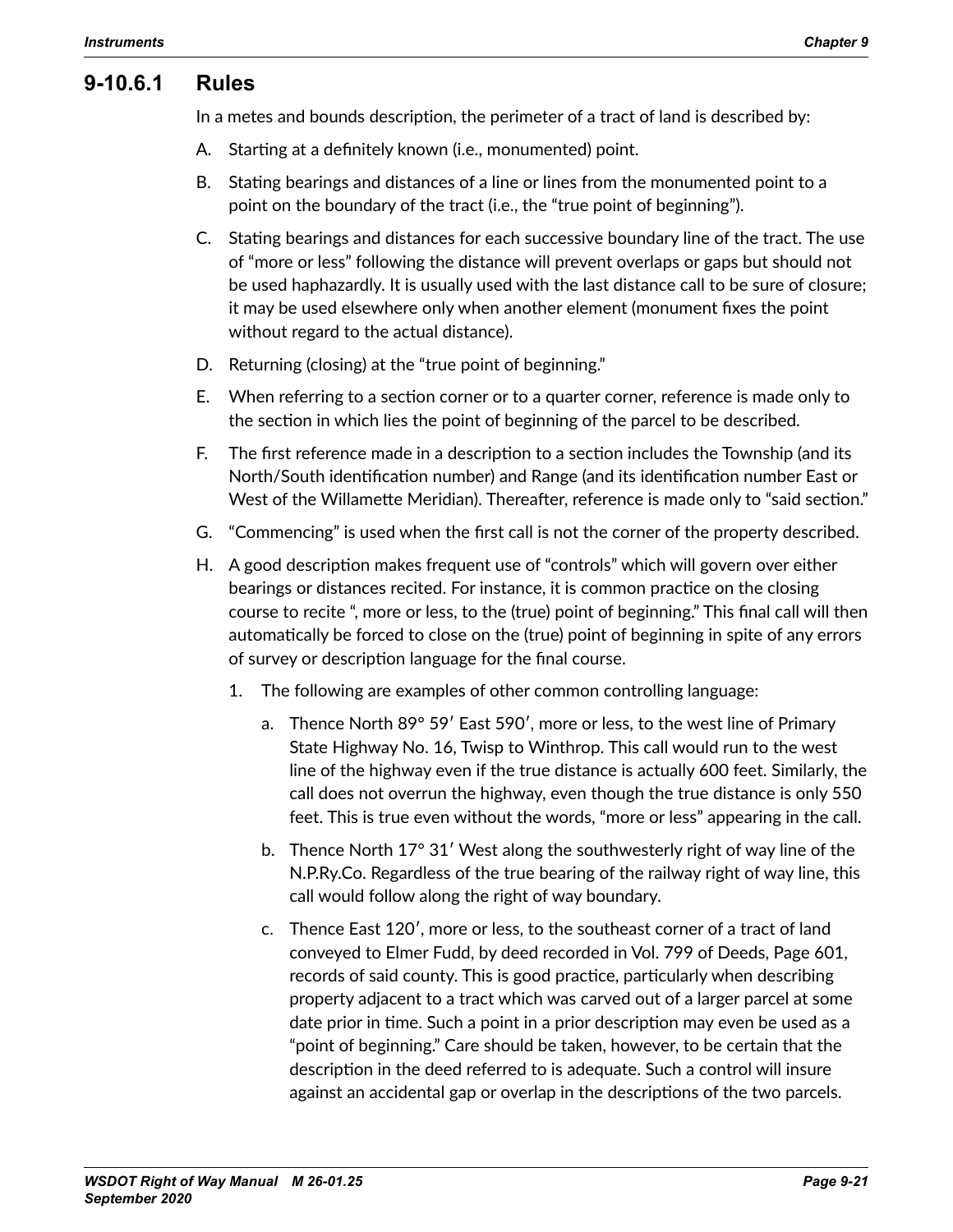### 9-10.6.1 Rules

In a metes and bounds description, the perimeter of a tract of land is described by:

A. Starting at a definitely known (i.e., monumented) point.

B. Stating bearings and distances of a line or lines from the monumented point to a point on the boundary of the tract (i.e., the "true point of beginning").

C. Stating bearings and distances for each successive boundary line of the tract. The use of "more or less" following the distance will prevent overlaps or gaps but should not be used haphazardly. It is usually used with the last distance call to be sure of closure; it may be used elsewhere only when another element (monument fixes the point without regard to the actual distance).

D. Returning (closing) at the "true point of beginning."

E. When referring to a section corner or to a quarter corner, reference is made only to the section in which lies the point of beginning of the parcel to be described.

F. The first reference made in a description to a section includes the Township (and its North/South identification number) and Range (and its identification number East or West of the Willamette Meridian). Thereafter, reference is made only to "said section."

G. "Commencing" is used when the first call is not the corner of the property described.

H. A good description makes frequent use of "controls" which will govern over either bearings or distances recited. For instance, it is common practice on the closing course to recite ", more or less, to the (true) point of beginning." This final call will then automatically be forced to close on the (true) point of beginning in spite of any errors of survey or description language for the final course.

   1. The following are examples of other common controlling language:

      a. Thence North 89° 59′ East 590′, more or less, to the west line of Primary State Highway No. 16, Twisp to Winthrop. This call would run to the west line of the highway even if the true distance is actually 600 feet. Similarly, the call does not overrun the highway, even though the true distance is only 550 feet. This is true even without the words, "more or less" appearing in the call.

      b. Thence North 17° 31′ West along the southwesterly right of way line of the N.P.Ry.Co. Regardless of the true bearing of the railway right of way line, this call would follow along the right of way boundary.

      c. Thence East 120′, more or less, to the southeast corner of a tract of land conveyed to Elmer Fudd, by deed recorded in Vol. 799 of Deeds, Page 601, records of said county. This is good practice, particularly when describing property adjacent to a tract which was carved out of a larger parcel at some date prior in time. Such a point in a prior description may even be used as a "point of beginning." Care should be taken, however, to be certain that the description in the deed referred to is adequate. Such a control will insure against an accidental gap or overlap in the descriptions of the two parcels.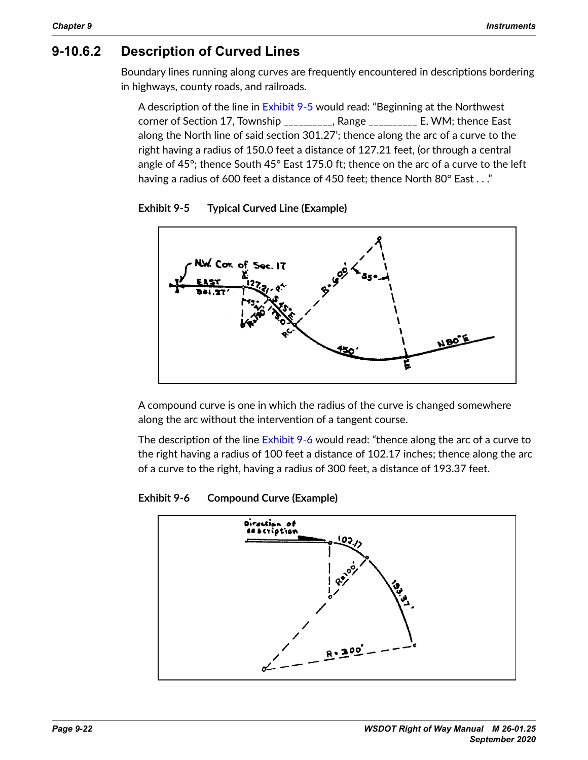## 9-10.6.2 Description of Curved Lines

Boundary lines running along curves are frequently encountered in descriptions bordering in highways, county roads, and railroads.

A description of the line in Exhibit 9-5 would read: "Beginning at the Northwest corner of Section 17, Township _________, Range _________ E, WM; thence East along the North line of said section 301.27'; thence along the arc of a curve to the right having a radius of 150.0 feet a distance of 127.21 feet, (or through a central angle of 45°; thence South 45° East 175.0 ft; thence on the arc of a curve to the left having a radius of 600 feet a distance of 450 feet; thence North 80° East . . ."

**Exhibit 9-5 Typical Curved Line (Example)**

A compound curve is one in which the radius of the curve is changed somewhere along the arc without the intervention of a tangent course.

The description of the line Exhibit 9-6 would read: "thence along the arc of a curve to the right having a radius of 100 feet a distance of 102.17 inches; thence along the arc of a curve to the right, having a radius of 300 feet, a distance of 193.37 feet.

**Exhibit 9-6 Compound Curve (Example)**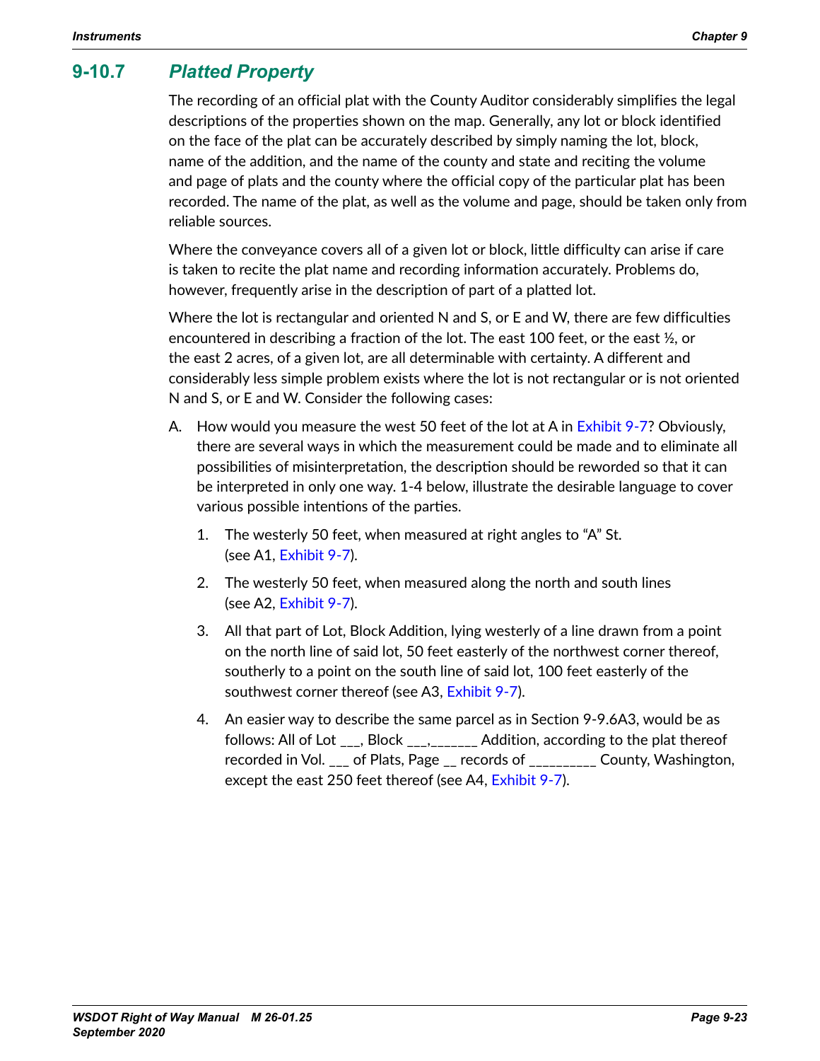## 9-10.7 *Platted Property*

The recording of an official plat with the County Auditor considerably simplifies the legal descriptions of the properties shown on the map. Generally, any lot or block identified on the face of the plat can be accurately described by simply naming the lot, block, name of the addition, and the name of the county and state and reciting the volume and page of plats and the county where the official copy of the particular plat has been recorded. The name of the plat, as well as the volume and page, should be taken only from reliable sources.

Where the conveyance covers all of a given lot or block, little difficulty can arise if care is taken to recite the plat name and recording information accurately. Problems do, however, frequently arise in the description of part of a platted lot.

Where the lot is rectangular and oriented N and S, or E and W, there are few difficulties encountered in describing a fraction of the lot. The east 100 feet, or the east ½, or the east 2 acres, of a given lot, are all determinable with certainty. A different and considerably less simple problem exists where the lot is not rectangular or is not oriented N and S, or E and W. Consider the following cases:

A. How would you measure the west 50 feet of the lot at A in Exhibit 9-7? Obviously, there are several ways in which the measurement could be made and to eliminate all possibilities of misinterpretation, the description should be reworded so that it can be interpreted in only one way. 1-4 below, illustrate the desirable language to cover various possible intentions of the parties.

   1. The westerly 50 feet, when measured at right angles to "A" St. (see A1, Exhibit 9-7).

   2. The westerly 50 feet, when measured along the north and south lines (see A2, Exhibit 9-7).

   3. All that part of Lot, Block Addition, lying westerly of a line drawn from a point on the north line of said lot, 50 feet easterly of the northwest corner thereof, southerly to a point on the south line of said lot, 100 feet easterly of the southwest corner thereof (see A3, Exhibit 9-7).

   4. An easier way to describe the same parcel as in Section 9-9.6A3, would be as follows: All of Lot ___, Block ___,______ Addition, according to the plat thereof recorded in Vol. ___ of Plats, Page __ records of _________ County, Washington, except the east 250 feet thereof (see A4, Exhibit 9-7).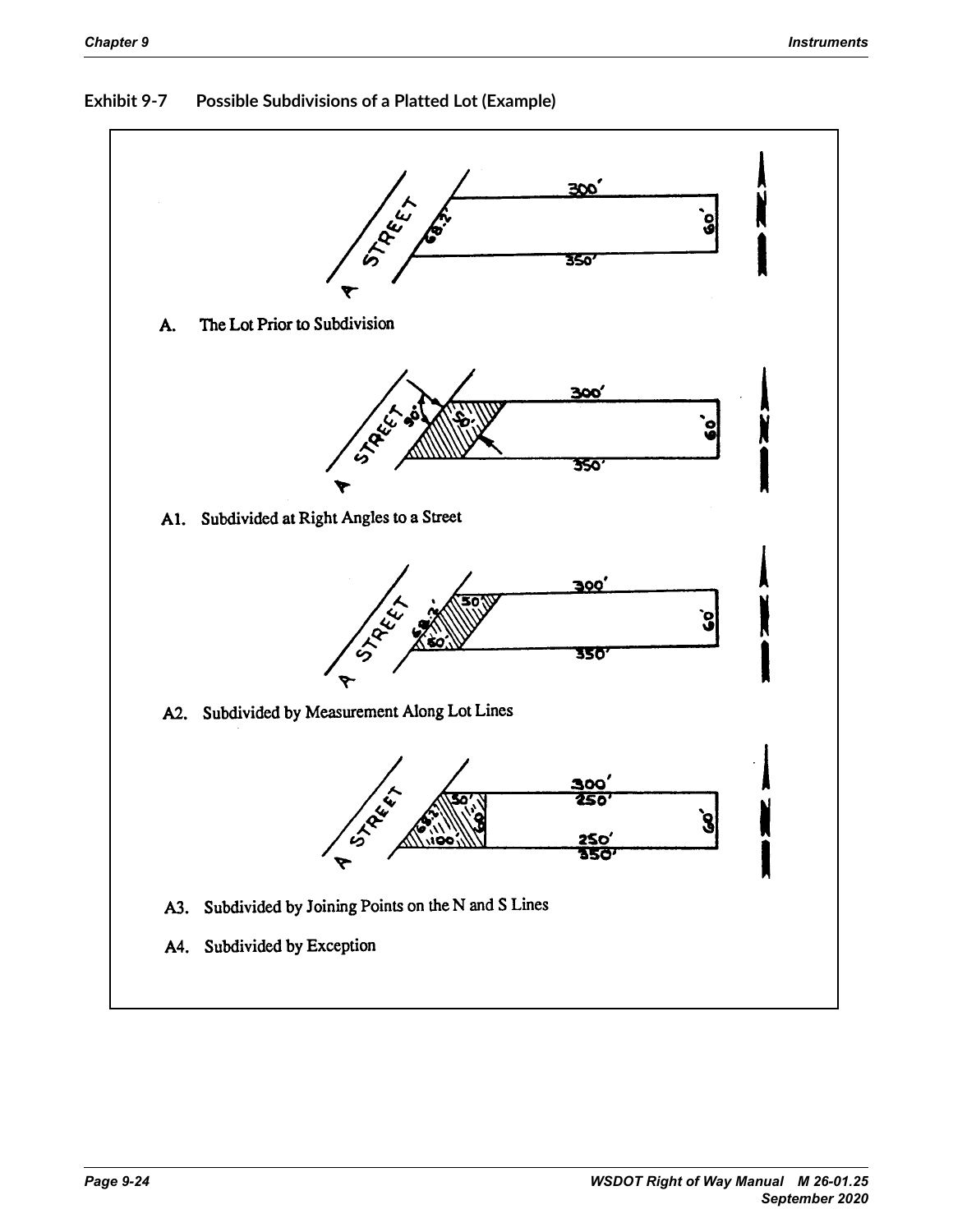**Exhibit 9-7 Possible Subdivisions of a Platted Lot (Example)**

A. The Lot Prior to Subdivision

A1. Subdivided at Right Angles to a Street

A2. Subdivided by Measurement Along Lot Lines

A3. Subdivided by Joining Points on the N and S Lines

A4. Subdivided by Exception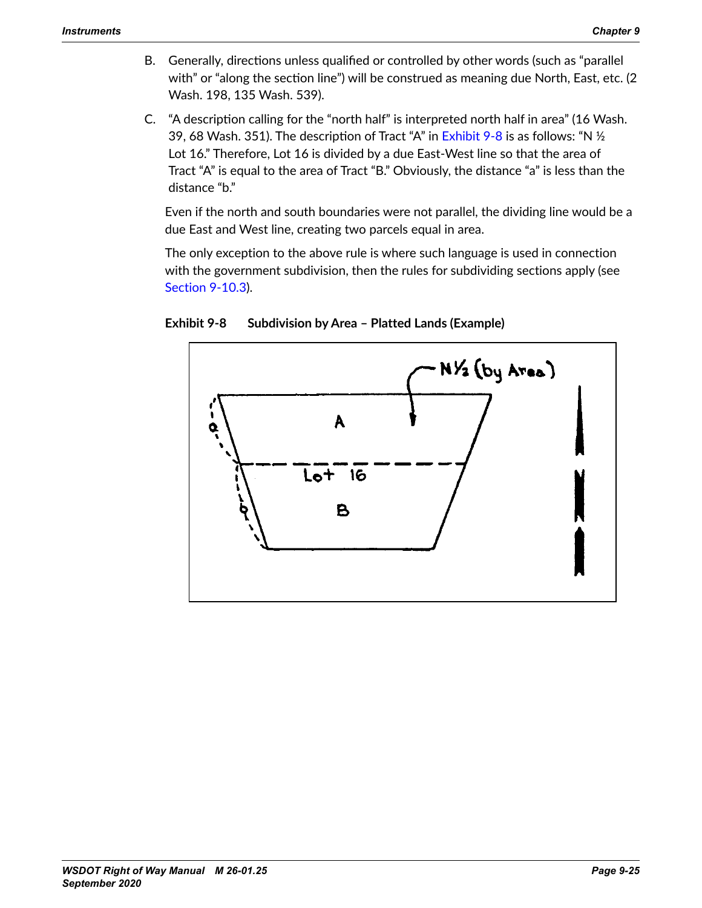B. Generally, directions unless qualified or controlled by other words (such as "parallel with" or "along the section line") will be construed as meaning due North, East, etc. (2 Wash. 198, 135 Wash. 539).

C. "A description calling for the "north half" is interpreted north half in area" (16 Wash. 39, 68 Wash. 351). The description of Tract "A" in Exhibit 9-8 is as follows: "N ½ Lot 16." Therefore, Lot 16 is divided by a due East-West line so that the area of Tract "A" is equal to the area of Tract "B." Obviously, the distance "a" is less than the distance "b."

   Even if the north and south boundaries were not parallel, the dividing line would be a due East and West line, creating two parcels equal in area.

   The only exception to the above rule is where such language is used in connection with the government subdivision, then the rules for subdividing sections apply (see Section 9-10.3).

**Exhibit 9-8 Subdivision by Area – Platted Lands (Example)**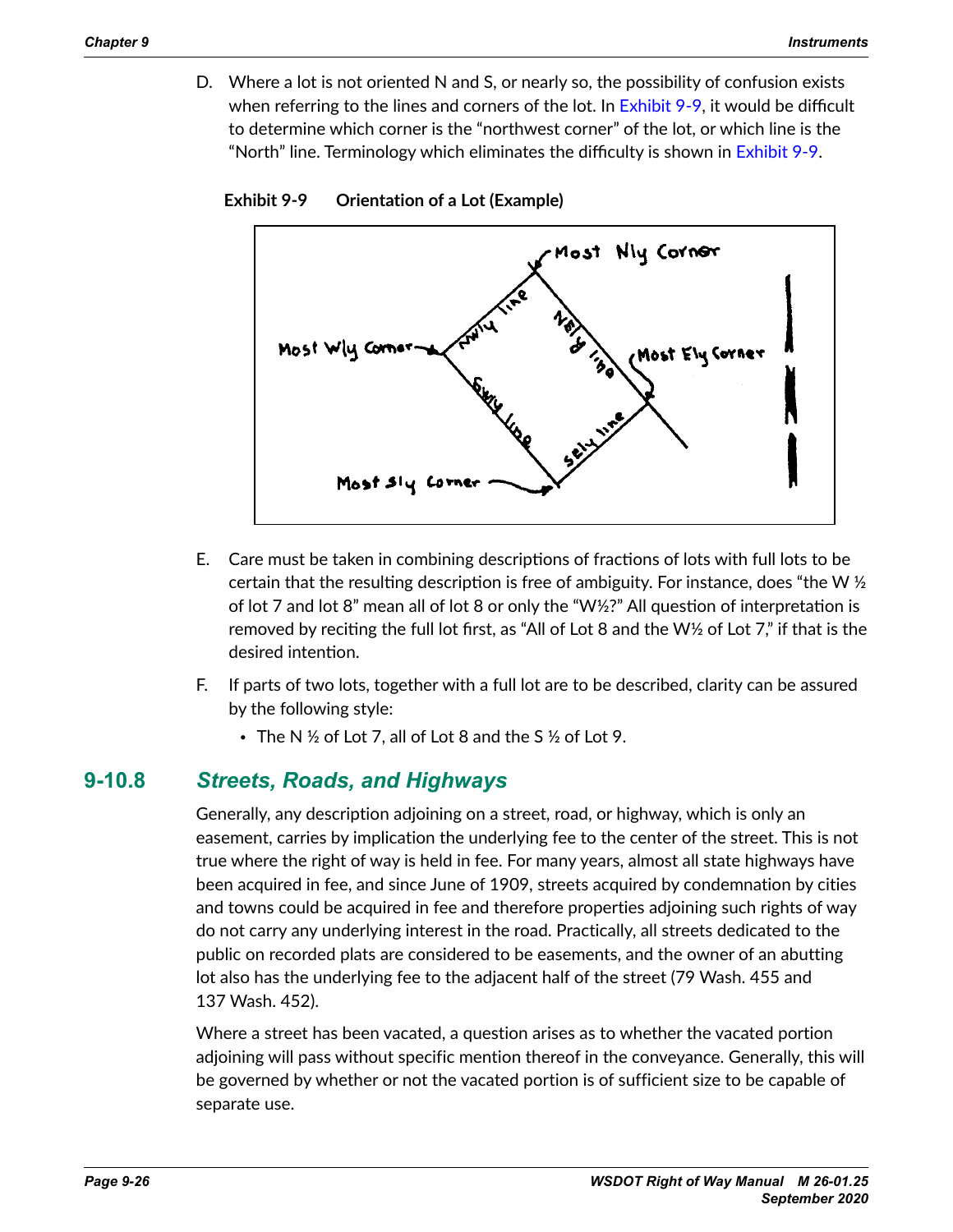D. Where a lot is not oriented N and S, or nearly so, the possibility of confusion exists when referring to the lines and corners of the lot. In Exhibit 9-9, it would be difficult to determine which corner is the "northwest corner" of the lot, or which line is the "North" line. Terminology which eliminates the difficulty is shown in Exhibit 9-9.

**Exhibit 9-9 Orientation of a Lot (Example)**

E. Care must be taken in combining descriptions of fractions of lots with full lots to be certain that the resulting description is free of ambiguity. For instance, does "the W ½ of lot 7 and lot 8" mean all of lot 8 or only the "W½?" All question of interpretation is removed by reciting the full lot first, as "All of Lot 8 and the W½ of Lot 7," if that is the desired intention.

F. If parts of two lots, together with a full lot are to be described, clarity can be assured by the following style:

- The N ½ of Lot 7, all of Lot 8 and the S ½ of Lot 9.

## 9-10.8 *Streets, Roads, and Highways*

Generally, any description adjoining on a street, road, or highway, which is only an easement, carries by implication the underlying fee to the center of the street. This is not true where the right of way is held in fee. For many years, almost all state highways have been acquired in fee, and since June of 1909, streets acquired by condemnation by cities and towns could be acquired in fee and therefore properties adjoining such rights of way do not carry any underlying interest in the road. Practically, all streets dedicated to the public on recorded plats are considered to be easements, and the owner of an abutting lot also has the underlying fee to the adjacent half of the street (79 Wash. 455 and 137 Wash. 452).

Where a street has been vacated, a question arises as to whether the vacated portion adjoining will pass without specific mention thereof in the conveyance. Generally, this will be governed by whether or not the vacated portion is of sufficient size to be capable of separate use.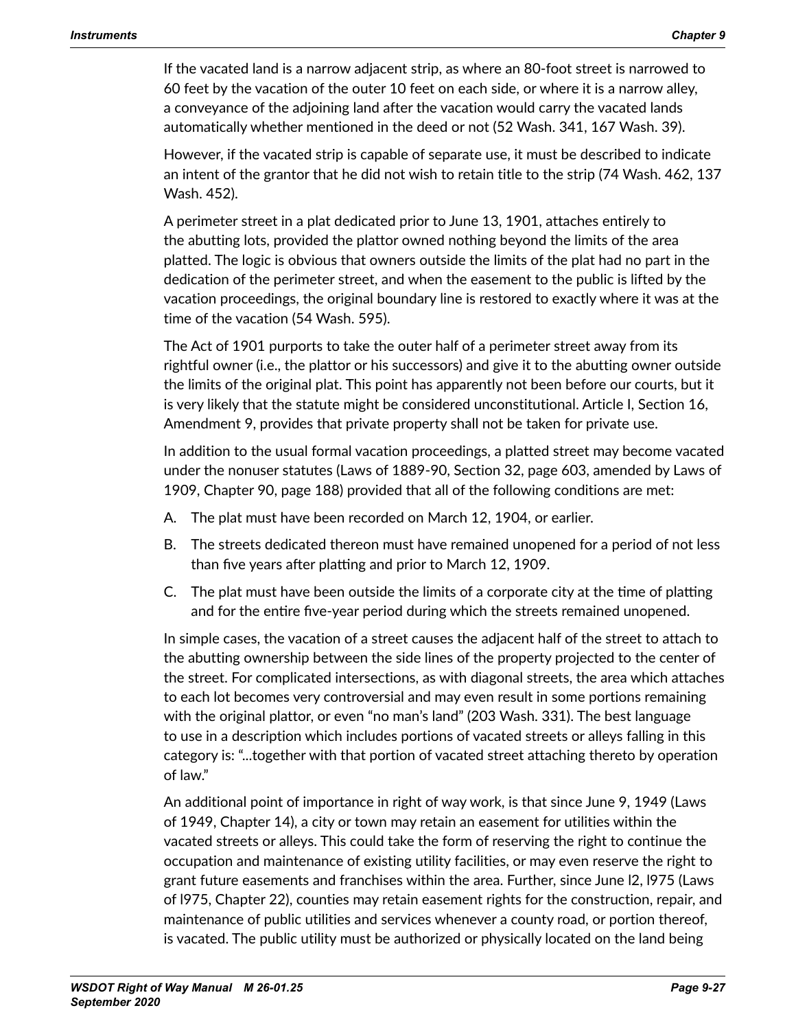If the vacated land is a narrow adjacent strip, as where an 80-foot street is narrowed to 60 feet by the vacation of the outer 10 feet on each side, or where it is a narrow alley, a conveyance of the adjoining land after the vacation would carry the vacated lands automatically whether mentioned in the deed or not (52 Wash. 341, 167 Wash. 39).

However, if the vacated strip is capable of separate use, it must be described to indicate an intent of the grantor that he did not wish to retain title to the strip (74 Wash. 462, 137 Wash. 452).

A perimeter street in a plat dedicated prior to June 13, 1901, attaches entirely to the abutting lots, provided the plattor owned nothing beyond the limits of the area platted. The logic is obvious that owners outside the limits of the plat had no part in the dedication of the perimeter street, and when the easement to the public is lifted by the vacation proceedings, the original boundary line is restored to exactly where it was at the time of the vacation (54 Wash. 595).

The Act of 1901 purports to take the outer half of a perimeter street away from its rightful owner (i.e., the plattor or his successors) and give it to the abutting owner outside the limits of the original plat. This point has apparently not been before our courts, but it is very likely that the statute might be considered unconstitutional. Article I, Section 16, Amendment 9, provides that private property shall not be taken for private use.

In addition to the usual formal vacation proceedings, a platted street may become vacated under the nonuser statutes (Laws of 1889-90, Section 32, page 603, amended by Laws of 1909, Chapter 90, page 188) provided that all of the following conditions are met:

A. The plat must have been recorded on March 12, 1904, or earlier.
B. The streets dedicated thereon must have remained unopened for a period of not less than five years after platting and prior to March 12, 1909.
C. The plat must have been outside the limits of a corporate city at the time of platting and for the entire five-year period during which the streets remained unopened.

In simple cases, the vacation of a street causes the adjacent half of the street to attach to the abutting ownership between the side lines of the property projected to the center of the street. For complicated intersections, as with diagonal streets, the area which attaches to each lot becomes very controversial and may even result in some portions remaining with the original plattor, or even "no man's land" (203 Wash. 331). The best language to use in a description which includes portions of vacated streets or alleys falling in this category is: "...together with that portion of vacated street attaching thereto by operation of law."

An additional point of importance in right of way work, is that since June 9, 1949 (Laws of 1949, Chapter 14), a city or town may retain an easement for utilities within the vacated streets or alleys. This could take the form of reserving the right to continue the occupation and maintenance of existing utility facilities, or may even reserve the right to grant future easements and franchises within the area. Further, since June l2, l975 (Laws of l975, Chapter 22), counties may retain easement rights for the construction, repair, and maintenance of public utilities and services whenever a county road, or portion thereof, is vacated. The public utility must be authorized or physically located on the land being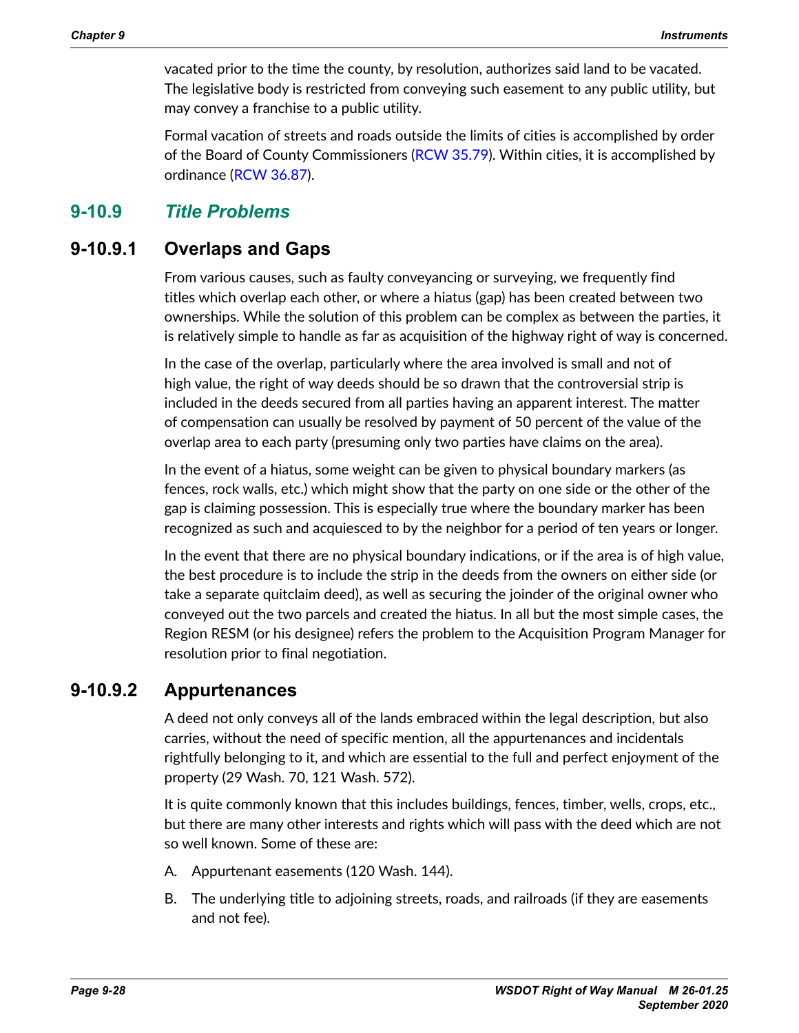vacated prior to the time the county, by resolution, authorizes said land to be vacated. The legislative body is restricted from conveying such easement to any public utility, but may convey a franchise to a public utility.

Formal vacation of streets and roads outside the limits of cities is accomplished by order of the Board of County Commissioners (RCW 35.79). Within cities, it is accomplished by ordinance (RCW 36.87).

## 9-10.9 *Title Problems*

### 9-10.9.1 Overlaps and Gaps

From various causes, such as faulty conveyancing or surveying, we frequently find titles which overlap each other, or where a hiatus (gap) has been created between two ownerships. While the solution of this problem can be complex as between the parties, it is relatively simple to handle as far as acquisition of the highway right of way is concerned.

In the case of the overlap, particularly where the area involved is small and not of high value, the right of way deeds should be so drawn that the controversial strip is included in the deeds secured from all parties having an apparent interest. The matter of compensation can usually be resolved by payment of 50 percent of the value of the overlap area to each party (presuming only two parties have claims on the area).

In the event of a hiatus, some weight can be given to physical boundary markers (as fences, rock walls, etc.) which might show that the party on one side or the other of the gap is claiming possession. This is especially true where the boundary marker has been recognized as such and acquiesced to by the neighbor for a period of ten years or longer.

In the event that there are no physical boundary indications, or if the area is of high value, the best procedure is to include the strip in the deeds from the owners on either side (or take a separate quitclaim deed), as well as securing the joinder of the original owner who conveyed out the two parcels and created the hiatus. In all but the most simple cases, the Region RESM (or his designee) refers the problem to the Acquisition Program Manager for resolution prior to final negotiation.

### 9-10.9.2 Appurtenances

A deed not only conveys all of the lands embraced within the legal description, but also carries, without the need of specific mention, all the appurtenances and incidentals rightfully belonging to it, and which are essential to the full and perfect enjoyment of the property (29 Wash. 70, 121 Wash. 572).

It is quite commonly known that this includes buildings, fences, timber, wells, crops, etc., but there are many other interests and rights which will pass with the deed which are not so well known. Some of these are:

A. Appurtenant easements (120 Wash. 144).

B. The underlying title to adjoining streets, roads, and railroads (if they are easements and not fee).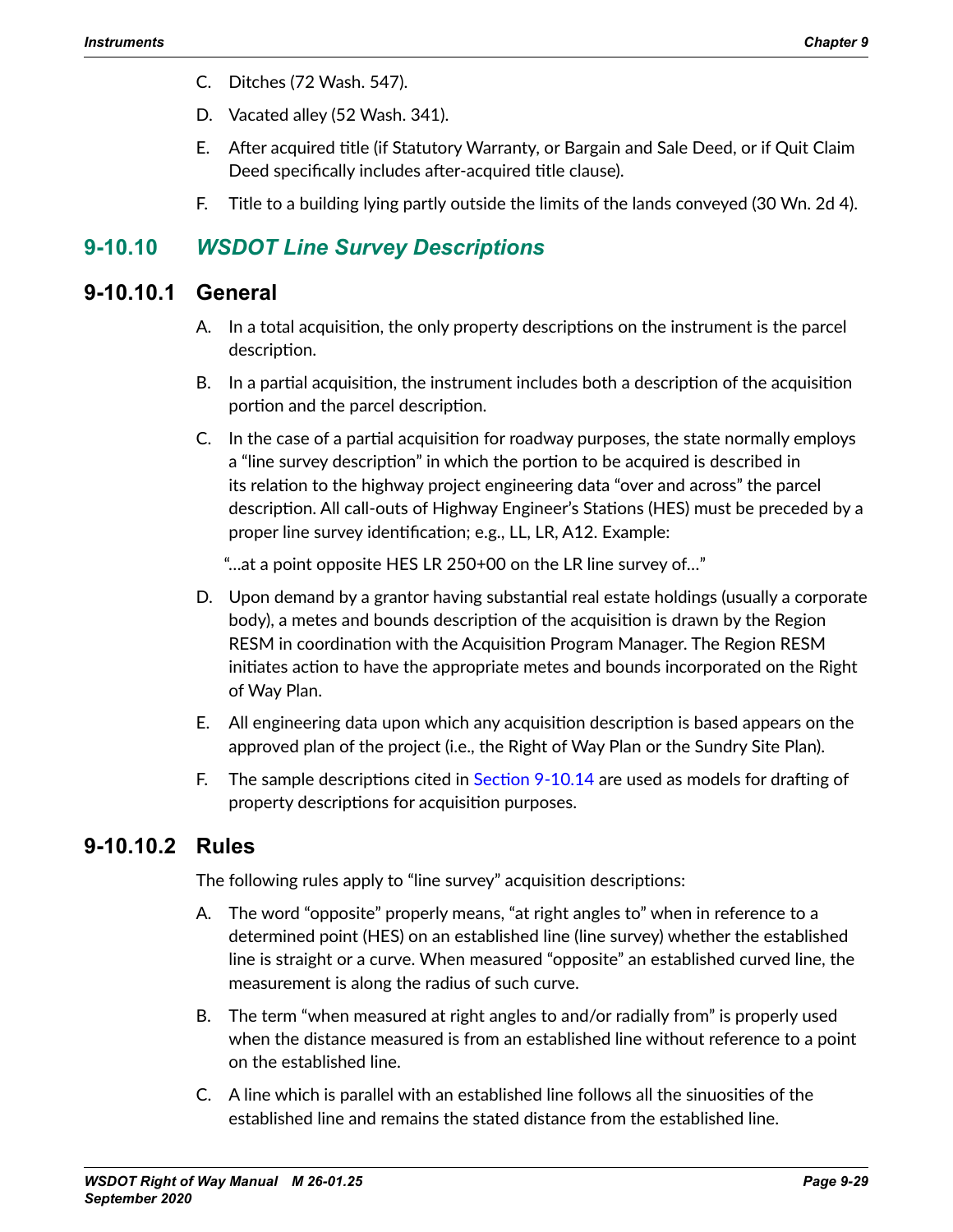C. Ditches (72 Wash. 547).

D. Vacated alley (52 Wash. 341).

E. After acquired title (if Statutory Warranty, or Bargain and Sale Deed, or if Quit Claim Deed specifically includes after-acquired title clause).

F. Title to a building lying partly outside the limits of the lands conveyed (30 Wn. 2d 4).

## 9-10.10 *WSDOT Line Survey Descriptions*

### 9-10.10.1 General

A. In a total acquisition, the only property descriptions on the instrument is the parcel description.

B. In a partial acquisition, the instrument includes both a description of the acquisition portion and the parcel description.

C. In the case of a partial acquisition for roadway purposes, the state normally employs a "line survey description" in which the portion to be acquired is described in its relation to the highway project engineering data "over and across" the parcel description. All call-outs of Highway Engineer's Stations (HES) must be preceded by a proper line survey identification; e.g., LL, LR, A12. Example:

   "…at a point opposite HES LR 250+00 on the LR line survey of…"

D. Upon demand by a grantor having substantial real estate holdings (usually a corporate body), a metes and bounds description of the acquisition is drawn by the Region RESM in coordination with the Acquisition Program Manager. The Region RESM initiates action to have the appropriate metes and bounds incorporated on the Right of Way Plan.

E. All engineering data upon which any acquisition description is based appears on the approved plan of the project (i.e., the Right of Way Plan or the Sundry Site Plan).

F. The sample descriptions cited in Section 9-10.14 are used as models for drafting of property descriptions for acquisition purposes.

### 9-10.10.2 Rules

The following rules apply to "line survey" acquisition descriptions:

A. The word "opposite" properly means, "at right angles to" when in reference to a determined point (HES) on an established line (line survey) whether the established line is straight or a curve. When measured "opposite" an established curved line, the measurement is along the radius of such curve.

B. The term "when measured at right angles to and/or radially from" is properly used when the distance measured is from an established line without reference to a point on the established line.

C. A line which is parallel with an established line follows all the sinuosities of the established line and remains the stated distance from the established line.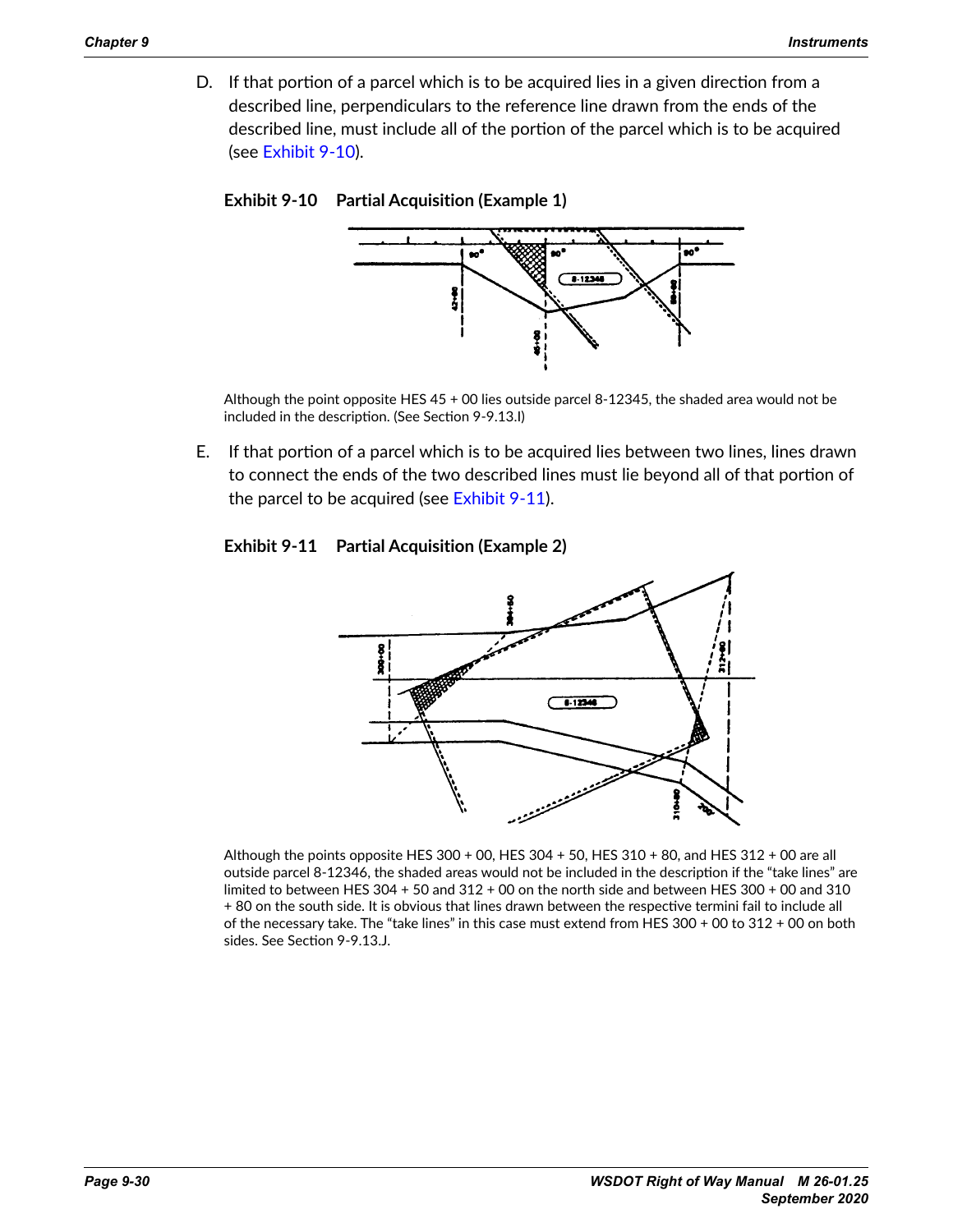D. If that portion of a parcel which is to be acquired lies in a given direction from a described line, perpendiculars to the reference line drawn from the ends of the described line, must include all of the portion of the parcel which is to be acquired (see Exhibit 9-10).

**Exhibit 9-10 Partial Acquisition (Example 1)**

Although the point opposite HES 45 + 00 lies outside parcel 8-12345, the shaded area would not be included in the description. (See Section 9-9.13.I)

E. If that portion of a parcel which is to be acquired lies between two lines, lines drawn to connect the ends of the two described lines must lie beyond all of that portion of the parcel to be acquired (see Exhibit 9-11).

**Exhibit 9-11 Partial Acquisition (Example 2)**

Although the points opposite HES 300 + 00, HES 304 + 50, HES 310 + 80, and HES 312 + 00 are all outside parcel 8-12346, the shaded areas would not be included in the description if the "take lines" are limited to between HES 304 + 50 and 312 + 00 on the north side and between HES 300 + 00 and 310 + 80 on the south side. It is obvious that lines drawn between the respective termini fail to include all of the necessary take. The "take lines" in this case must extend from HES 300 + 00 to 312 + 00 on both sides. See Section 9-9.13.J.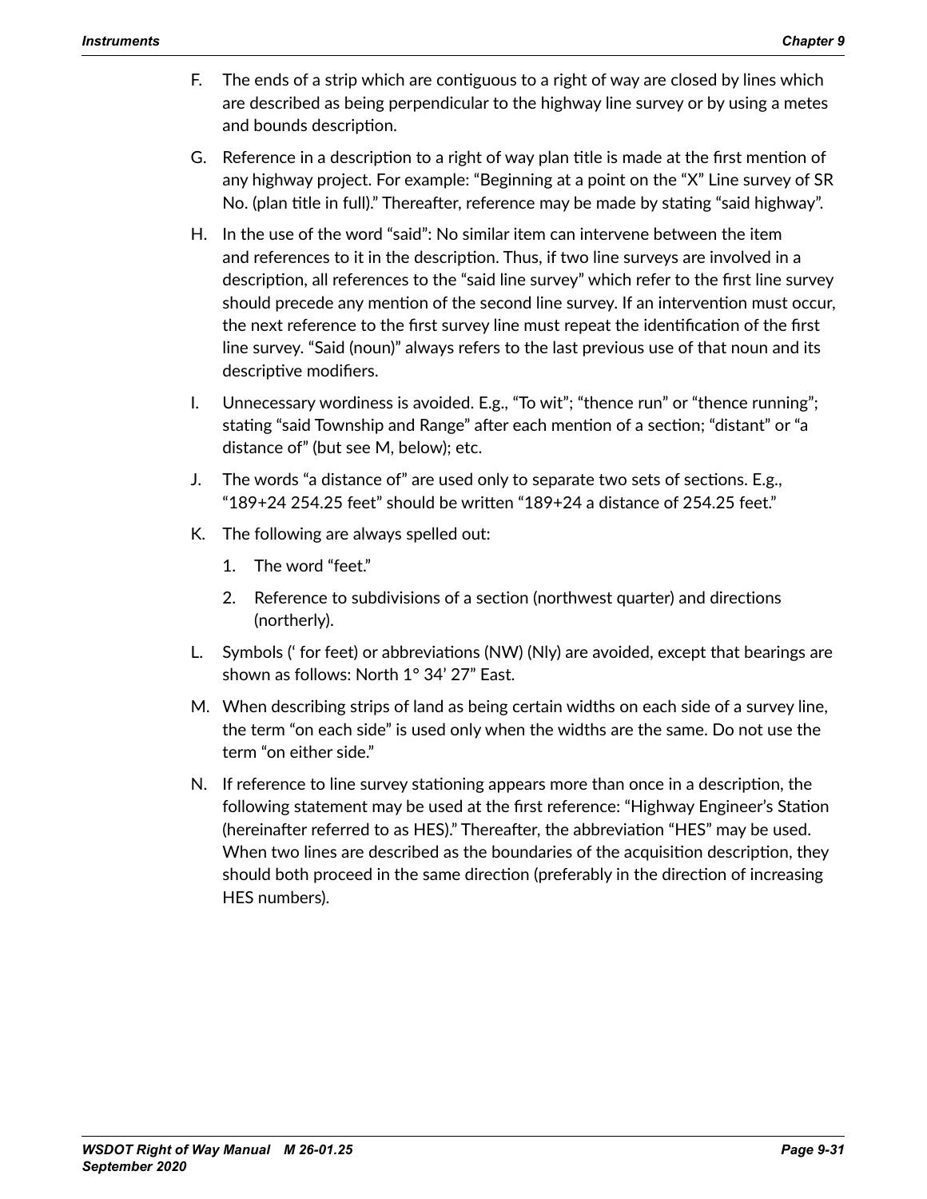F. The ends of a strip which are contiguous to a right of way are closed by lines which are described as being perpendicular to the highway line survey or by using a metes and bounds description.

G. Reference in a description to a right of way plan title is made at the first mention of any highway project. For example: "Beginning at a point on the "X" Line survey of SR No. (plan title in full)." Thereafter, reference may be made by stating "said highway".

H. In the use of the word "said": No similar item can intervene between the item and references to it in the description. Thus, if two line surveys are involved in a description, all references to the "said line survey" which refer to the first line survey should precede any mention of the second line survey. If an intervention must occur, the next reference to the first survey line must repeat the identification of the first line survey. "Said (noun)" always refers to the last previous use of that noun and its descriptive modifiers.

I. Unnecessary wordiness is avoided. E.g., "To wit"; "thence run" or "thence running"; stating "said Township and Range" after each mention of a section; "distant" or "a distance of" (but see M, below); etc.

J. The words "a distance of" are used only to separate two sets of sections. E.g., "189+24 254.25 feet" should be written "189+24 a distance of 254.25 feet."

K. The following are always spelled out:

   1. The word "feet."

   2. Reference to subdivisions of a section (northwest quarter) and directions (northerly).

L. Symbols (' for feet) or abbreviations (NW) (Nly) are avoided, except that bearings are shown as follows: North 1° 34' 27" East.

M. When describing strips of land as being certain widths on each side of a survey line, the term "on each side" is used only when the widths are the same. Do not use the term "on either side."

N. If reference to line survey stationing appears more than once in a description, the following statement may be used at the first reference: "Highway Engineer's Station (hereinafter referred to as HES)." Thereafter, the abbreviation "HES" may be used. When two lines are described as the boundaries of the acquisition description, they should both proceed in the same direction (preferably in the direction of increasing HES numbers).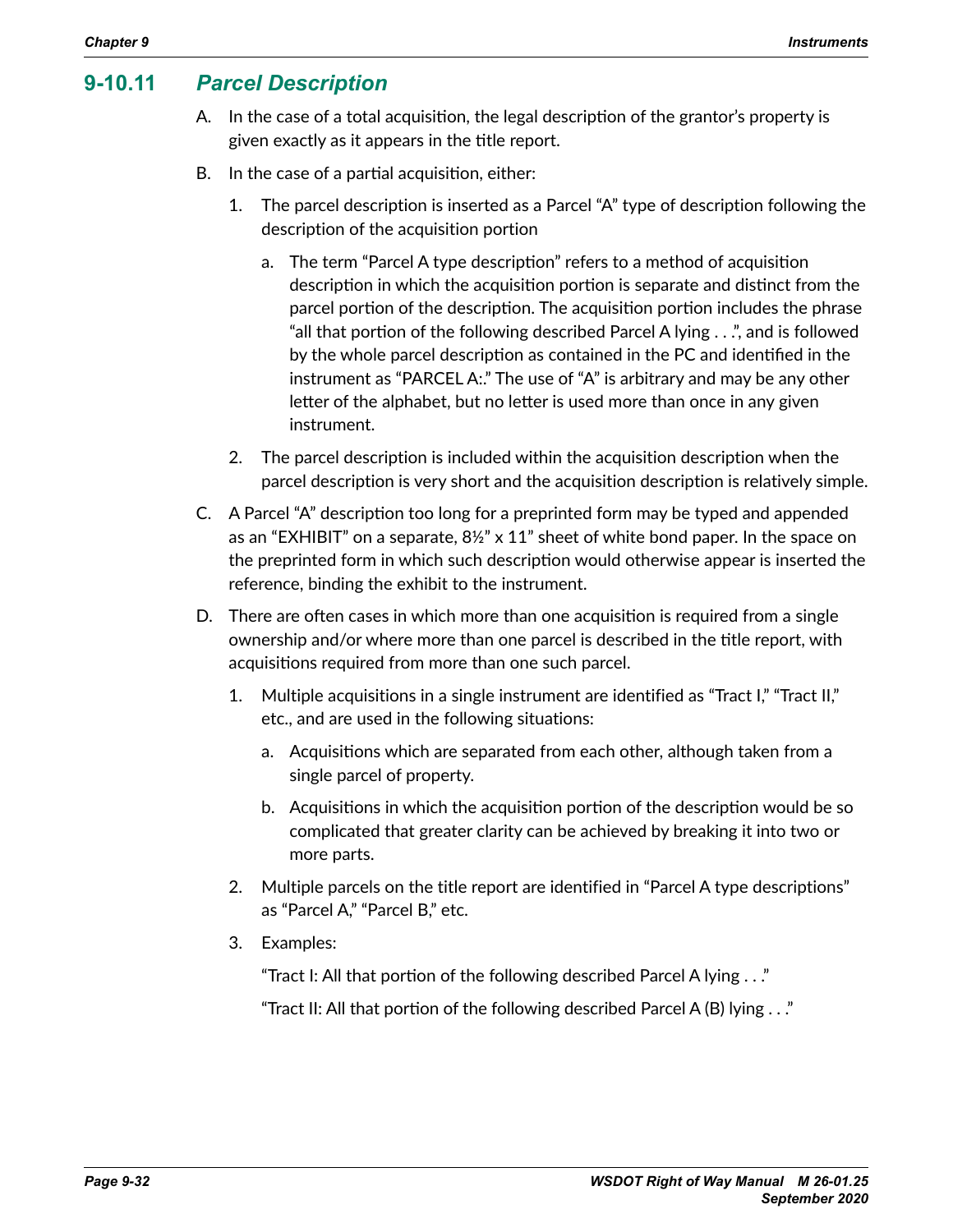## 9-10.11 *Parcel Description*

A. In the case of a total acquisition, the legal description of the grantor's property is given exactly as it appears in the title report.

B. In the case of a partial acquisition, either:

   1. The parcel description is inserted as a Parcel "A" type of description following the description of the acquisition portion

      a. The term "Parcel A type description" refers to a method of acquisition description in which the acquisition portion is separate and distinct from the parcel portion of the description. The acquisition portion includes the phrase "all that portion of the following described Parcel A lying . . .", and is followed by the whole parcel description as contained in the PC and identified in the instrument as "PARCEL A:." The use of "A" is arbitrary and may be any other letter of the alphabet, but no letter is used more than once in any given instrument.

   2. The parcel description is included within the acquisition description when the parcel description is very short and the acquisition description is relatively simple.

C. A Parcel "A" description too long for a preprinted form may be typed and appended as an "EXHIBIT" on a separate, 8½" x 11" sheet of white bond paper. In the space on the preprinted form in which such description would otherwise appear is inserted the reference, binding the exhibit to the instrument.

D. There are often cases in which more than one acquisition is required from a single ownership and/or where more than one parcel is described in the title report, with acquisitions required from more than one such parcel.

   1. Multiple acquisitions in a single instrument are identified as "Tract I," "Tract II," etc., and are used in the following situations:

      a. Acquisitions which are separated from each other, although taken from a single parcel of property.

      b. Acquisitions in which the acquisition portion of the description would be so complicated that greater clarity can be achieved by breaking it into two or more parts.

   2. Multiple parcels on the title report are identified in "Parcel A type descriptions" as "Parcel A," "Parcel B," etc.

   3. Examples:

      "Tract I: All that portion of the following described Parcel A lying . . ."

      "Tract II: All that portion of the following described Parcel A (B) lying . . ."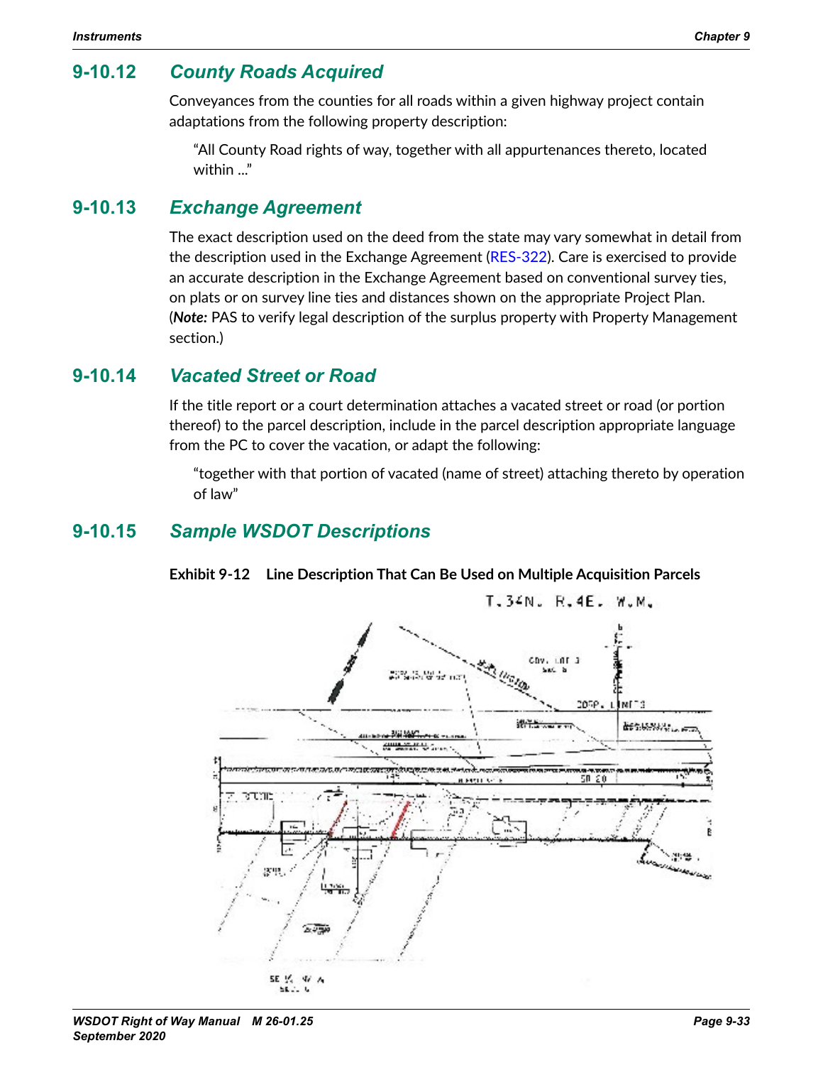## 9-10.12 *County Roads Acquired*

Conveyances from the counties for all roads within a given highway project contain adaptations from the following property description:

> "All County Road rights of way, together with all appurtenances thereto, located within ..."

## 9-10.13 *Exchange Agreement*

The exact description used on the deed from the state may vary somewhat in detail from the description used in the Exchange Agreement (RES-322). Care is exercised to provide an accurate description in the Exchange Agreement based on conventional survey ties, on plats or on survey line ties and distances shown on the appropriate Project Plan. (***Note:*** PAS to verify legal description of the surplus property with Property Management section.)

## 9-10.14 *Vacated Street or Road*

If the title report or a court determination attaches a vacated street or road (or portion thereof) to the parcel description, include in the parcel description appropriate language from the PC to cover the vacation, or adapt the following:

> "together with that portion of vacated (name of street) attaching thereto by operation of law"

## 9-10.15 *Sample WSDOT Descriptions*

**Exhibit 9-12 Line Description That Can Be Used on Multiple Acquisition Parcels**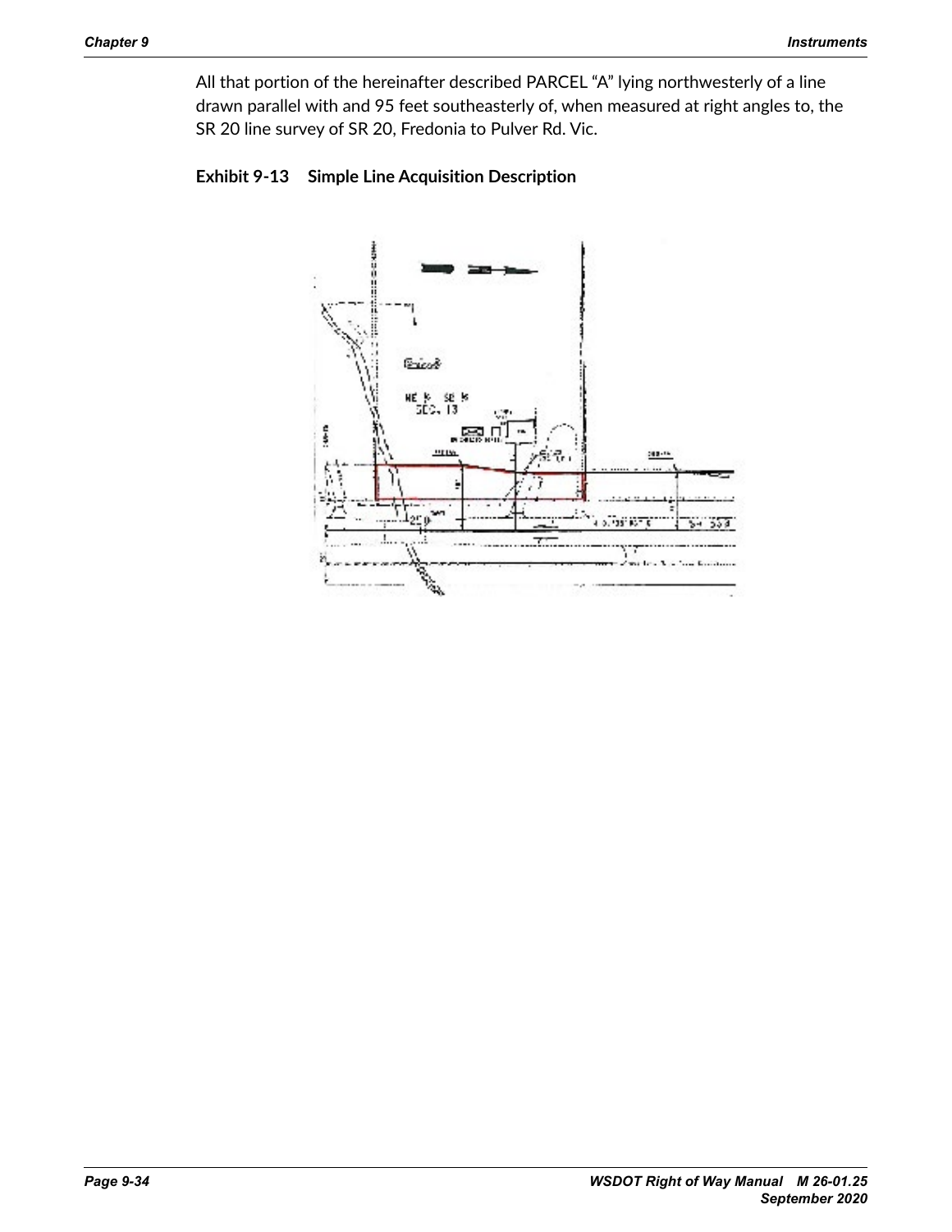All that portion of the hereinafter described PARCEL "A" lying northwesterly of a line drawn parallel with and 95 feet southeasterly of, when measured at right angles to, the SR 20 line survey of SR 20, Fredonia to Pulver Rd. Vic.

**Exhibit 9-13 Simple Line Acquisition Description**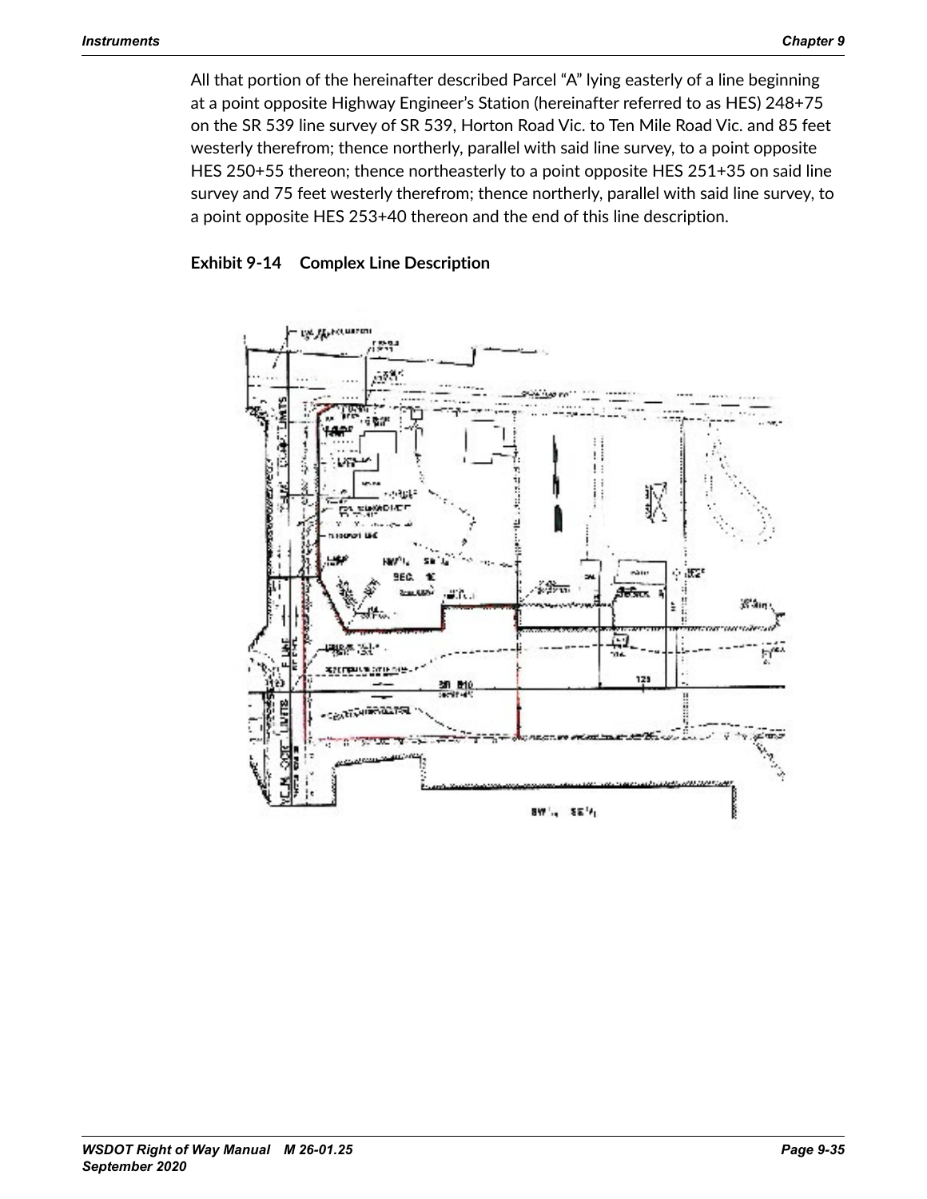All that portion of the hereinafter described Parcel "A" lying easterly of a line beginning at a point opposite Highway Engineer's Station (hereinafter referred to as HES) 248+75 on the SR 539 line survey of SR 539, Horton Road Vic. to Ten Mile Road Vic. and 85 feet westerly therefrom; thence northerly, parallel with said line survey, to a point opposite HES 250+55 thereon; thence northeasterly to a point opposite HES 251+35 on said line survey and 75 feet westerly therefrom; thence northerly, parallel with said line survey, to a point opposite HES 253+40 thereon and the end of this line description.

**Exhibit 9-14 Complex Line Description**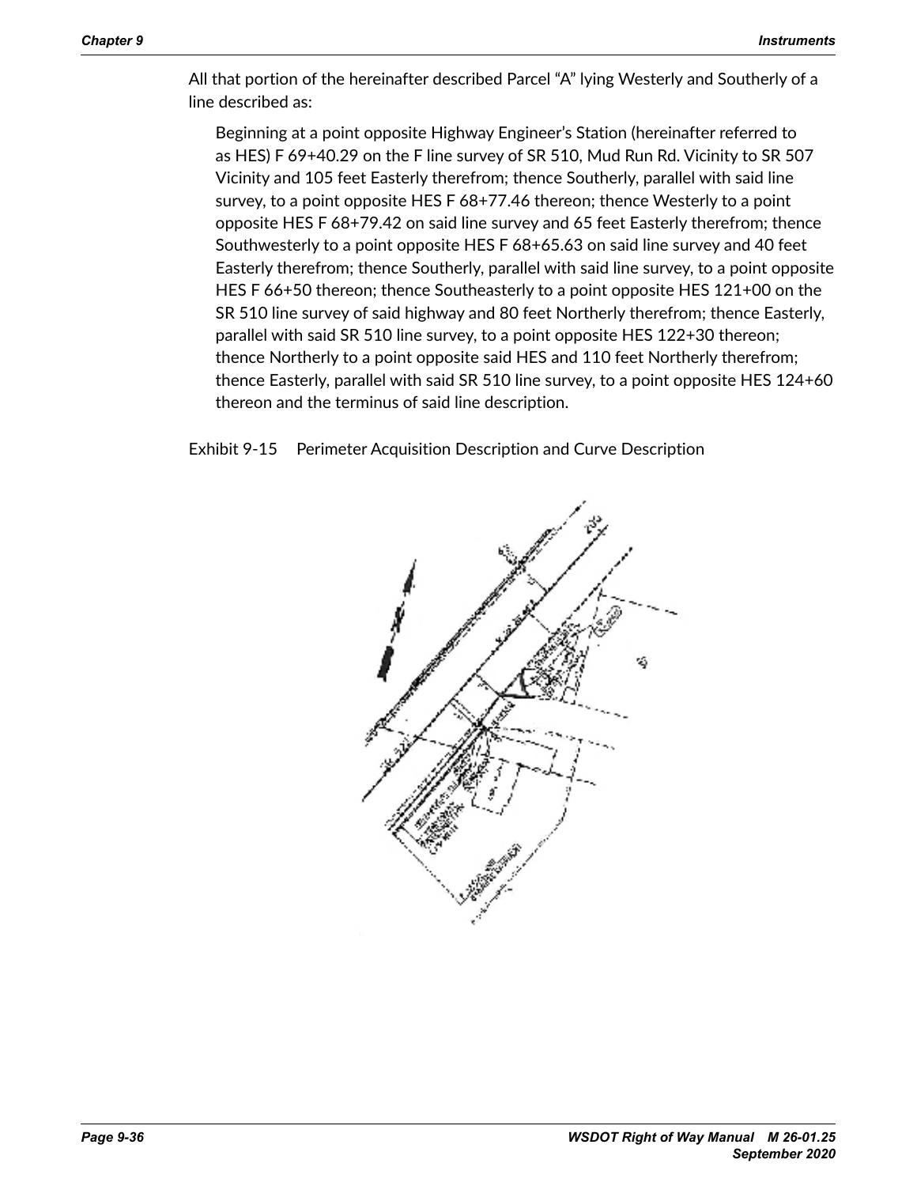All that portion of the hereinafter described Parcel "A" lying Westerly and Southerly of a line described as:

> Beginning at a point opposite Highway Engineer's Station (hereinafter referred to as HES) F 69+40.29 on the F line survey of SR 510, Mud Run Rd. Vicinity to SR 507 Vicinity and 105 feet Easterly therefrom; thence Southerly, parallel with said line survey, to a point opposite HES F 68+77.46 thereon; thence Westerly to a point opposite HES F 68+79.42 on said line survey and 65 feet Easterly therefrom; thence Southwesterly to a point opposite HES F 68+65.63 on said line survey and 40 feet Easterly therefrom; thence Southerly, parallel with said line survey, to a point opposite HES F 66+50 thereon; thence Southeasterly to a point opposite HES 121+00 on the SR 510 line survey of said highway and 80 feet Northerly therefrom; thence Easterly, parallel with said SR 510 line survey, to a point opposite HES 122+30 thereon; thence Northerly to a point opposite said HES and 110 feet Northerly therefrom; thence Easterly, parallel with said SR 510 line survey, to a point opposite HES 124+60 thereon and the terminus of said line description.

Exhibit 9-15 Perimeter Acquisition Description and Curve Description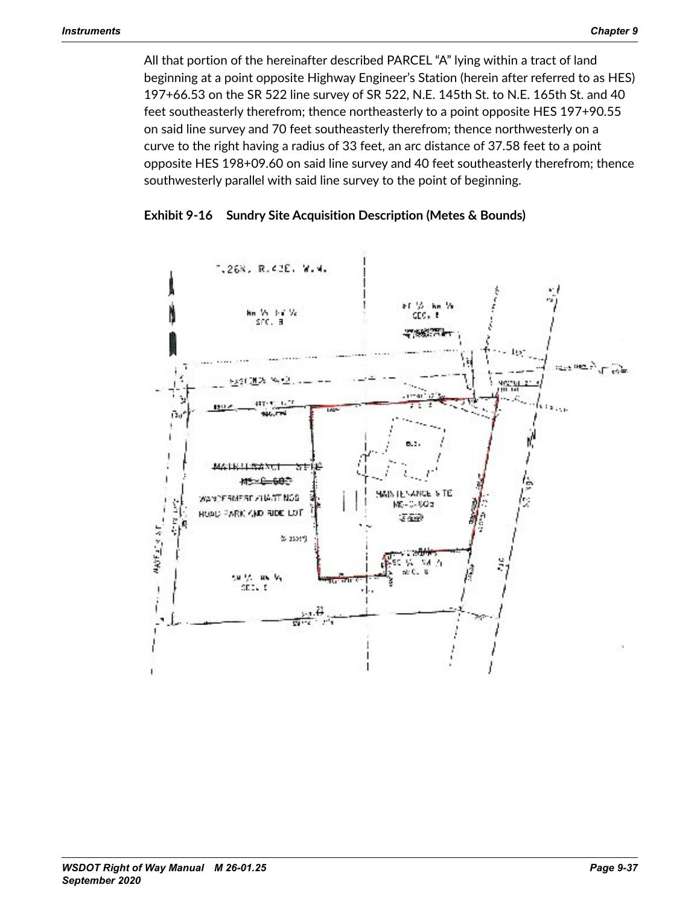All that portion of the hereinafter described PARCEL "A" lying within a tract of land beginning at a point opposite Highway Engineer's Station (herein after referred to as HES) 197+66.53 on the SR 522 line survey of SR 522, N.E. 145th St. to N.E. 165th St. and 40 feet southeasterly therefrom; thence northeasterly to a point opposite HES 197+90.55 on said line survey and 70 feet southeasterly therefrom; thence northwesterly on a curve to the right having a radius of 33 feet, an arc distance of 37.58 feet to a point opposite HES 198+09.60 on said line survey and 40 feet southeasterly therefrom; thence southwesterly parallel with said line survey to the point of beginning.

**Exhibit 9-16 Sundry Site Acquisition Description (Metes & Bounds)**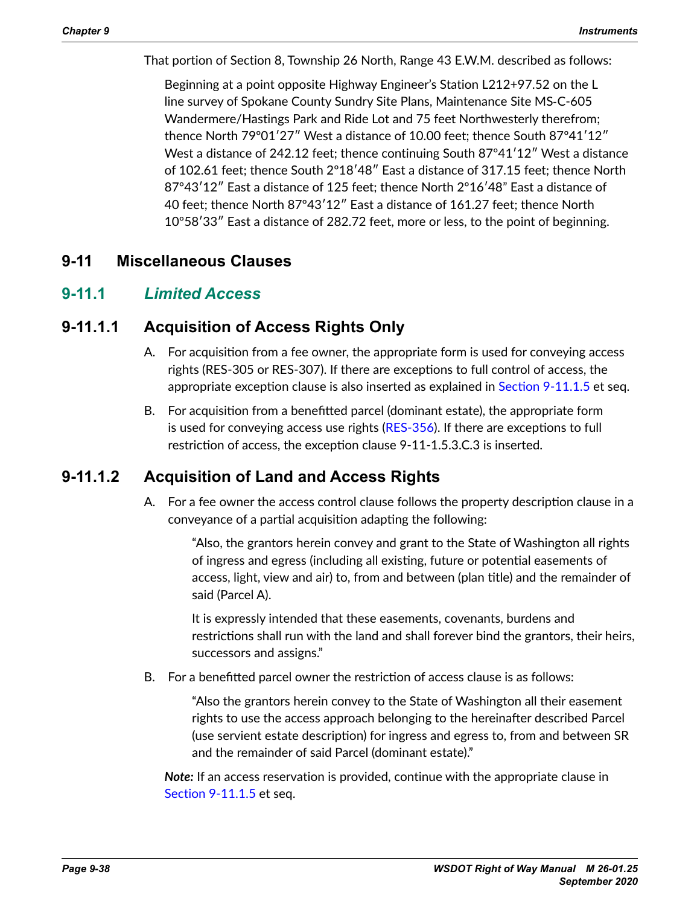That portion of Section 8, Township 26 North, Range 43 E.W.M. described as follows:

> Beginning at a point opposite Highway Engineer's Station L212+97.52 on the L line survey of Spokane County Sundry Site Plans, Maintenance Site MS-C-605 Wandermere/Hastings Park and Ride Lot and 75 feet Northwesterly therefrom; thence North 79º01′27″ West a distance of 10.00 feet; thence South 87°41′12″ West a distance of 242.12 feet; thence continuing South 87°41′12″ West a distance of 102.61 feet; thence South 2°18′48″ East a distance of 317.15 feet; thence North 87°43′12″ East a distance of 125 feet; thence North 2°16′48" East a distance of 40 feet; thence North 87°43′12″ East a distance of 161.27 feet; thence North 10°58′33″ East a distance of 282.72 feet, more or less, to the point of beginning.

## 9-11 Miscellaneous Clauses

### 9-11.1 *Limited Access*

#### 9-11.1.1 Acquisition of Access Rights Only

A. For acquisition from a fee owner, the appropriate form is used for conveying access rights (RES-305 or RES-307). If there are exceptions to full control of access, the appropriate exception clause is also inserted as explained in Section 9-11.1.5 et seq.

B. For acquisition from a benefitted parcel (dominant estate), the appropriate form is used for conveying access use rights (RES-356). If there are exceptions to full restriction of access, the exception clause 9-11-1.5.3.C.3 is inserted.

#### 9-11.1.2 Acquisition of Land and Access Rights

A. For a fee owner the access control clause follows the property description clause in a conveyance of a partial acquisition adapting the following:

> "Also, the grantors herein convey and grant to the State of Washington all rights of ingress and egress (including all existing, future or potential easements of access, light, view and air) to, from and between (plan title) and the remainder of said (Parcel A).
>
> It is expressly intended that these easements, covenants, burdens and restrictions shall run with the land and shall forever bind the grantors, their heirs, successors and assigns."

B. For a benefitted parcel owner the restriction of access clause is as follows:

> "Also the grantors herein convey to the State of Washington all their easement rights to use the access approach belonging to the hereinafter described Parcel (use servient estate description) for ingress and egress to, from and between SR and the remainder of said Parcel (dominant estate)."

***Note:*** If an access reservation is provided, continue with the appropriate clause in Section 9-11.1.5 et seq.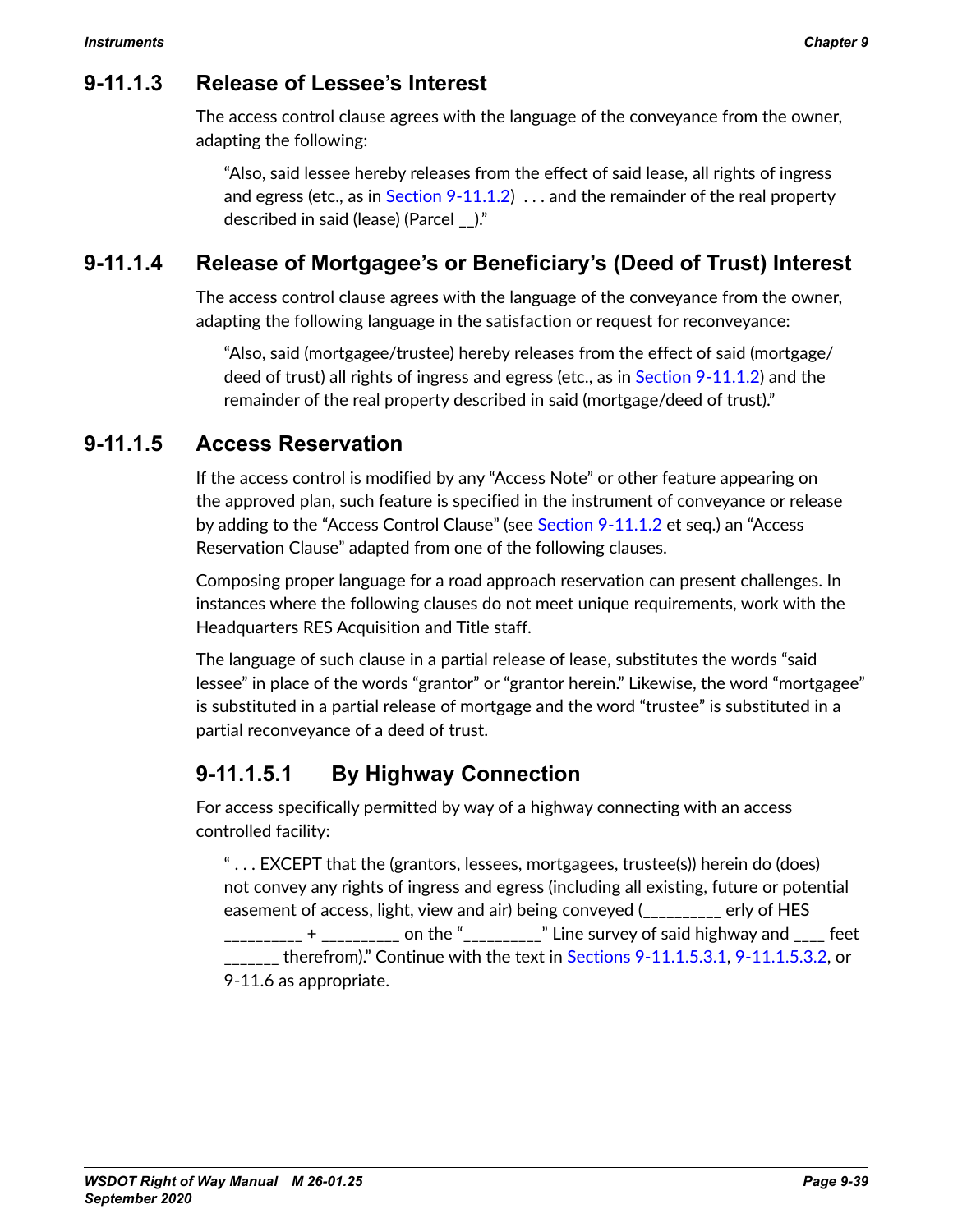### 9-11.1.3 Release of Lessee's Interest

The access control clause agrees with the language of the conveyance from the owner, adapting the following:

> "Also, said lessee hereby releases from the effect of said lease, all rights of ingress and egress (etc., as in Section 9-11.1.2) . . . and the remainder of the real property described in said (lease) (Parcel __)."

### 9-11.1.4 Release of Mortgagee's or Beneficiary's (Deed of Trust) Interest

The access control clause agrees with the language of the conveyance from the owner, adapting the following language in the satisfaction or request for reconveyance:

> "Also, said (mortgagee/trustee) hereby releases from the effect of said (mortgage/deed of trust) all rights of ingress and egress (etc., as in Section 9-11.1.2) and the remainder of the real property described in said (mortgage/deed of trust)."

### 9-11.1.5 Access Reservation

If the access control is modified by any "Access Note" or other feature appearing on the approved plan, such feature is specified in the instrument of conveyance or release by adding to the "Access Control Clause" (see Section 9-11.1.2 et seq.) an "Access Reservation Clause" adapted from one of the following clauses.

Composing proper language for a road approach reservation can present challenges. In instances where the following clauses do not meet unique requirements, work with the Headquarters RES Acquisition and Title staff.

The language of such clause in a partial release of lease, substitutes the words "said lessee" in place of the words "grantor" or "grantor herein." Likewise, the word "mortgagee" is substituted in a partial release of mortgage and the word "trustee" is substituted in a partial reconveyance of a deed of trust.

#### 9-11.1.5.1 By Highway Connection

For access specifically permitted by way of a highway connecting with an access controlled facility:

> " . . . EXCEPT that the (grantors, lessees, mortgagees, trustee(s)) herein do (does) not convey any rights of ingress and egress (including all existing, future or potential easement of access, light, view and air) being conveyed (_________ erly of HES _________ + _________ on the "_________" Line survey of said highway and ____ feet ______ therefrom)." Continue with the text in Sections 9-11.1.5.3.1, 9-11.1.5.3.2, or 9-11.6 as appropriate.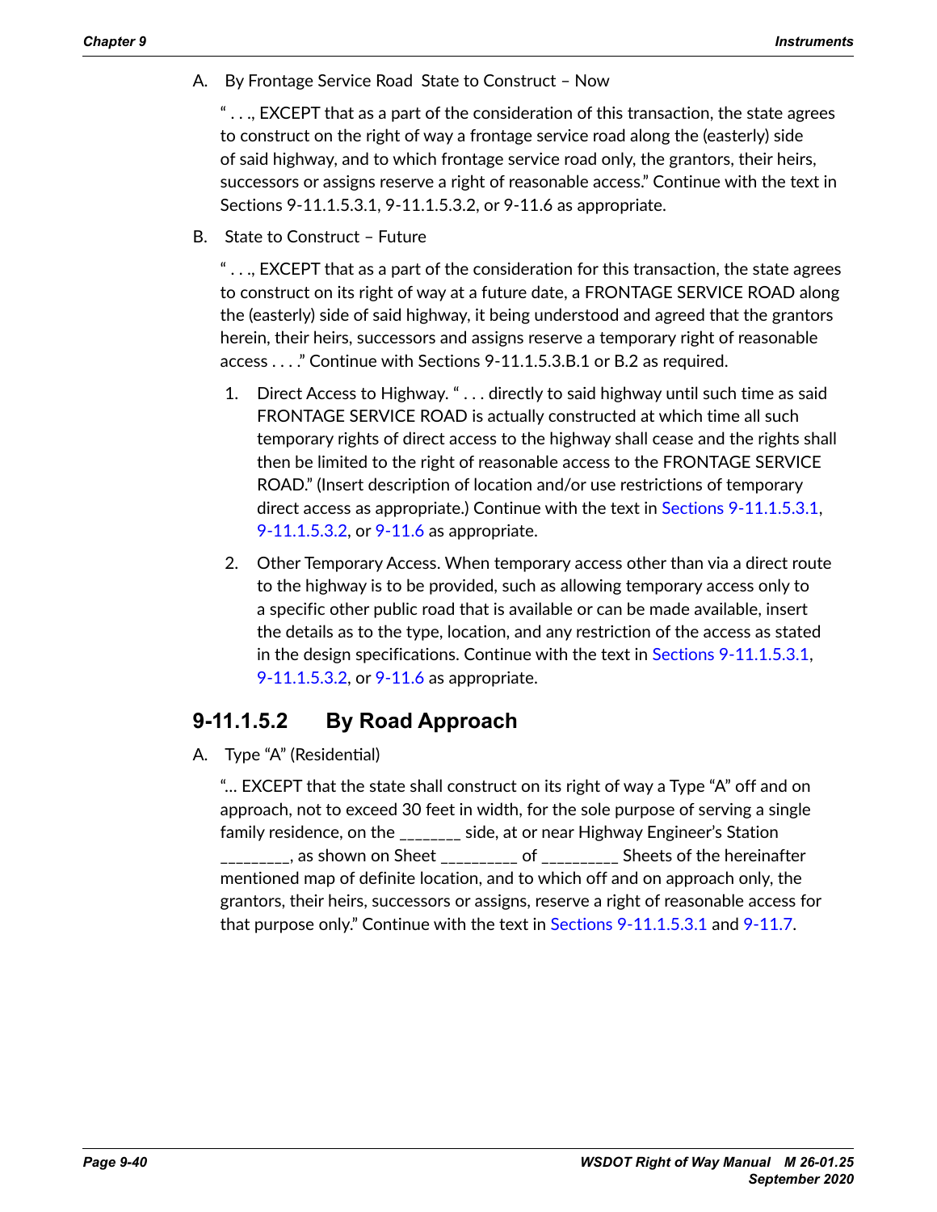A. By Frontage Service Road State to Construct – Now

   " . . ., EXCEPT that as a part of the consideration of this transaction, the state agrees to construct on the right of way a frontage service road along the (easterly) side of said highway, and to which frontage service road only, the grantors, their heirs, successors or assigns reserve a right of reasonable access." Continue with the text in Sections 9-11.1.5.3.1, 9-11.1.5.3.2, or 9-11.6 as appropriate.

B. State to Construct – Future

   " . . ., EXCEPT that as a part of the consideration for this transaction, the state agrees to construct on its right of way at a future date, a FRONTAGE SERVICE ROAD along the (easterly) side of said highway, it being understood and agreed that the grantors herein, their heirs, successors and assigns reserve a temporary right of reasonable access . . . ." Continue with Sections 9-11.1.5.3.B.1 or B.2 as required.

   1. Direct Access to Highway. " . . . directly to said highway until such time as said FRONTAGE SERVICE ROAD is actually constructed at which time all such temporary rights of direct access to the highway shall cease and the rights shall then be limited to the right of reasonable access to the FRONTAGE SERVICE ROAD." (Insert description of location and/or use restrictions of temporary direct access as appropriate.) Continue with the text in Sections 9-11.1.5.3.1, 9-11.1.5.3.2, or 9-11.6 as appropriate.

   2. Other Temporary Access. When temporary access other than via a direct route to the highway is to be provided, such as allowing temporary access only to a specific other public road that is available or can be made available, insert the details as to the type, location, and any restriction of the access as stated in the design specifications. Continue with the text in Sections 9-11.1.5.3.1, 9-11.1.5.3.2, or 9-11.6 as appropriate.

### 9-11.1.5.2 By Road Approach

A. Type "A" (Residential)

   "… EXCEPT that the state shall construct on its right of way a Type "A" off and on approach, not to exceed 30 feet in width, for the sole purpose of serving a single family residence, on the _______ side, at or near Highway Engineer's Station ________, as shown on Sheet _________ of _________ Sheets of the hereinafter mentioned map of definite location, and to which off and on approach only, the grantors, their heirs, successors or assigns, reserve a right of reasonable access for that purpose only." Continue with the text in Sections 9-11.1.5.3.1 and 9-11.7.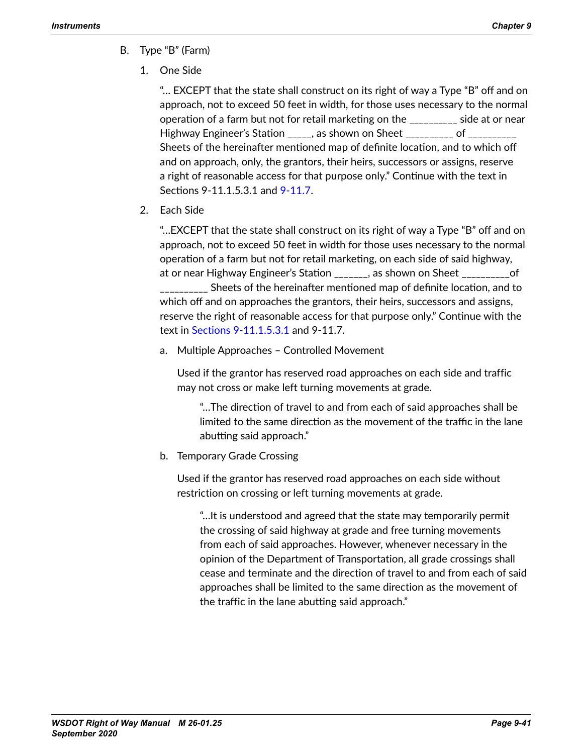B. Type “B” (Farm)

1. One Side

   “… EXCEPT that the state shall construct on its right of way a Type “B” off and on approach, not to exceed 50 feet in width, for those uses necessary to the normal operation of a farm but not for retail marketing on the _________ side at or near Highway Engineer’s Station _____, as shown on Sheet _________ of _________ Sheets of the hereinafter mentioned map of definite location, and to which off and on approach, only, the grantors, their heirs, successors or assigns, reserve a right of reasonable access for that purpose only.” Continue with the text in Sections 9-11.1.5.3.1 and 9-11.7.

2. Each Side

   “…EXCEPT that the state shall construct on its right of way a Type “B” off and on approach, not to exceed 50 feet in width for those uses necessary to the normal operation of a farm but not for retail marketing, on each side of said highway, at or near Highway Engineer’s Station ______, as shown on Sheet _________of _________ Sheets of the hereinafter mentioned map of definite location, and to which off and on approaches the grantors, their heirs, successors and assigns, reserve the right of reasonable access for that purpose only.” Continue with the text in Sections 9-11.1.5.3.1 and 9-11.7.

   a. Multiple Approaches – Controlled Movement

      Used if the grantor has reserved road approaches on each side and traffic may not cross or make left turning movements at grade.

      > “…The direction of travel to and from each of said approaches shall be limited to the same direction as the movement of the traffic in the lane abutting said approach.”

   b. Temporary Grade Crossing

      Used if the grantor has reserved road approaches on each side without restriction on crossing or left turning movements at grade.

      > “…It is understood and agreed that the state may temporarily permit the crossing of said highway at grade and free turning movements from each of said approaches. However, whenever necessary in the opinion of the Department of Transportation, all grade crossings shall cease and terminate and the direction of travel to and from each of said approaches shall be limited to the same direction as the movement of the traffic in the lane abutting said approach.”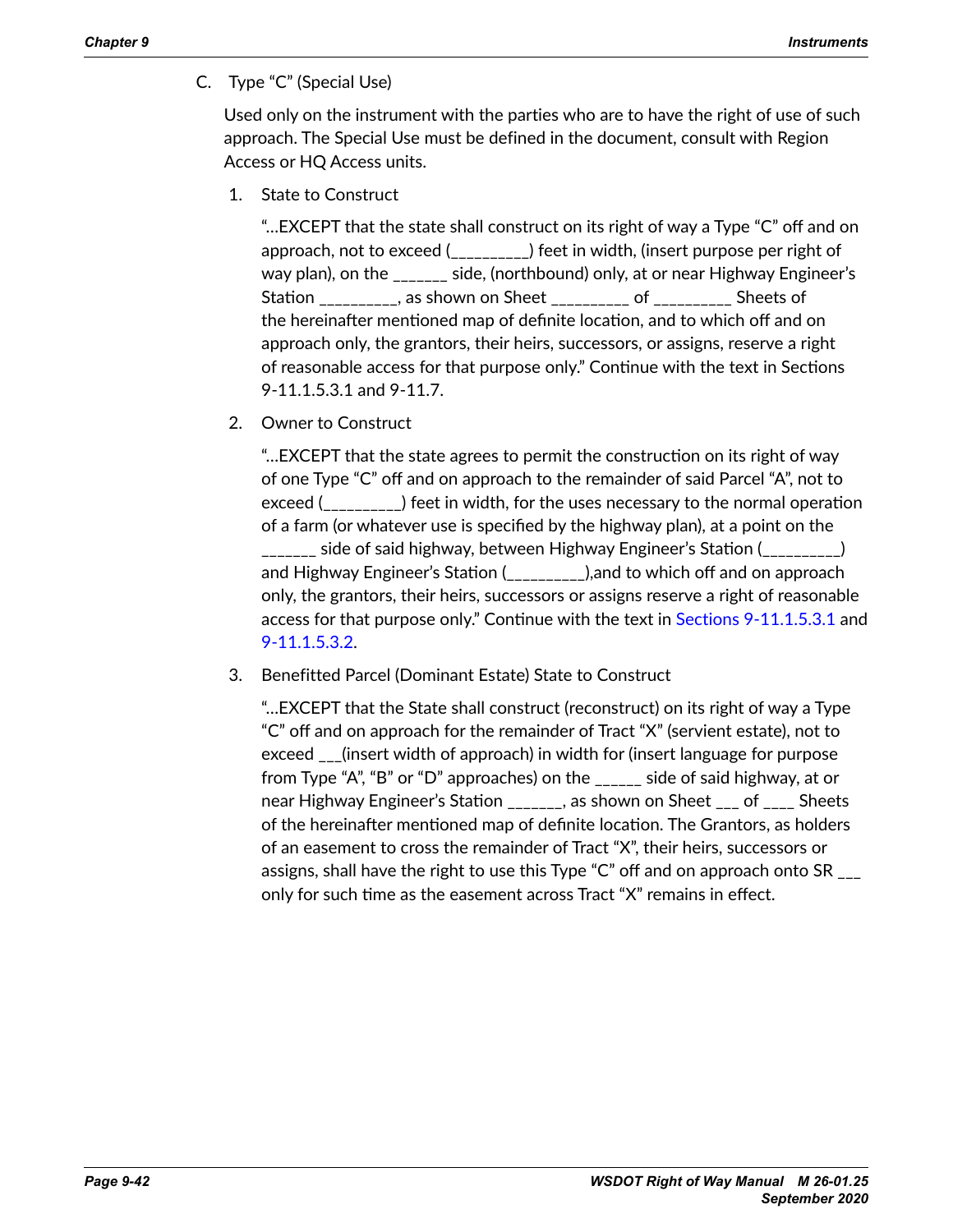C. Type "C" (Special Use)

Used only on the instrument with the parties who are to have the right of use of such approach. The Special Use must be defined in the document, consult with Region Access or HQ Access units.

1. State to Construct

   "…EXCEPT that the state shall construct on its right of way a Type "C" off and on approach, not to exceed (_________) feet in width, (insert purpose per right of way plan), on the ______ side, (northbound) only, at or near Highway Engineer's Station _________, as shown on Sheet _________ of _________ Sheets of the hereinafter mentioned map of definite location, and to which off and on approach only, the grantors, their heirs, successors, or assigns, reserve a right of reasonable access for that purpose only." Continue with the text in Sections 9-11.1.5.3.1 and 9-11.7.

2. Owner to Construct

   "…EXCEPT that the state agrees to permit the construction on its right of way of one Type "C" off and on approach to the remainder of said Parcel "A", not to exceed (_________) feet in width, for the uses necessary to the normal operation of a farm (or whatever use is specified by the highway plan), at a point on the ______ side of said highway, between Highway Engineer's Station (_________) and Highway Engineer's Station (_________),and to which off and on approach only, the grantors, their heirs, successors or assigns reserve a right of reasonable access for that purpose only." Continue with the text in Sections 9-11.1.5.3.1 and 9-11.1.5.3.2.

3. Benefitted Parcel (Dominant Estate) State to Construct

   "…EXCEPT that the State shall construct (reconstruct) on its right of way a Type "C" off and on approach for the remainder of Tract "X" (servient estate), not to exceed ___(insert width of approach) in width for (insert language for purpose from Type "A", "B" or "D" approaches) on the _____ side of said highway, at or near Highway Engineer's Station ______, as shown on Sheet ___ of ____ Sheets of the hereinafter mentioned map of definite location. The Grantors, as holders of an easement to cross the remainder of Tract "X", their heirs, successors or assigns, shall have the right to use this Type "C" off and on approach onto SR ___ only for such time as the easement across Tract "X" remains in effect.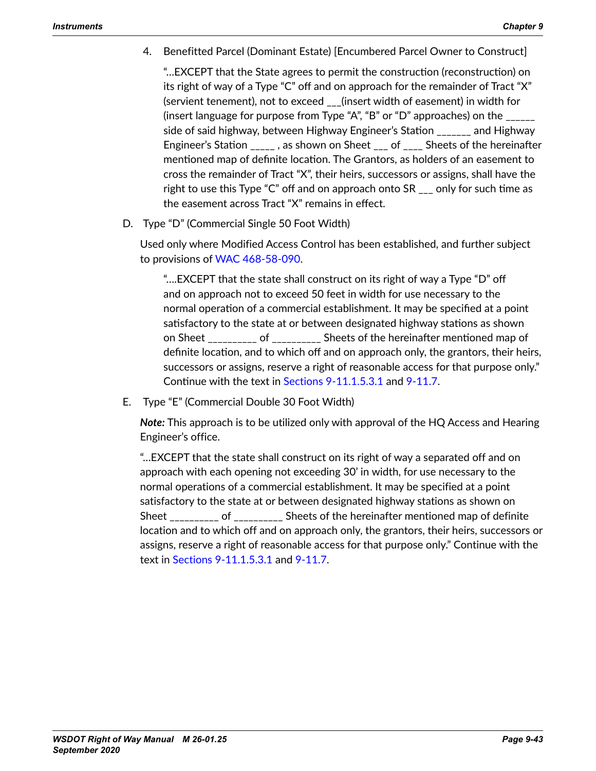4. Benefitted Parcel (Dominant Estate) [Encumbered Parcel Owner to Construct]

   "...EXCEPT that the State agrees to permit the construction (reconstruction) on its right of way of a Type "C" off and on approach for the remainder of Tract "X" (servient tenement), not to exceed ___(insert width of easement) in width for (insert language for purpose from Type "A", "B" or "D" approaches) on the ______ side of said highway, between Highway Engineer's Station _______ and Highway Engineer's Station _____ , as shown on Sheet ___ of ____ Sheets of the hereinafter mentioned map of definite location. The Grantors, as holders of an easement to cross the remainder of Tract "X", their heirs, successors or assigns, shall have the right to use this Type "C" off and on approach onto SR ___ only for such time as the easement across Tract "X" remains in effect.

D. Type "D" (Commercial Single 50 Foot Width)

   Used only where Modified Access Control has been established, and further subject to provisions of WAC 468-58-090.

   "....EXCEPT that the state shall construct on its right of way a Type "D" off and on approach not to exceed 50 feet in width for use necessary to the normal operation of a commercial establishment. It may be specified at a point satisfactory to the state at or between designated highway stations as shown on Sheet _________ of _________ Sheets of the hereinafter mentioned map of definite location, and to which off and on approach only, the grantors, their heirs, successors or assigns, reserve a right of reasonable access for that purpose only." Continue with the text in Sections 9-11.1.5.3.1 and 9-11.7.

E. Type "E" (Commercial Double 30 Foot Width)

   ***Note:*** This approach is to be utilized only with approval of the HQ Access and Hearing Engineer's office.

   "...EXCEPT that the state shall construct on its right of way a separated off and on approach with each opening not exceeding 30' in width, for use necessary to the normal operations of a commercial establishment. It may be specified at a point satisfactory to the state at or between designated highway stations as shown on Sheet _________ of _________ Sheets of the hereinafter mentioned map of definite location and to which off and on approach only, the grantors, their heirs, successors or assigns, reserve a right of reasonable access for that purpose only." Continue with the text in Sections 9-11.1.5.3.1 and 9-11.7.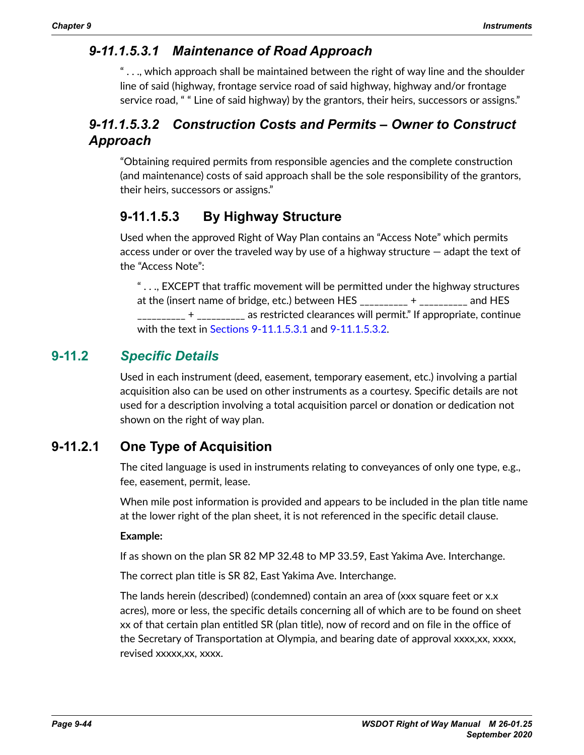#### *9-11.1.5.3.1 Maintenance of Road Approach*

" . . ., which approach shall be maintained between the right of way line and the shoulder line of said (highway, frontage service road of said highway, highway and/or frontage service road, " " Line of said highway) by the grantors, their heirs, successors or assigns."

#### *9-11.1.5.3.2 Construction Costs and Permits – Owner to Construct Approach*

"Obtaining required permits from responsible agencies and the complete construction (and maintenance) costs of said approach shall be the sole responsibility of the grantors, their heirs, successors or assigns."

### 9-11.1.5.3 By Highway Structure

Used when the approved Right of Way Plan contains an "Access Note" which permits access under or over the traveled way by use of a highway structure — adapt the text of the "Access Note":

> " . . ., EXCEPT that traffic movement will be permitted under the highway structures at the (insert name of bridge, etc.) between HES _________ + _________ and HES _________ + _________ as restricted clearances will permit." If appropriate, continue with the text in Sections 9-11.1.5.3.1 and 9-11.1.5.3.2.

## 9-11.2 *Specific Details*

Used in each instrument (deed, easement, temporary easement, etc.) involving a partial acquisition also can be used on other instruments as a courtesy. Specific details are not used for a description involving a total acquisition parcel or donation or dedication not shown on the right of way plan.

### 9-11.2.1 One Type of Acquisition

The cited language is used in instruments relating to conveyances of only one type, e.g., fee, easement, permit, lease.

When mile post information is provided and appears to be included in the plan title name at the lower right of the plan sheet, it is not referenced in the specific detail clause.

**Example:**

If as shown on the plan SR 82 MP 32.48 to MP 33.59, East Yakima Ave. Interchange.

The correct plan title is SR 82, East Yakima Ave. Interchange.

The lands herein (described) (condemned) contain an area of (xxx square feet or x.x acres), more or less, the specific details concerning all of which are to be found on sheet xx of that certain plan entitled SR (plan title), now of record and on file in the office of the Secretary of Transportation at Olympia, and bearing date of approval xxxx,xx, xxxx, revised xxxxx,xx, xxxx.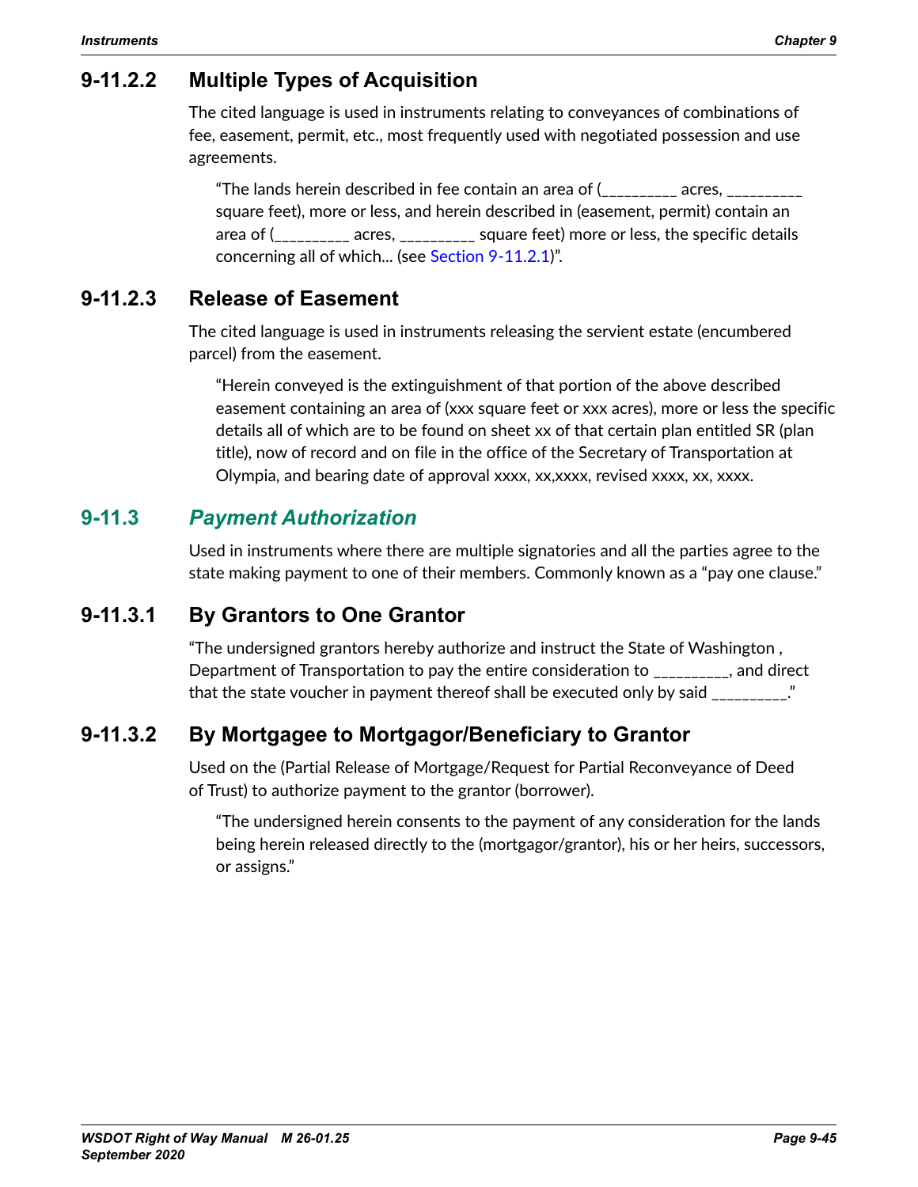#### 9-11.2.2 Multiple Types of Acquisition

The cited language is used in instruments relating to conveyances of combinations of fee, easement, permit, etc., most frequently used with negotiated possession and use agreements.

> "The lands herein described in fee contain an area of (_________ acres, _________ square feet), more or less, and herein described in (easement, permit) contain an area of (_________ acres, _________ square feet) more or less, the specific details concerning all of which... (see Section 9-11.2.1)".

#### 9-11.2.3 Release of Easement

The cited language is used in instruments releasing the servient estate (encumbered parcel) from the easement.

> "Herein conveyed is the extinguishment of that portion of the above described easement containing an area of (xxx square feet or xxx acres), more or less the specific details all of which are to be found on sheet xx of that certain plan entitled SR (plan title), now of record and on file in the office of the Secretary of Transportation at Olympia, and bearing date of approval xxxx, xx,xxxx, revised xxxx, xx, xxxx.

### 9-11.3 *Payment Authorization*

Used in instruments where there are multiple signatories and all the parties agree to the state making payment to one of their members. Commonly known as a "pay one clause."

#### 9-11.3.1 By Grantors to One Grantor

"The undersigned grantors hereby authorize and instruct the State of Washington , Department of Transportation to pay the entire consideration to _________, and direct that the state voucher in payment thereof shall be executed only by said _________."

#### 9-11.3.2 By Mortgagee to Mortgagor/Beneficiary to Grantor

Used on the (Partial Release of Mortgage/Request for Partial Reconveyance of Deed of Trust) to authorize payment to the grantor (borrower).

> "The undersigned herein consents to the payment of any consideration for the lands being herein released directly to the (mortgagor/grantor), his or her heirs, successors, or assigns."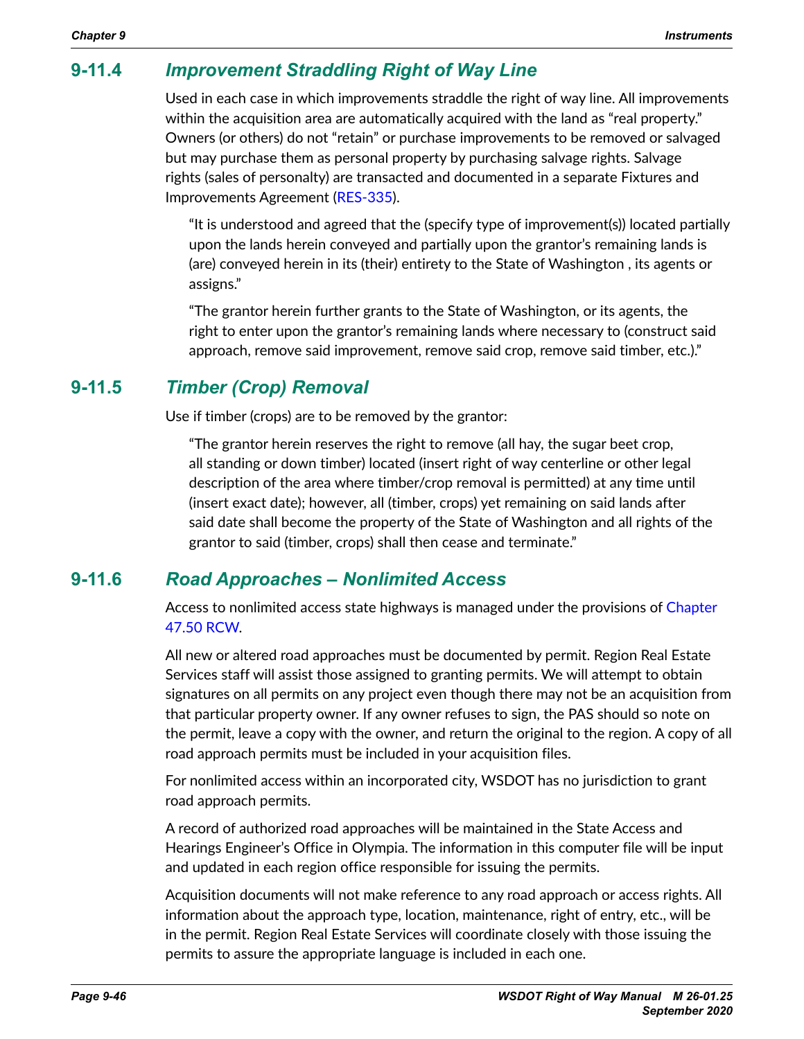### 9-11.4 *Improvement Straddling Right of Way Line*

Used in each case in which improvements straddle the right of way line. All improvements within the acquisition area are automatically acquired with the land as "real property." Owners (or others) do not "retain" or purchase improvements to be removed or salvaged but may purchase them as personal property by purchasing salvage rights. Salvage rights (sales of personalty) are transacted and documented in a separate Fixtures and Improvements Agreement (RES-335).

> "It is understood and agreed that the (specify type of improvement(s)) located partially upon the lands herein conveyed and partially upon the grantor's remaining lands is (are) conveyed herein in its (their) entirety to the State of Washington , its agents or assigns."
>
> "The grantor herein further grants to the State of Washington, or its agents, the right to enter upon the grantor's remaining lands where necessary to (construct said approach, remove said improvement, remove said crop, remove said timber, etc.)."

### 9-11.5 *Timber (Crop) Removal*

Use if timber (crops) are to be removed by the grantor:

> "The grantor herein reserves the right to remove (all hay, the sugar beet crop, all standing or down timber) located (insert right of way centerline or other legal description of the area where timber/crop removal is permitted) at any time until (insert exact date); however, all (timber, crops) yet remaining on said lands after said date shall become the property of the State of Washington and all rights of the grantor to said (timber, crops) shall then cease and terminate."

### 9-11.6 *Road Approaches – Nonlimited Access*

Access to nonlimited access state highways is managed under the provisions of Chapter 47.50 RCW.

All new or altered road approaches must be documented by permit. Region Real Estate Services staff will assist those assigned to granting permits. We will attempt to obtain signatures on all permits on any project even though there may not be an acquisition from that particular property owner. If any owner refuses to sign, the PAS should so note on the permit, leave a copy with the owner, and return the original to the region. A copy of all road approach permits must be included in your acquisition files.

For nonlimited access within an incorporated city, WSDOT has no jurisdiction to grant road approach permits.

A record of authorized road approaches will be maintained in the State Access and Hearings Engineer's Office in Olympia. The information in this computer file will be input and updated in each region office responsible for issuing the permits.

Acquisition documents will not make reference to any road approach or access rights. All information about the approach type, location, maintenance, right of entry, etc., will be in the permit. Region Real Estate Services will coordinate closely with those issuing the permits to assure the appropriate language is included in each one.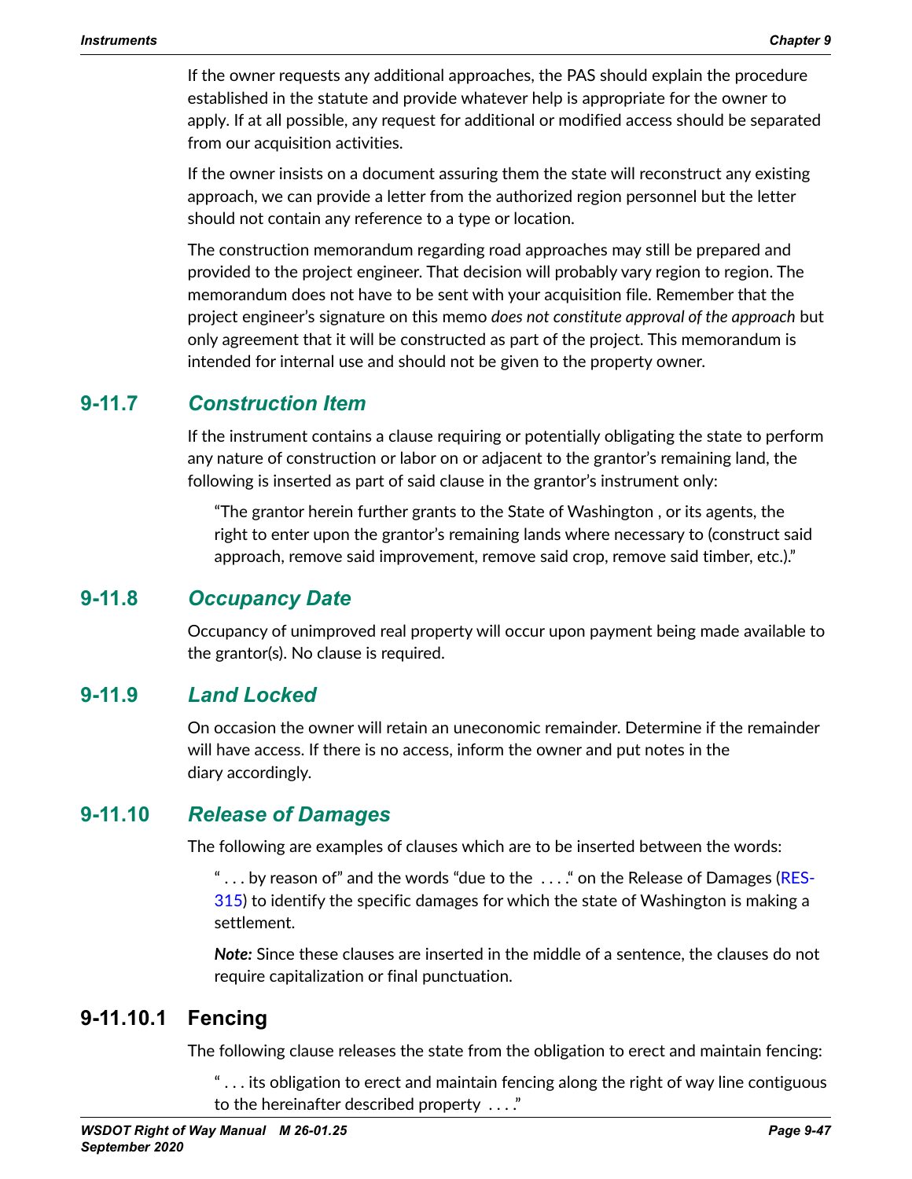If the owner requests any additional approaches, the PAS should explain the procedure established in the statute and provide whatever help is appropriate for the owner to apply. If at all possible, any request for additional or modified access should be separated from our acquisition activities.

If the owner insists on a document assuring them the state will reconstruct any existing approach, we can provide a letter from the authorized region personnel but the letter should not contain any reference to a type or location.

The construction memorandum regarding road approaches may still be prepared and provided to the project engineer. That decision will probably vary region to region. The memorandum does not have to be sent with your acquisition file. Remember that the project engineer's signature on this memo *does not constitute approval of the approach* but only agreement that it will be constructed as part of the project. This memorandum is intended for internal use and should not be given to the property owner.

### 9-11.7 *Construction Item*

If the instrument contains a clause requiring or potentially obligating the state to perform any nature of construction or labor on or adjacent to the grantor's remaining land, the following is inserted as part of said clause in the grantor's instrument only:

> "The grantor herein further grants to the State of Washington , or its agents, the right to enter upon the grantor's remaining lands where necessary to (construct said approach, remove said improvement, remove said crop, remove said timber, etc.)."

### 9-11.8 *Occupancy Date*

Occupancy of unimproved real property will occur upon payment being made available to the grantor(s). No clause is required.

### 9-11.9 *Land Locked*

On occasion the owner will retain an uneconomic remainder. Determine if the remainder will have access. If there is no access, inform the owner and put notes in the diary accordingly.

### 9-11.10 *Release of Damages*

The following are examples of clauses which are to be inserted between the words:

> " . . . by reason of" and the words "due to the . . . ." on the Release of Damages (RES-315) to identify the specific damages for which the state of Washington is making a settlement.
>
> ***Note:*** Since these clauses are inserted in the middle of a sentence, the clauses do not require capitalization or final punctuation.

#### 9-11.10.1 Fencing

The following clause releases the state from the obligation to erect and maintain fencing:

> " . . . its obligation to erect and maintain fencing along the right of way line contiguous to the hereinafter described property . . . ."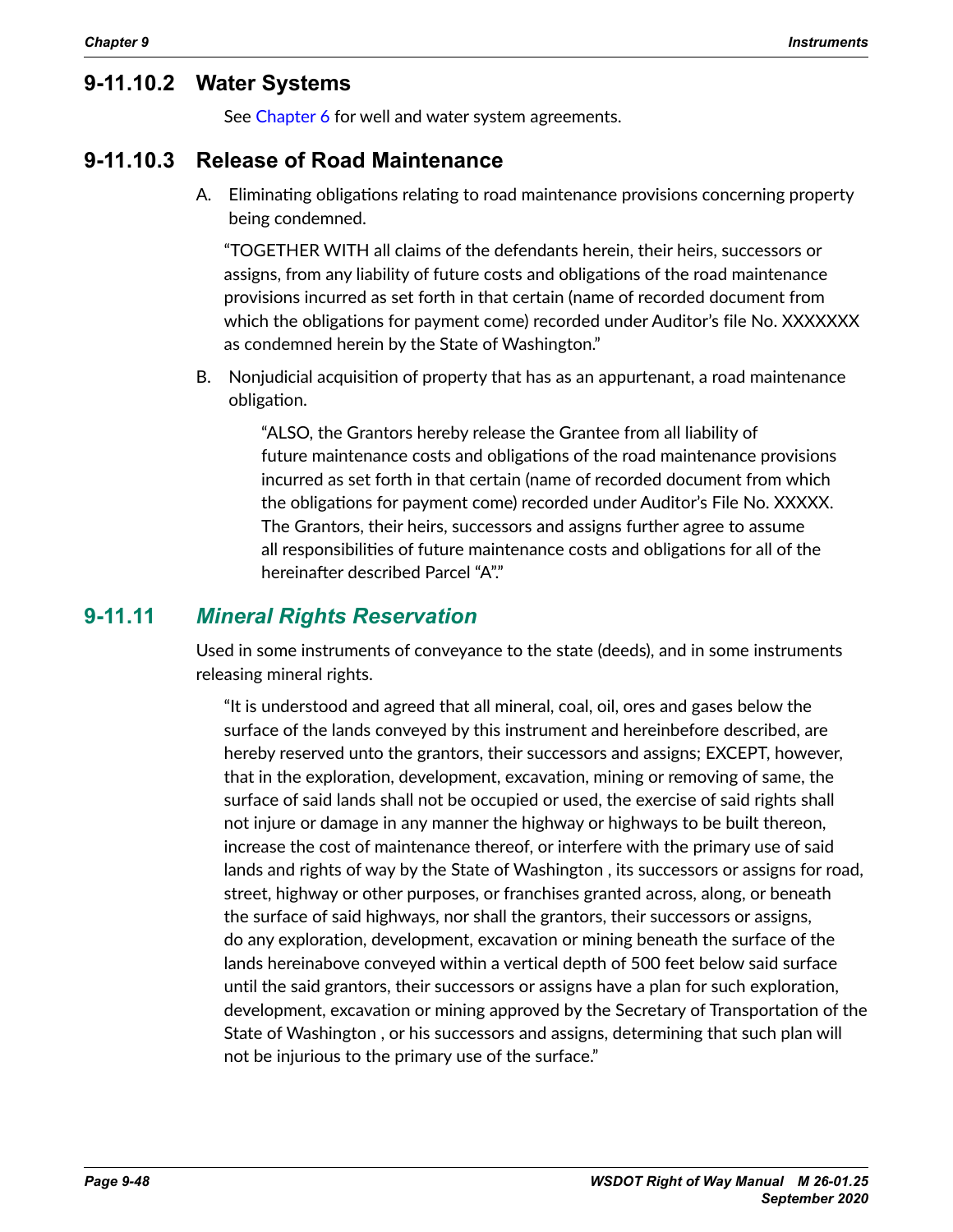### 9-11.10.2 Water Systems

See Chapter 6 for well and water system agreements.

### 9-11.10.3 Release of Road Maintenance

A. Eliminating obligations relating to road maintenance provisions concerning property being condemned.

"TOGETHER WITH all claims of the defendants herein, their heirs, successors or assigns, from any liability of future costs and obligations of the road maintenance provisions incurred as set forth in that certain (name of recorded document from which the obligations for payment come) recorded under Auditor's file No. XXXXXXX as condemned herein by the State of Washington."

B. Nonjudicial acquisition of property that has as an appurtenant, a road maintenance obligation.

"ALSO, the Grantors hereby release the Grantee from all liability of future maintenance costs and obligations of the road maintenance provisions incurred as set forth in that certain (name of recorded document from which the obligations for payment come) recorded under Auditor's File No. XXXXX. The Grantors, their heirs, successors and assigns further agree to assume all responsibilities of future maintenance costs and obligations for all of the hereinafter described Parcel "A"."

## 9-11.11 *Mineral Rights Reservation*

Used in some instruments of conveyance to the state (deeds), and in some instruments releasing mineral rights.

"It is understood and agreed that all mineral, coal, oil, ores and gases below the surface of the lands conveyed by this instrument and hereinbefore described, are hereby reserved unto the grantors, their successors and assigns; EXCEPT, however, that in the exploration, development, excavation, mining or removing of same, the surface of said lands shall not be occupied or used, the exercise of said rights shall not injure or damage in any manner the highway or highways to be built thereon, increase the cost of maintenance thereof, or interfere with the primary use of said lands and rights of way by the State of Washington , its successors or assigns for road, street, highway or other purposes, or franchises granted across, along, or beneath the surface of said highways, nor shall the grantors, their successors or assigns, do any exploration, development, excavation or mining beneath the surface of the lands hereinabove conveyed within a vertical depth of 500 feet below said surface until the said grantors, their successors or assigns have a plan for such exploration, development, excavation or mining approved by the Secretary of Transportation of the State of Washington , or his successors and assigns, determining that such plan will not be injurious to the primary use of the surface."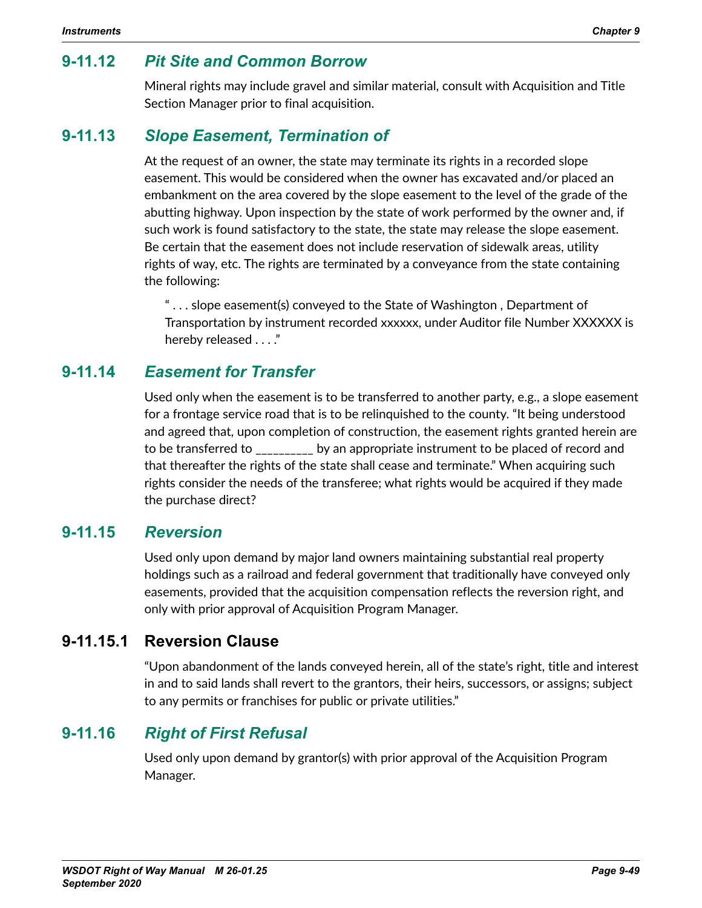### 9-11.12 *Pit Site and Common Borrow*

Mineral rights may include gravel and similar material, consult with Acquisition and Title Section Manager prior to final acquisition.

### 9-11.13 *Slope Easement, Termination of*

At the request of an owner, the state may terminate its rights in a recorded slope easement. This would be considered when the owner has excavated and/or placed an embankment on the area covered by the slope easement to the level of the grade of the abutting highway. Upon inspection by the state of work performed by the owner and, if such work is found satisfactory to the state, the state may release the slope easement. Be certain that the easement does not include reservation of sidewalk areas, utility rights of way, etc. The rights are terminated by a conveyance from the state containing the following:

> " . . . slope easement(s) conveyed to the State of Washington , Department of Transportation by instrument recorded xxxxxx, under Auditor file Number XXXXXX is hereby released . . . ."

### 9-11.14 *Easement for Transfer*

Used only when the easement is to be transferred to another party, e.g., a slope easement for a frontage service road that is to be relinquished to the county. "It being understood and agreed that, upon completion of construction, the easement rights granted herein are to be transferred to _________ by an appropriate instrument to be placed of record and that thereafter the rights of the state shall cease and terminate." When acquiring such rights consider the needs of the transferee; what rights would be acquired if they made the purchase direct?

### 9-11.15 *Reversion*

Used only upon demand by major land owners maintaining substantial real property holdings such as a railroad and federal government that traditionally have conveyed only easements, provided that the acquisition compensation reflects the reversion right, and only with prior approval of Acquisition Program Manager.

#### 9-11.15.1 Reversion Clause

"Upon abandonment of the lands conveyed herein, all of the state's right, title and interest in and to said lands shall revert to the grantors, their heirs, successors, or assigns; subject to any permits or franchises for public or private utilities."

### 9-11.16 *Right of First Refusal*

Used only upon demand by grantor(s) with prior approval of the Acquisition Program Manager.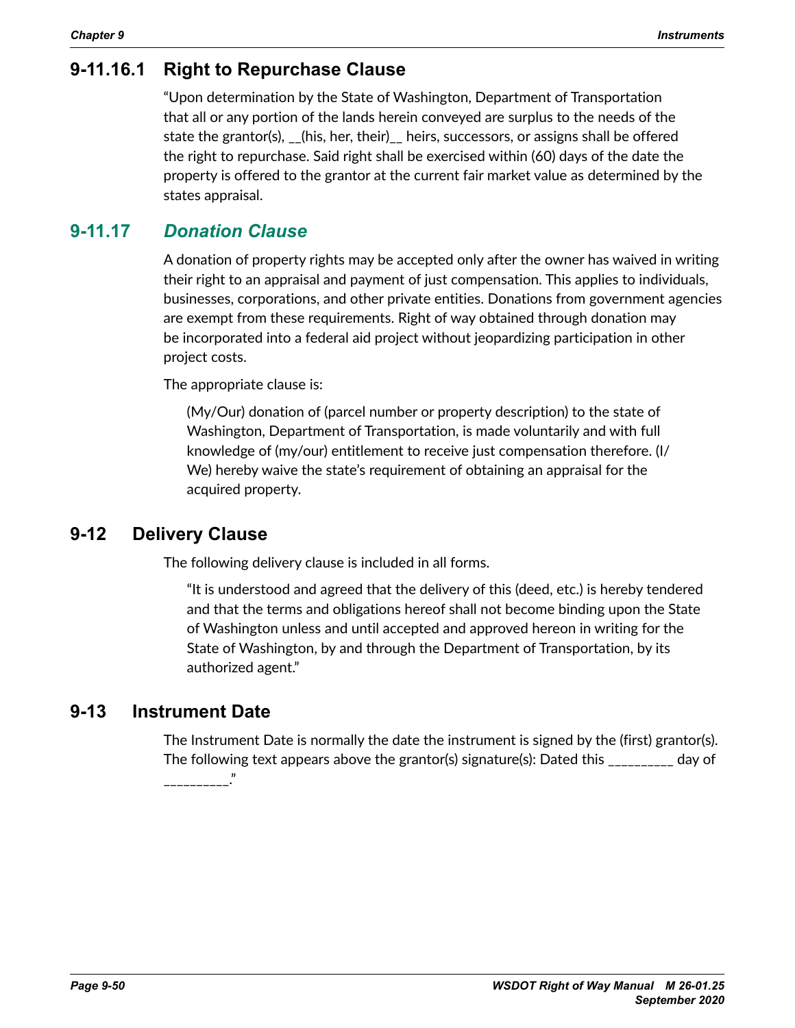### 9-11.16.1 Right to Repurchase Clause

"Upon determination by the State of Washington, Department of Transportation that all or any portion of the lands herein conveyed are surplus to the needs of the state the grantor(s), __(his, her, their)__ heirs, successors, or assigns shall be offered the right to repurchase. Said right shall be exercised within (60) days of the date the property is offered to the grantor at the current fair market value as determined by the states appraisal.

### 9-11.17 *Donation Clause*

A donation of property rights may be accepted only after the owner has waived in writing their right to an appraisal and payment of just compensation. This applies to individuals, businesses, corporations, and other private entities. Donations from government agencies are exempt from these requirements. Right of way obtained through donation may be incorporated into a federal aid project without jeopardizing participation in other project costs.

The appropriate clause is:

> (My/Our) donation of (parcel number or property description) to the state of Washington, Department of Transportation, is made voluntarily and with full knowledge of (my/our) entitlement to receive just compensation therefore. (I/We) hereby waive the state's requirement of obtaining an appraisal for the acquired property.

## 9-12 Delivery Clause

The following delivery clause is included in all forms.

> "It is understood and agreed that the delivery of this (deed, etc.) is hereby tendered and that the terms and obligations hereof shall not become binding upon the State of Washington unless and until accepted and approved hereon in writing for the State of Washington, by and through the Department of Transportation, by its authorized agent."

## 9-13 Instrument Date

The Instrument Date is normally the date the instrument is signed by the (first) grantor(s). The following text appears above the grantor(s) signature(s): Dated this _________ day of _________."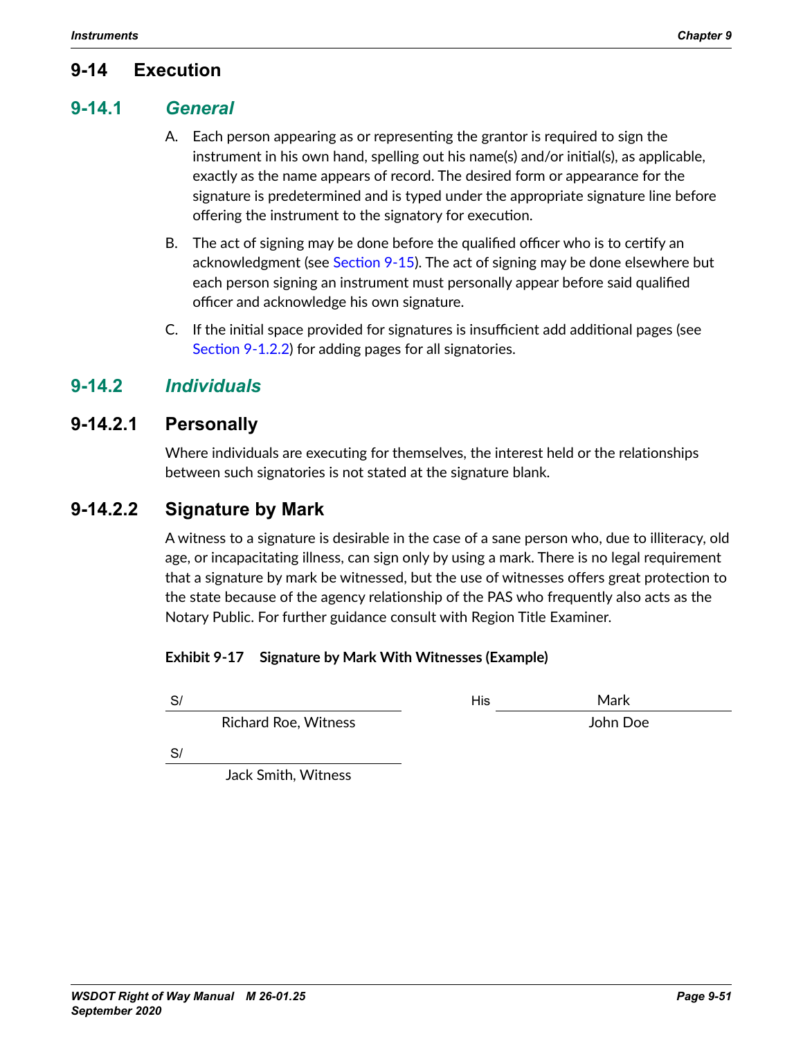## 9-14 Execution

### 9-14.1 *General*

A. Each person appearing as or representing the grantor is required to sign the instrument in his own hand, spelling out his name(s) and/or initial(s), as applicable, exactly as the name appears of record. The desired form or appearance for the signature is predetermined and is typed under the appropriate signature line before offering the instrument to the signatory for execution.

B. The act of signing may be done before the qualified officer who is to certify an acknowledgment (see Section 9-15). The act of signing may be done elsewhere but each person signing an instrument must personally appear before said qualified officer and acknowledge his own signature.

C. If the initial space provided for signatures is insufficient add additional pages (see Section 9-1.2.2) for adding pages for all signatories.

### 9-14.2 *Individuals*

#### 9-14.2.1 Personally

Where individuals are executing for themselves, the interest held or the relationships between such signatories is not stated at the signature blank.

#### 9-14.2.2 Signature by Mark

A witness to a signature is desirable in the case of a sane person who, due to illiteracy, old age, or incapacitating illness, can sign only by using a mark. There is no legal requirement that a signature by mark be witnessed, but the use of witnesses offers great protection to the state because of the agency relationship of the PAS who frequently also acts as the Notary Public. For further guidance consult with Region Title Examiner.

**Exhibit 9-17 Signature by Mark With Witnesses (Example)**

S/ ______________________________
Richard Roe, Witness

His ____________ Mark ____________
John Doe

S/ ______________________________
Jack Smith, Witness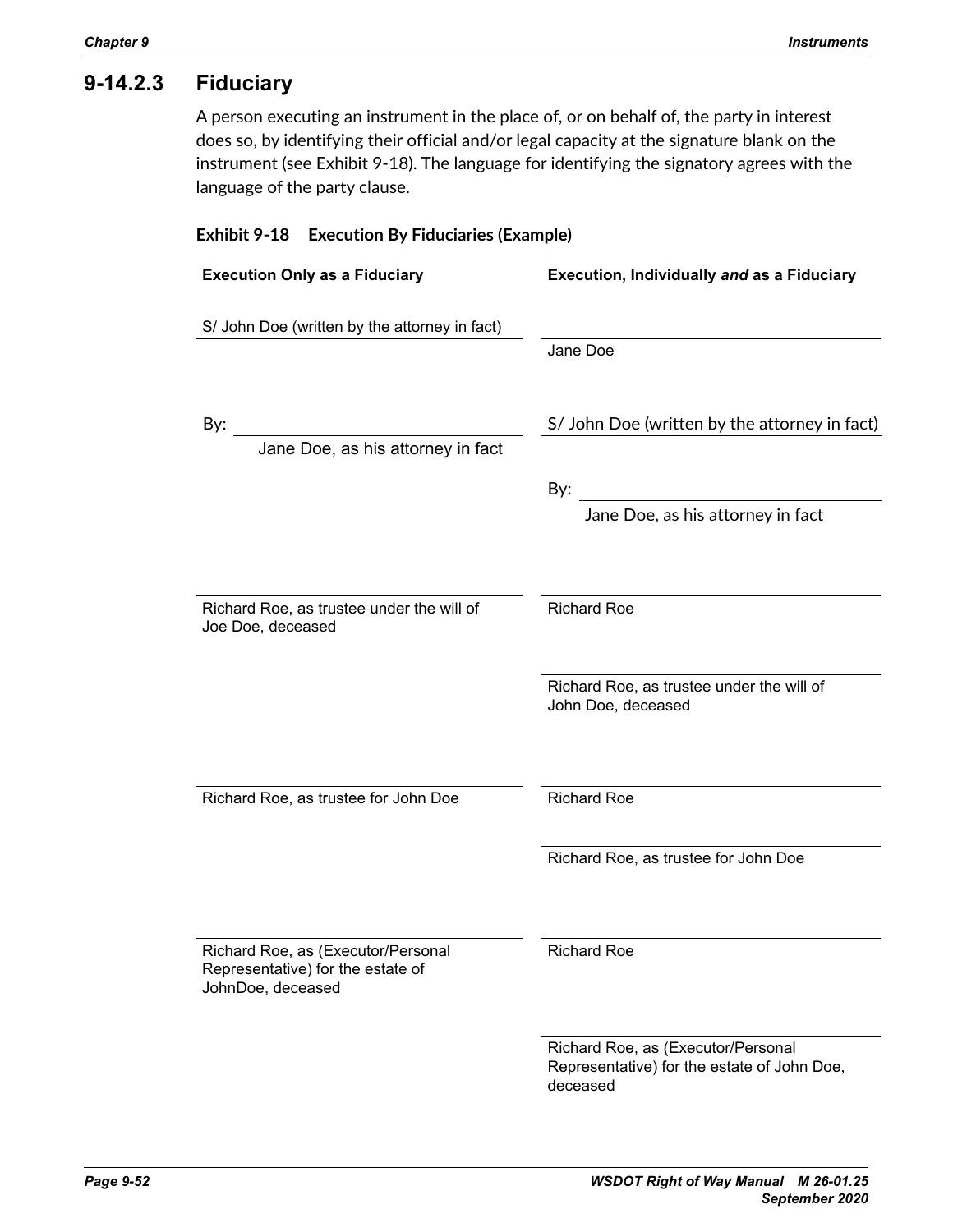### 9-14.2.3 Fiduciary

A person executing an instrument in the place of, or on behalf of, the party in interest does so, by identifying their official and/or legal capacity at the signature blank on the instrument (see Exhibit 9-18). The language for identifying the signatory agrees with the language of the party clause.

**Exhibit 9-18 Execution By Fiduciaries (Example)**

| Execution Only as a Fiduciary | Execution, Individually *and* as a Fiduciary |
|---|---|
| S/ John Doe (written by the attorney in fact)<br><br>By: ______________________<br>Jane Doe, as his attorney in fact | ______________________<br>Jane Doe<br><br>S/ John Doe (written by the attorney in fact)<br><br>By: ______________________<br>Jane Doe, as his attorney in fact |
| ______________________<br>Richard Roe, as trustee under the will of Joe Doe, deceased | ______________________<br>Richard Roe<br><br>______________________<br>Richard Roe, as trustee under the will of John Doe, deceased |
| ______________________<br>Richard Roe, as trustee for John Doe | ______________________<br>Richard Roe<br><br>______________________<br>Richard Roe, as trustee for John Doe |
| ______________________<br>Richard Roe, as (Executor/Personal Representative) for the estate of JohnDoe, deceased | ______________________<br>Richard Roe<br><br>______________________<br>Richard Roe, as (Executor/Personal Representative) for the estate of John Doe, deceased |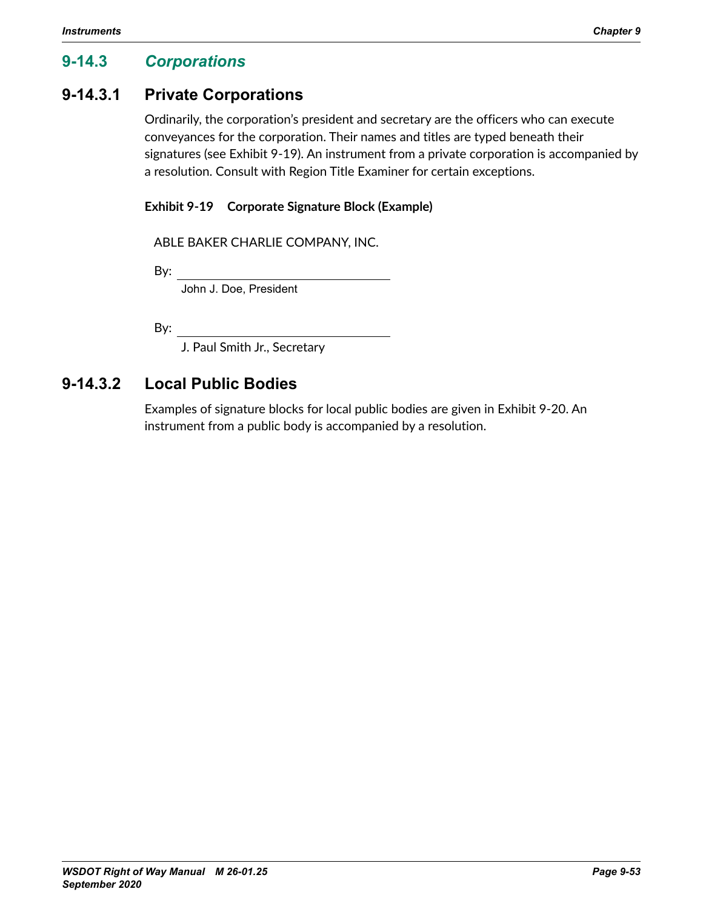## 9-14.3 Corporations

### 9-14.3.1 Private Corporations

Ordinarily, the corporation's president and secretary are the officers who can execute conveyances for the corporation. Their names and titles are typed beneath their signatures (see Exhibit 9-19). An instrument from a private corporation is accompanied by a resolution. Consult with Region Title Examiner for certain exceptions.

**Exhibit 9-19 Corporate Signature Block (Example)**

ABLE BAKER CHARLIE COMPANY, INC.

By: ______________________________
John J. Doe, President

By: ______________________________
J. Paul Smith Jr., Secretary

### 9-14.3.2 Local Public Bodies

Examples of signature blocks for local public bodies are given in Exhibit 9-20. An instrument from a public body is accompanied by a resolution.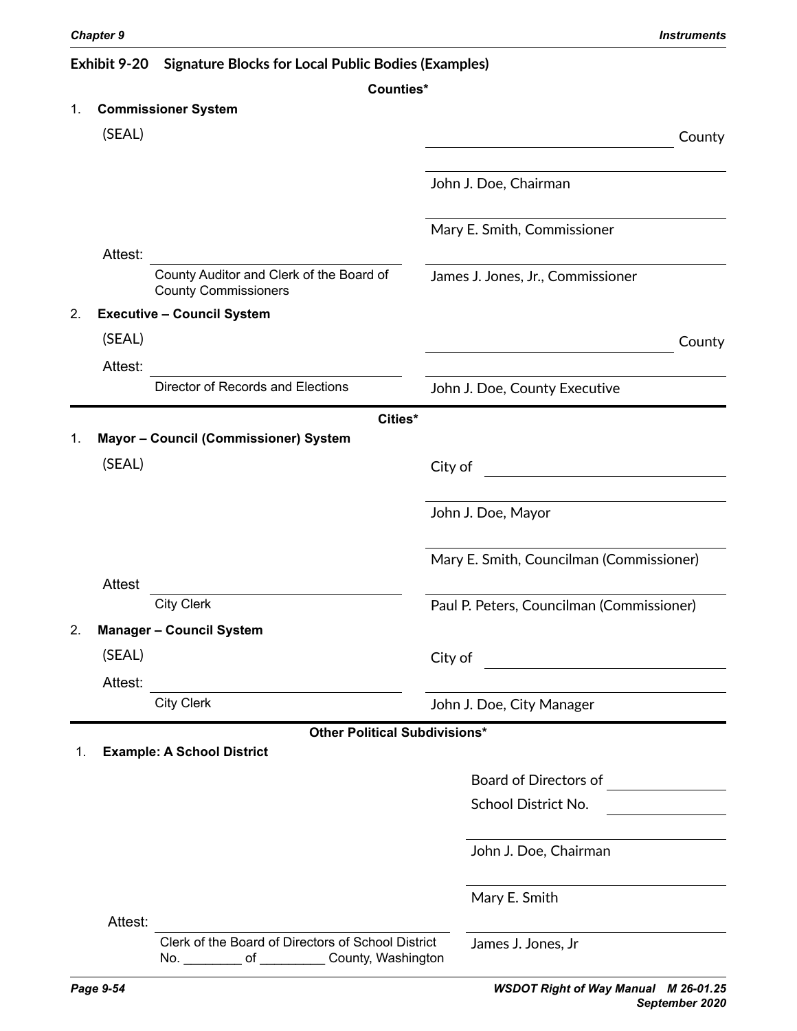## Exhibit 9-20 Signature Blocks for Local Public Bodies (Examples)

**Counties***

1. **Commissioner System**

(SEAL)

______________________ County

______________________
John J. Doe, Chairman

______________________
Mary E. Smith, Commissioner

Attest: ______________________
County Auditor and Clerk of the Board of County Commissioners

______________________
James J. Jones, Jr., Commissioner

2. **Executive – Council System**

(SEAL)

______________________ County

Attest: ______________________
Director of Records and Elections

______________________
John J. Doe, County Executive

**Cities***

1. **Mayor – Council (Commissioner) System**

(SEAL)

City of ______________________

______________________
John J. Doe, Mayor

______________________
Mary E. Smith, Councilman (Commissioner)

Attest ______________________
City Clerk

______________________
Paul P. Peters, Councilman (Commissioner)

2. **Manager – Council System**

(SEAL)

City of ______________________

Attest: ______________________
City Clerk

______________________
John J. Doe, City Manager

**Other Political Subdivisions***

1. **Example: A School District**

Board of Directors of ______________
School District No. ______________

______________________
John J. Doe, Chairman

______________________
Mary E. Smith

Attest: ______________________
Clerk of the Board of Directors of School District No. ________ of _________ County, Washington

______________________
James J. Jones, Jr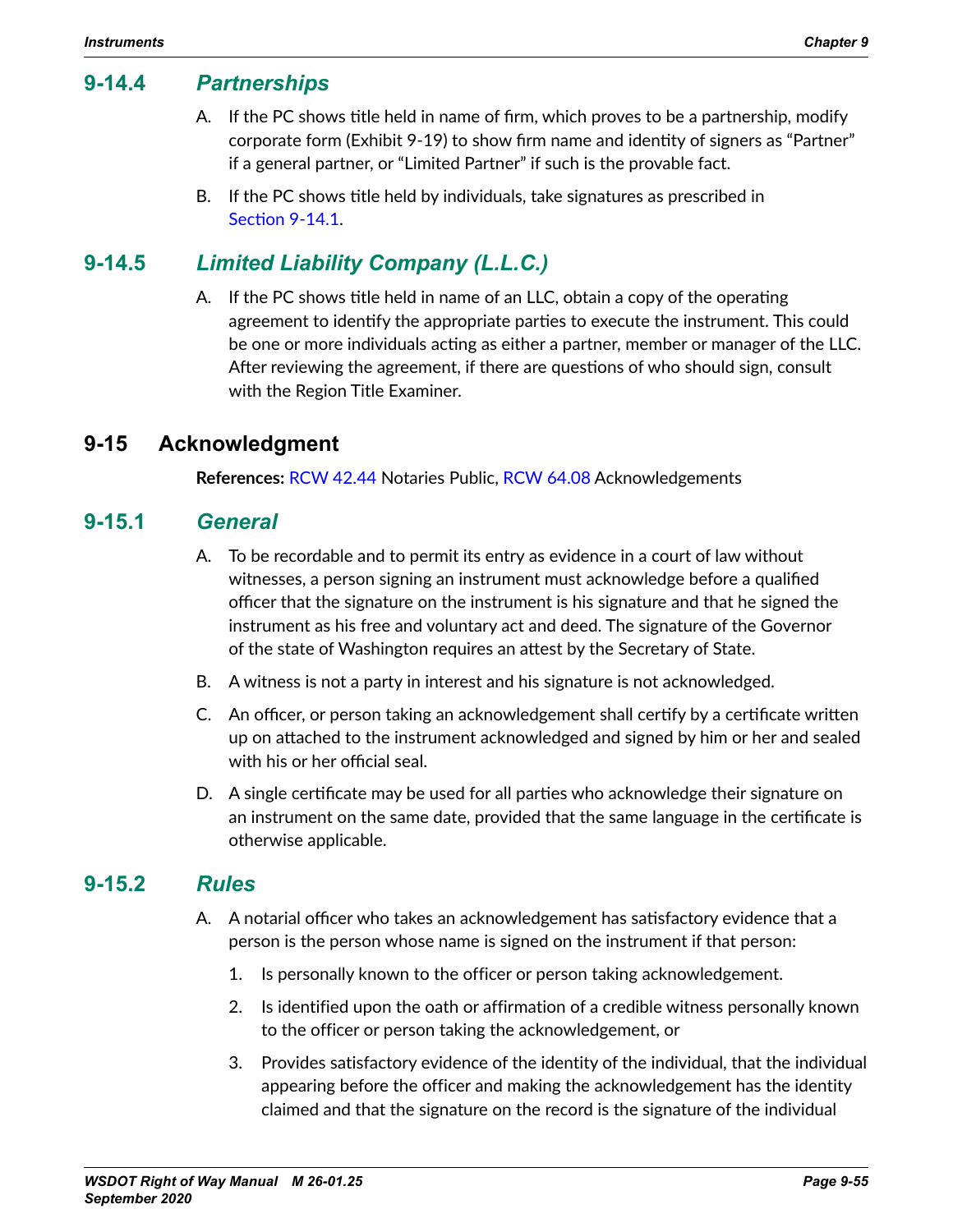### 9-14.4 *Partnerships*

A. If the PC shows title held in name of firm, which proves to be a partnership, modify corporate form (Exhibit 9-19) to show firm name and identity of signers as “Partner” if a general partner, or “Limited Partner” if such is the provable fact.

B. If the PC shows title held by individuals, take signatures as prescribed in Section 9-14.1.

### 9-14.5 *Limited Liability Company (L.L.C.)*

A. If the PC shows title held in name of an LLC, obtain a copy of the operating agreement to identify the appropriate parties to execute the instrument. This could be one or more individuals acting as either a partner, member or manager of the LLC. After reviewing the agreement, if there are questions of who should sign, consult with the Region Title Examiner.

## 9-15 Acknowledgment

**References:** RCW 42.44 Notaries Public, RCW 64.08 Acknowledgements

### 9-15.1 *General*

A. To be recordable and to permit its entry as evidence in a court of law without witnesses, a person signing an instrument must acknowledge before a qualified officer that the signature on the instrument is his signature and that he signed the instrument as his free and voluntary act and deed. The signature of the Governor of the state of Washington requires an attest by the Secretary of State.

B. A witness is not a party in interest and his signature is not acknowledged.

C. An officer, or person taking an acknowledgement shall certify by a certificate written up on attached to the instrument acknowledged and signed by him or her and sealed with his or her official seal.

D. A single certificate may be used for all parties who acknowledge their signature on an instrument on the same date, provided that the same language in the certificate is otherwise applicable.

### 9-15.2 *Rules*

A. A notarial officer who takes an acknowledgement has satisfactory evidence that a person is the person whose name is signed on the instrument if that person:

1. Is personally known to the officer or person taking acknowledgement.

2. Is identified upon the oath or affirmation of a credible witness personally known to the officer or person taking the acknowledgement, or

3. Provides satisfactory evidence of the identity of the individual, that the individual appearing before the officer and making the acknowledgement has the identity claimed and that the signature on the record is the signature of the individual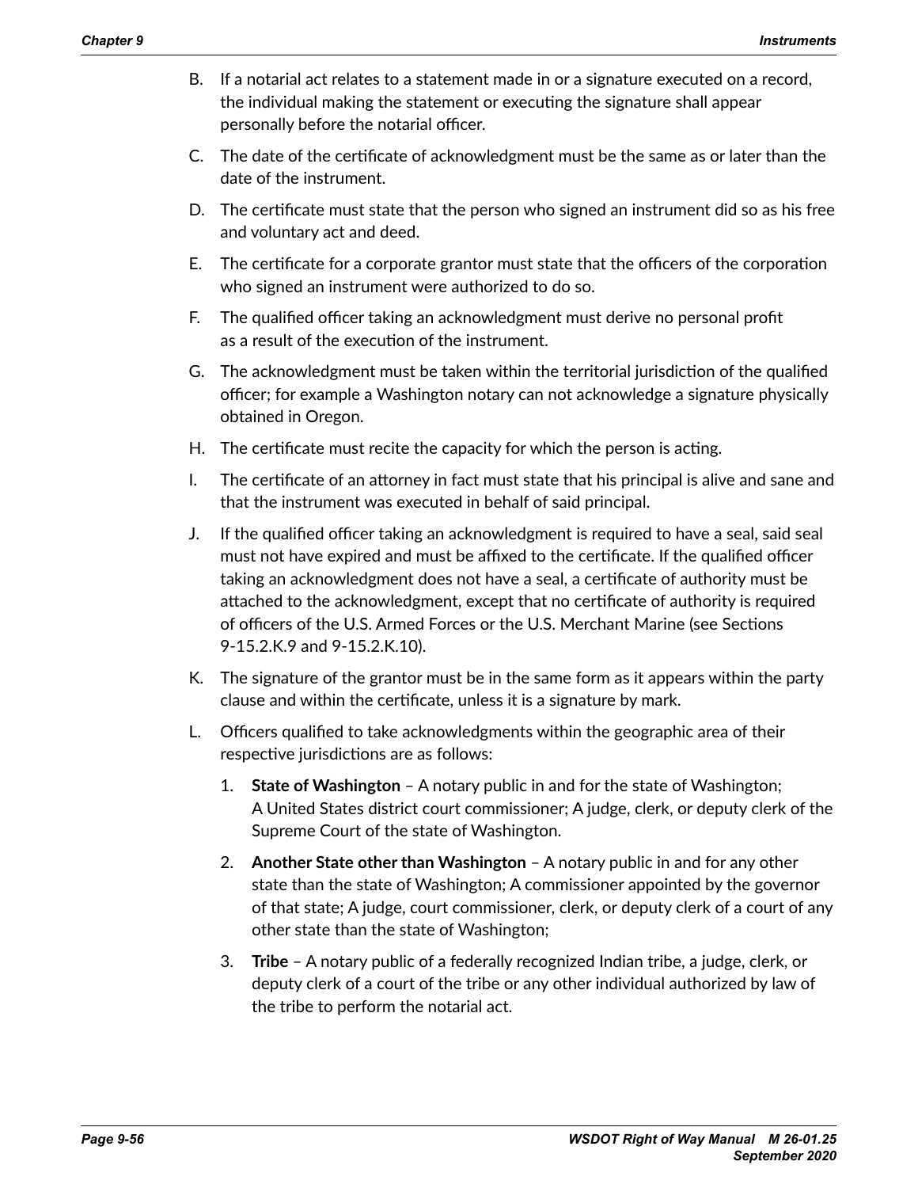B. If a notarial act relates to a statement made in or a signature executed on a record, the individual making the statement or executing the signature shall appear personally before the notarial officer.

C. The date of the certificate of acknowledgment must be the same as or later than the date of the instrument.

D. The certificate must state that the person who signed an instrument did so as his free and voluntary act and deed.

E. The certificate for a corporate grantor must state that the officers of the corporation who signed an instrument were authorized to do so.

F. The qualified officer taking an acknowledgment must derive no personal profit as a result of the execution of the instrument.

G. The acknowledgment must be taken within the territorial jurisdiction of the qualified officer; for example a Washington notary can not acknowledge a signature physically obtained in Oregon.

H. The certificate must recite the capacity for which the person is acting.

I. The certificate of an attorney in fact must state that his principal is alive and sane and that the instrument was executed in behalf of said principal.

J. If the qualified officer taking an acknowledgment is required to have a seal, said seal must not have expired and must be affixed to the certificate. If the qualified officer taking an acknowledgment does not have a seal, a certificate of authority must be attached to the acknowledgment, except that no certificate of authority is required of officers of the U.S. Armed Forces or the U.S. Merchant Marine (see Sections 9-15.2.K.9 and 9-15.2.K.10).

K. The signature of the grantor must be in the same form as it appears within the party clause and within the certificate, unless it is a signature by mark.

L. Officers qualified to take acknowledgments within the geographic area of their respective jurisdictions are as follows:

   1. **State of Washington** – A notary public in and for the state of Washington; A United States district court commissioner; A judge, clerk, or deputy clerk of the Supreme Court of the state of Washington.

   2. **Another State other than Washington** – A notary public in and for any other state than the state of Washington; A commissioner appointed by the governor of that state; A judge, court commissioner, clerk, or deputy clerk of a court of any other state than the state of Washington;

   3. **Tribe** – A notary public of a federally recognized Indian tribe, a judge, clerk, or deputy clerk of a court of the tribe or any other individual authorized by law of the tribe to perform the notarial act.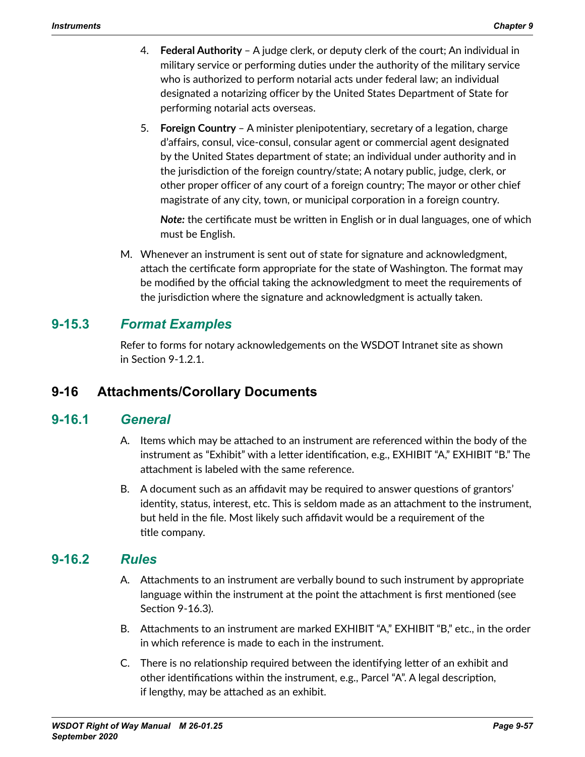4. **Federal Authority** – A judge clerk, or deputy clerk of the court; An individual in military service or performing duties under the authority of the military service who is authorized to perform notarial acts under federal law; an individual designated a notarizing officer by the United States Department of State for performing notarial acts overseas.

5. **Foreign Country** – A minister plenipotentiary, secretary of a legation, charge d'affairs, consul, vice-consul, consular agent or commercial agent designated by the United States department of state; an individual under authority and in the jurisdiction of the foreign country/state; A notary public, judge, clerk, or other proper officer of any court of a foreign country; The mayor or other chief magistrate of any city, town, or municipal corporation in a foreign country.

   ***Note:*** the certificate must be written in English or in dual languages, one of which must be English.

M. Whenever an instrument is sent out of state for signature and acknowledgment, attach the certificate form appropriate for the state of Washington. The format may be modified by the official taking the acknowledgment to meet the requirements of the jurisdiction where the signature and acknowledgment is actually taken.

### 9-15.3 *Format Examples*

Refer to forms for notary acknowledgements on the WSDOT Intranet site as shown in Section 9-1.2.1.

## 9-16 Attachments/Corollary Documents

### 9-16.1 *General*

A. Items which may be attached to an instrument are referenced within the body of the instrument as "Exhibit" with a letter identification, e.g., EXHIBIT "A," EXHIBIT "B." The attachment is labeled with the same reference.

B. A document such as an affidavit may be required to answer questions of grantors' identity, status, interest, etc. This is seldom made as an attachment to the instrument, but held in the file. Most likely such affidavit would be a requirement of the title company.

### 9-16.2 *Rules*

A. Attachments to an instrument are verbally bound to such instrument by appropriate language within the instrument at the point the attachment is first mentioned (see Section 9-16.3).

B. Attachments to an instrument are marked EXHIBIT "A," EXHIBIT "B," etc., in the order in which reference is made to each in the instrument.

C. There is no relationship required between the identifying letter of an exhibit and other identifications within the instrument, e.g., Parcel "A". A legal description, if lengthy, may be attached as an exhibit.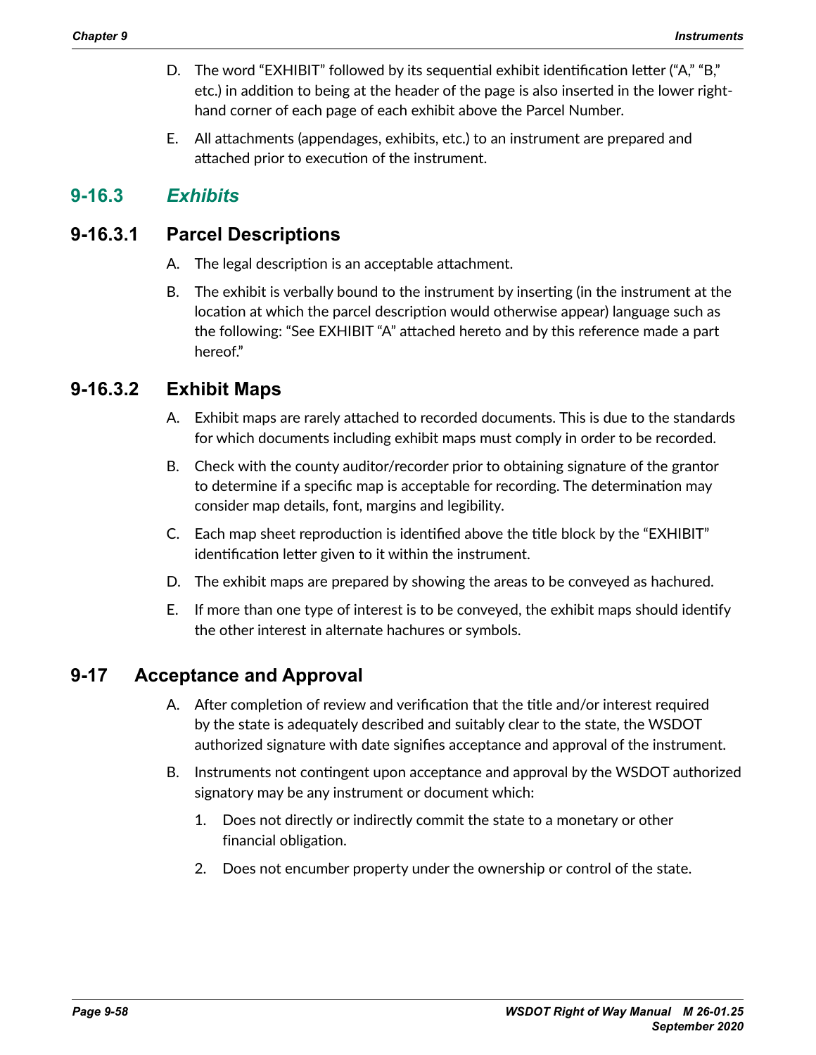D. The word “EXHIBIT” followed by its sequential exhibit identification letter (“A,” “B,” etc.) in addition to being at the header of the page is also inserted in the lower right-hand corner of each page of each exhibit above the Parcel Number.

E. All attachments (appendages, exhibits, etc.) to an instrument are prepared and attached prior to execution of the instrument.

## 9-16.3 *Exhibits*

### 9-16.3.1 Parcel Descriptions

A. The legal description is an acceptable attachment.

B. The exhibit is verbally bound to the instrument by inserting (in the instrument at the location at which the parcel description would otherwise appear) language such as the following: “See EXHIBIT “A” attached hereto and by this reference made a part hereof.”

### 9-16.3.2 Exhibit Maps

A. Exhibit maps are rarely attached to recorded documents. This is due to the standards for which documents including exhibit maps must comply in order to be recorded.

B. Check with the county auditor/recorder prior to obtaining signature of the grantor to determine if a specific map is acceptable for recording. The determination may consider map details, font, margins and legibility.

C. Each map sheet reproduction is identified above the title block by the “EXHIBIT” identification letter given to it within the instrument.

D. The exhibit maps are prepared by showing the areas to be conveyed as hachured.

E. If more than one type of interest is to be conveyed, the exhibit maps should identify the other interest in alternate hachures or symbols.

## 9-17 Acceptance and Approval

A. After completion of review and verification that the title and/or interest required by the state is adequately described and suitably clear to the state, the WSDOT authorized signature with date signifies acceptance and approval of the instrument.

B. Instruments not contingent upon acceptance and approval by the WSDOT authorized signatory may be any instrument or document which:

1. Does not directly or indirectly commit the state to a monetary or other financial obligation.

2. Does not encumber property under the ownership or control of the state.